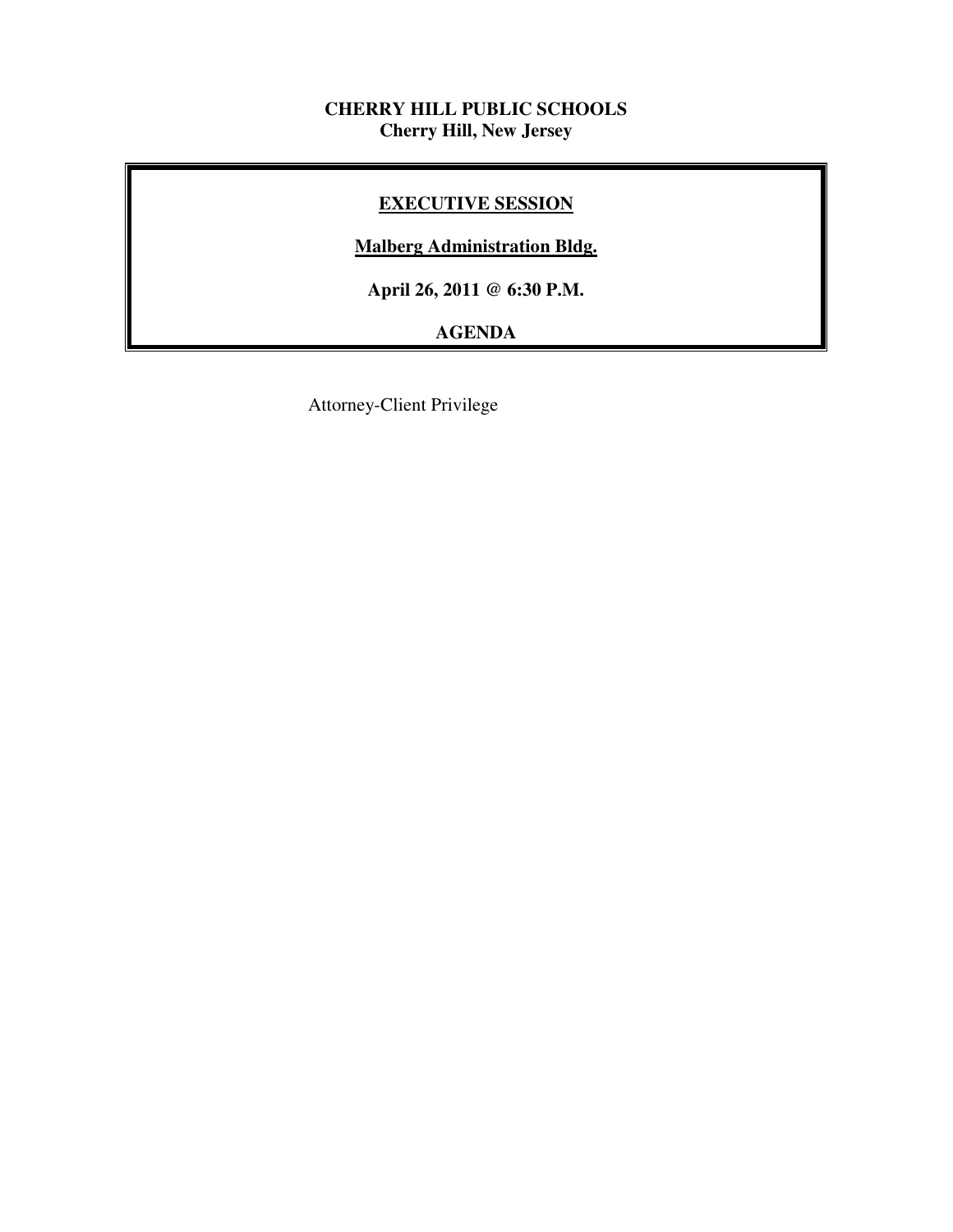**CHERRY HILL PUBLIC SCHOOLS**
**Cherry Hill, New Jersey**

## EXECUTIVE SESSION

**Malberg Administration Bldg.**

**April 26, 2011 @ 6:30 P.M.**

**AGENDA**

Attorney-Client Privilege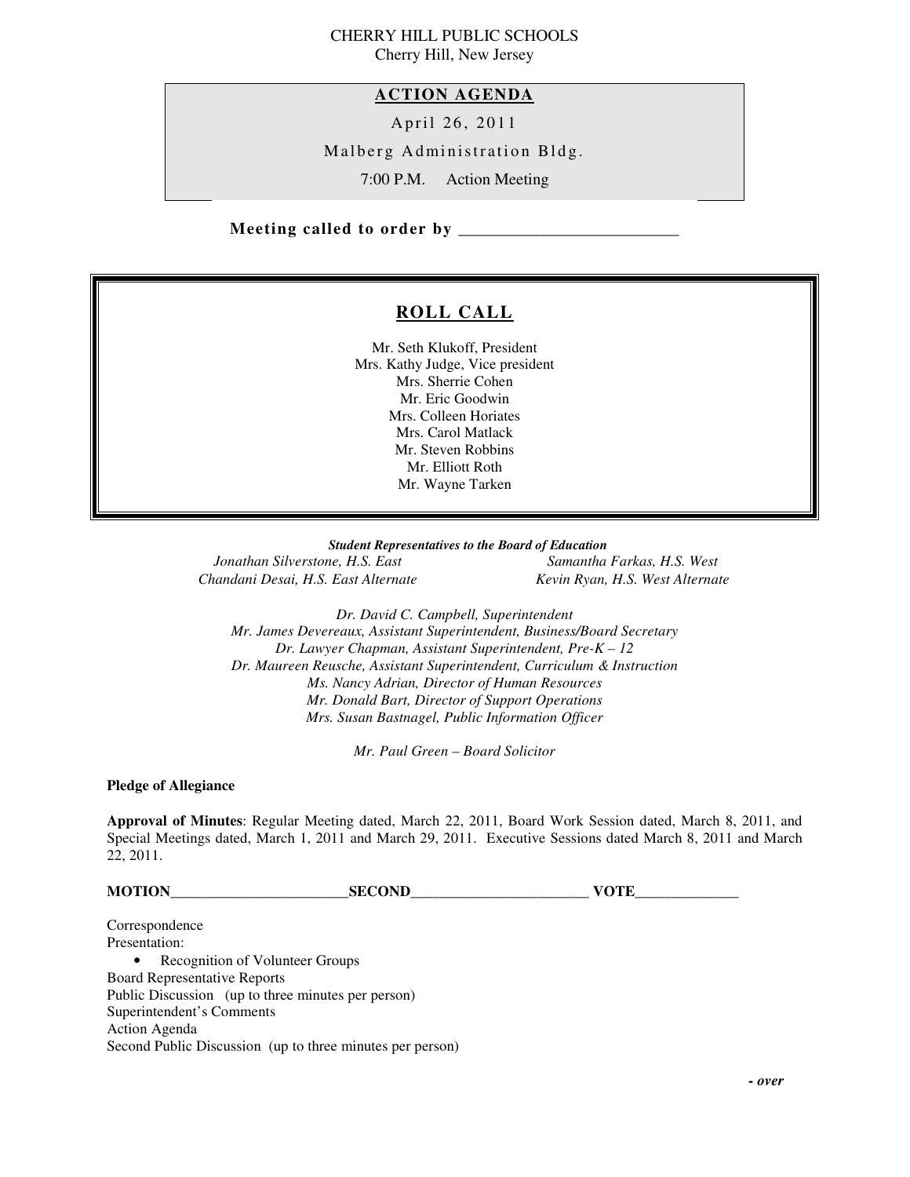CHERRY HILL PUBLIC SCHOOLS
Cherry Hill, New Jersey

## ACTION AGENDA

April 26, 2011

Malberg Administration Bldg.

7:00 P.M. Action Meeting

**Meeting called to order by \_\_\_\_\_\_\_\_\_\_\_\_\_\_\_\_\_\_\_\_\_\_\_\_\_\_\_**

## ROLL CALL

Mr. Seth Klukoff, President
Mrs. Kathy Judge, Vice president
Mrs. Sherrie Cohen
Mr. Eric Goodwin
Mrs. Colleen Horiates
Mrs. Carol Matlack
Mr. Steven Robbins
Mr. Elliott Roth
Mr. Wayne Tarken

***Student Representatives to the Board of Education***

*Jonathan Silverstone, H.S. East*
*Samantha Farkas, H.S. West*
*Chandani Desai, H.S. East Alternate*
*Kevin Ryan, H.S. West Alternate*

*Dr. David C. Campbell, Superintendent*
*Mr. James Devereaux, Assistant Superintendent, Business/Board Secretary*
*Dr. Lawyer Chapman, Assistant Superintendent, Pre-K – 12*
*Dr. Maureen Reusche, Assistant Superintendent, Curriculum & Instruction*
*Ms. Nancy Adrian, Director of Human Resources*
*Mr. Donald Bart, Director of Support Operations*
*Mrs. Susan Bastnagel, Public Information Officer*

*Mr. Paul Green – Board Solicitor*

**Pledge of Allegiance**

**Approval of Minutes**: Regular Meeting dated, March 22, 2011, Board Work Session dated, March 8, 2011, and Special Meetings dated, March 1, 2011 and March 29, 2011. Executive Sessions dated March 8, 2011 and March 22, 2011.

**MOTION\_\_\_\_\_\_\_\_\_\_\_\_\_\_\_\_\_\_\_\_\_\_\_\_SECOND\_\_\_\_\_\_\_\_\_\_\_\_\_\_\_\_\_\_\_\_\_\_\_\_ VOTE\_\_\_\_\_\_\_\_\_\_\_\_\_\_**

Correspondence
Presentation:
- Recognition of Volunteer Groups

Board Representative Reports
Public Discussion (up to three minutes per person)
Superintendent's Comments
Action Agenda
Second Public Discussion (up to three minutes per person)

***- over***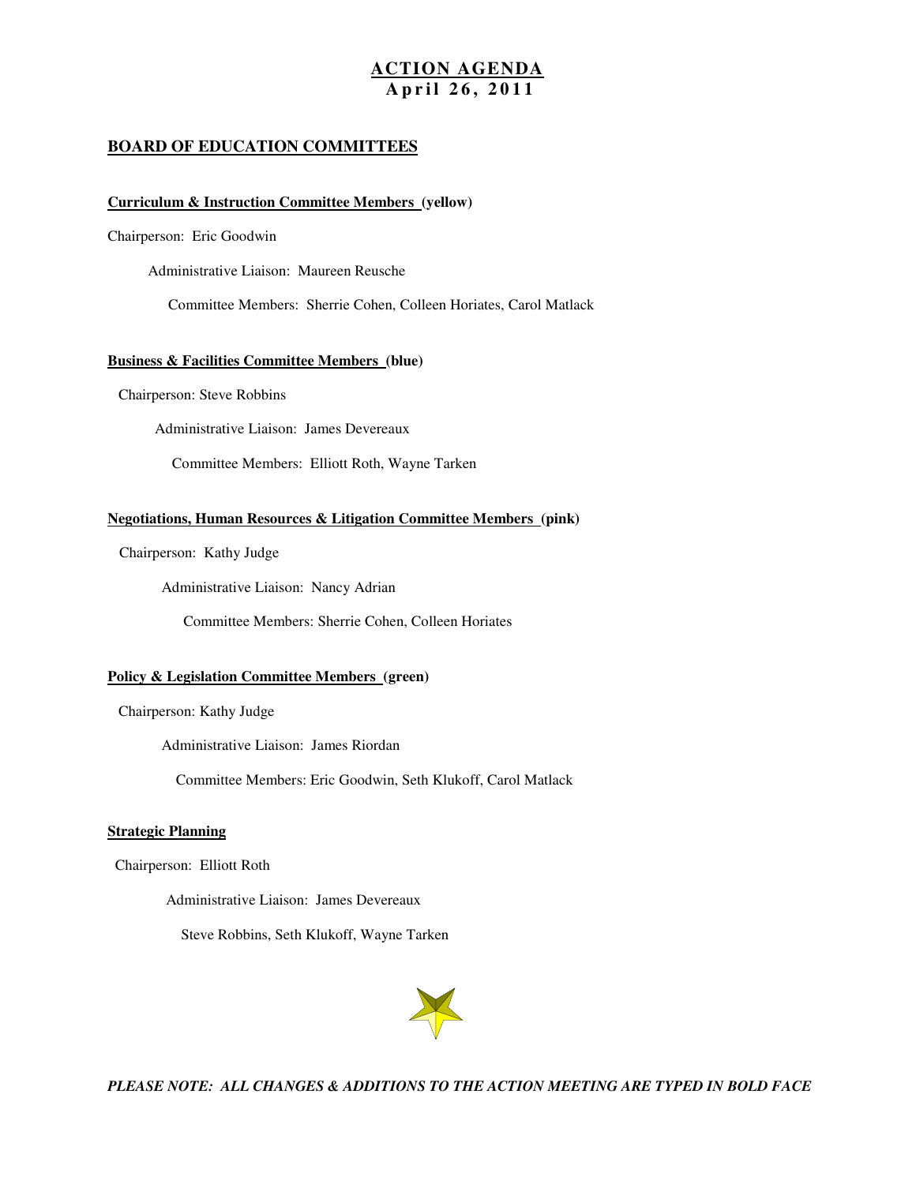# ACTION AGENDA
## April 26, 2011

## BOARD OF EDUCATION COMMITTEES

**Curriculum & Instruction Committee Members (yellow)**

Chairperson: Eric Goodwin

Administrative Liaison: Maureen Reusche

Committee Members: Sherrie Cohen, Colleen Horiates, Carol Matlack

**Business & Facilities Committee Members (blue)**

Chairperson: Steve Robbins

Administrative Liaison: James Devereaux

Committee Members: Elliott Roth, Wayne Tarken

**Negotiations, Human Resources & Litigation Committee Members (pink)**

Chairperson: Kathy Judge

Administrative Liaison: Nancy Adrian

Committee Members: Sherrie Cohen, Colleen Horiates

**Policy & Legislation Committee Members (green)**

Chairperson: Kathy Judge

Administrative Liaison: James Riordan

Committee Members: Eric Goodwin, Seth Klukoff, Carol Matlack

**Strategic Planning**

Chairperson: Elliott Roth

Administrative Liaison: James Devereaux

Steve Robbins, Seth Klukoff, Wayne Tarken

***PLEASE NOTE: ALL CHANGES & ADDITIONS TO THE ACTION MEETING ARE TYPED IN BOLD FACE***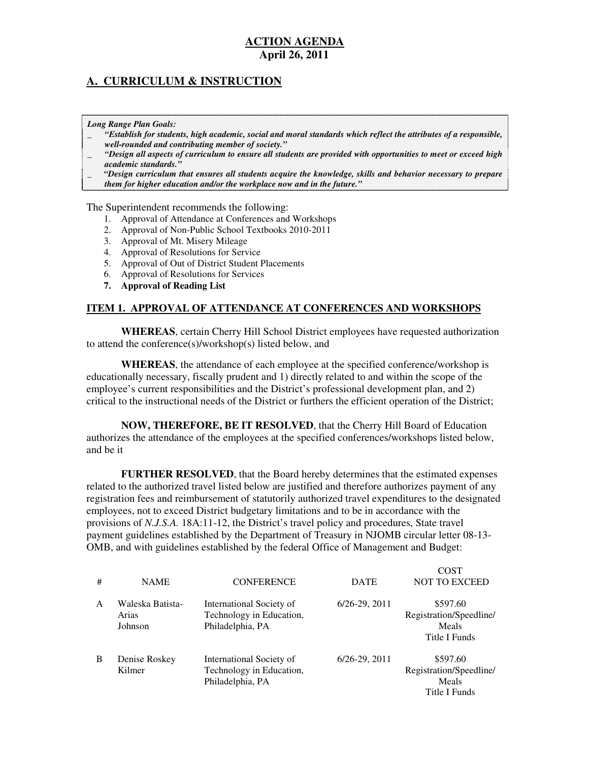**ACTION AGENDA**
**April 26, 2011**

## A. CURRICULUM & INSTRUCTION

***Long Range Plan Goals:***

- ***"Establish for students, high academic, social and moral standards which reflect the attributes of a responsible, well-rounded and contributing member of society."***
- ***"Design all aspects of curriculum to ensure all students are provided with opportunities to meet or exceed high academic standards."***
- ***"Design curriculum that ensures all students acquire the knowledge, skills and behavior necessary to prepare them for higher education and/or the workplace now and in the future."***

The Superintendent recommends the following:

1. Approval of Attendance at Conferences and Workshops
2. Approval of Non-Public School Textbooks 2010-2011
3. Approval of Mt. Misery Mileage
4. Approval of Resolutions for Service
5. Approval of Out of District Student Placements
6. Approval of Resolutions for Services
7. **Approval of Reading List**

### ITEM 1. APPROVAL OF ATTENDANCE AT CONFERENCES AND WORKSHOPS

**WHEREAS**, certain Cherry Hill School District employees have requested authorization to attend the conference(s)/workshop(s) listed below, and

**WHEREAS**, the attendance of each employee at the specified conference/workshop is educationally necessary, fiscally prudent and 1) directly related to and within the scope of the employee's current responsibilities and the District's professional development plan, and 2) critical to the instructional needs of the District or furthers the efficient operation of the District;

**NOW, THEREFORE, BE IT RESOLVED**, that the Cherry Hill Board of Education authorizes the attendance of the employees at the specified conferences/workshops listed below, and be it

**FURTHER RESOLVED**, that the Board hereby determines that the estimated expenses related to the authorized travel listed below are justified and therefore authorizes payment of any registration fees and reimbursement of statutorily authorized travel expenditures to the designated employees, not to exceed District budgetary limitations and to be in accordance with the provisions of *N.J.S.A.* 18A:11-12, the District's travel policy and procedures, State travel payment guidelines established by the Department of Treasury in NJOMB circular letter 08-13-OMB, and with guidelines established by the federal Office of Management and Budget:

| # | NAME | CONFERENCE | DATE | COST NOT TO EXCEED |
|---|---|---|---|---|
| A | Waleska Batista-Arias Johnson | International Society of Technology in Education, Philadelphia, PA | 6/26-29, 2011 | $597.60 Registration/Speedline/ Meals Title I Funds |
| B | Denise Roskey Kilmer | International Society of Technology in Education, Philadelphia, PA | 6/26-29, 2011 | $597.60 Registration/Speedline/ Meals Title I Funds |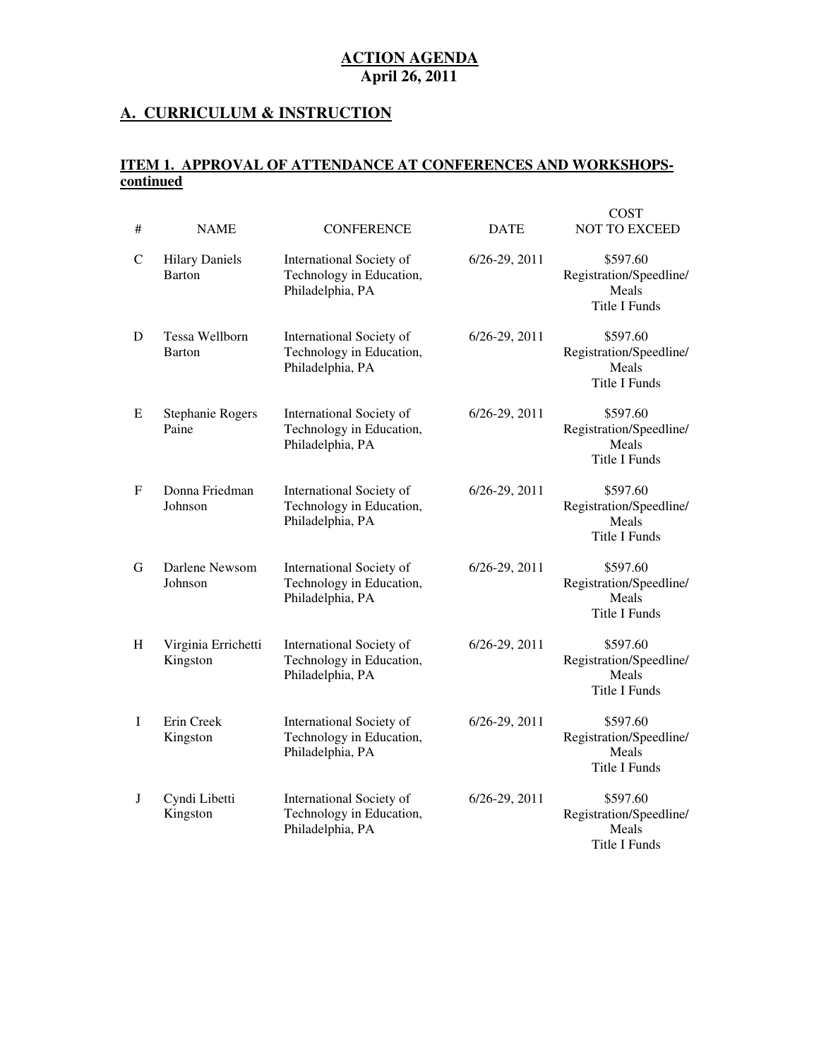**ACTION AGENDA**
**April 26, 2011**

## A. CURRICULUM & INSTRUCTION

### ITEM 1. APPROVAL OF ATTENDANCE AT CONFERENCES AND WORKSHOPS-continued

| # | NAME | CONFERENCE | DATE | COST NOT TO EXCEED |
|---|---|---|---|---|
| C | Hilary Daniels Barton | International Society of Technology in Education, Philadelphia, PA | 6/26-29, 2011 | $597.60 Registration/Speedline/ Meals Title I Funds |
| D | Tessa Wellborn Barton | International Society of Technology in Education, Philadelphia, PA | 6/26-29, 2011 | $597.60 Registration/Speedline/ Meals Title I Funds |
| E | Stephanie Rogers Paine | International Society of Technology in Education, Philadelphia, PA | 6/26-29, 2011 | $597.60 Registration/Speedline/ Meals Title I Funds |
| F | Donna Friedman Johnson | International Society of Technology in Education, Philadelphia, PA | 6/26-29, 2011 | $597.60 Registration/Speedline/ Meals Title I Funds |
| G | Darlene Newsom Johnson | International Society of Technology in Education, Philadelphia, PA | 6/26-29, 2011 | $597.60 Registration/Speedline/ Meals Title I Funds |
| H | Virginia Errichetti Kingston | International Society of Technology in Education, Philadelphia, PA | 6/26-29, 2011 | $597.60 Registration/Speedline/ Meals Title I Funds |
| I | Erin Creek Kingston | International Society of Technology in Education, Philadelphia, PA | 6/26-29, 2011 | $597.60 Registration/Speedline/ Meals Title I Funds |
| J | Cyndi Libetti Kingston | International Society of Technology in Education, Philadelphia, PA | 6/26-29, 2011 | $597.60 Registration/Speedline/ Meals Title I Funds |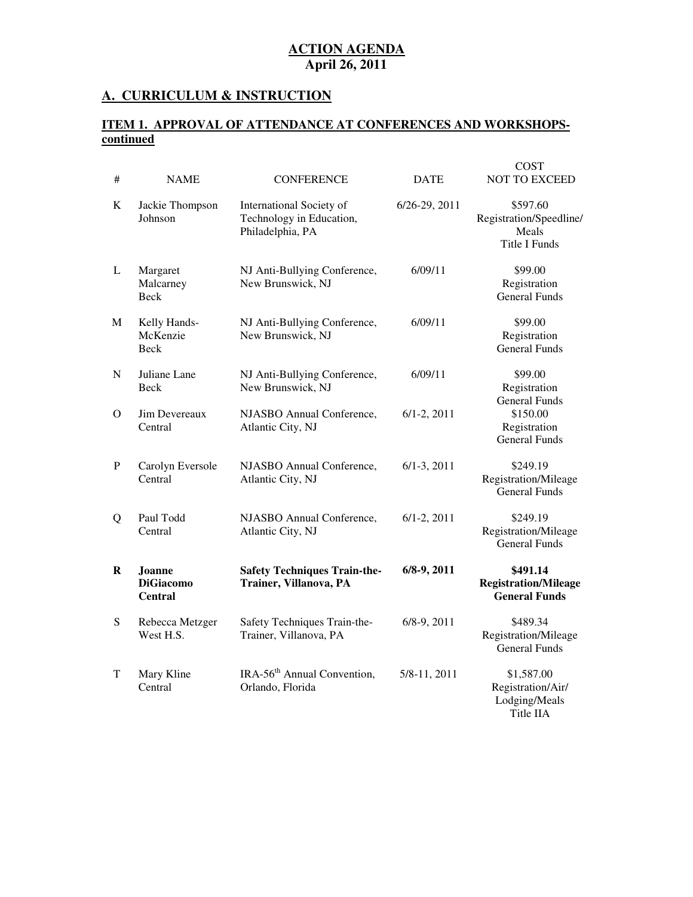**ACTION AGENDA**
**April 26, 2011**

## A. CURRICULUM & INSTRUCTION

### ITEM 1. APPROVAL OF ATTENDANCE AT CONFERENCES AND WORKSHOPS-continued

| # | NAME | CONFERENCE | DATE | COST NOT TO EXCEED |
|---|---|---|---|---|
| K | Jackie Thompson Johnson | International Society of Technology in Education, Philadelphia, PA | 6/26-29, 2011 | $597.60 Registration/Speedline/ Meals Title I Funds |
| L | Margaret Malcarney Beck | NJ Anti-Bullying Conference, New Brunswick, NJ | 6/09/11 | $99.00 Registration General Funds |
| M | Kelly Hands-McKenzie Beck | NJ Anti-Bullying Conference, New Brunswick, NJ | 6/09/11 | $99.00 Registration General Funds |
| N | Juliane Lane Beck | NJ Anti-Bullying Conference, New Brunswick, NJ | 6/09/11 | $99.00 Registration General Funds |
| O | Jim Devereaux Central | NJASBO Annual Conference, Atlantic City, NJ | 6/1-2, 2011 | $150.00 Registration General Funds |
| P | Carolyn Eversole Central | NJASBO Annual Conference, Atlantic City, NJ | 6/1-3, 2011 | $249.19 Registration/Mileage General Funds |
| Q | Paul Todd Central | NJASBO Annual Conference, Atlantic City, NJ | 6/1-2, 2011 | $249.19 Registration/Mileage General Funds |
| **R** | **Joanne DiGiacomo Central** | **Safety Techniques Train-the-Trainer, Villanova, PA** | **6/8-9, 2011** | **$491.14 Registration/Mileage General Funds** |
| S | Rebecca Metzger West H.S. | Safety Techniques Train-the-Trainer, Villanova, PA | 6/8-9, 2011 | $489.34 Registration/Mileage General Funds |
| T | Mary Kline Central | IRA-56th Annual Convention, Orlando, Florida | 5/8-11, 2011 | $1,587.00 Registration/Air/ Lodging/Meals Title IIA |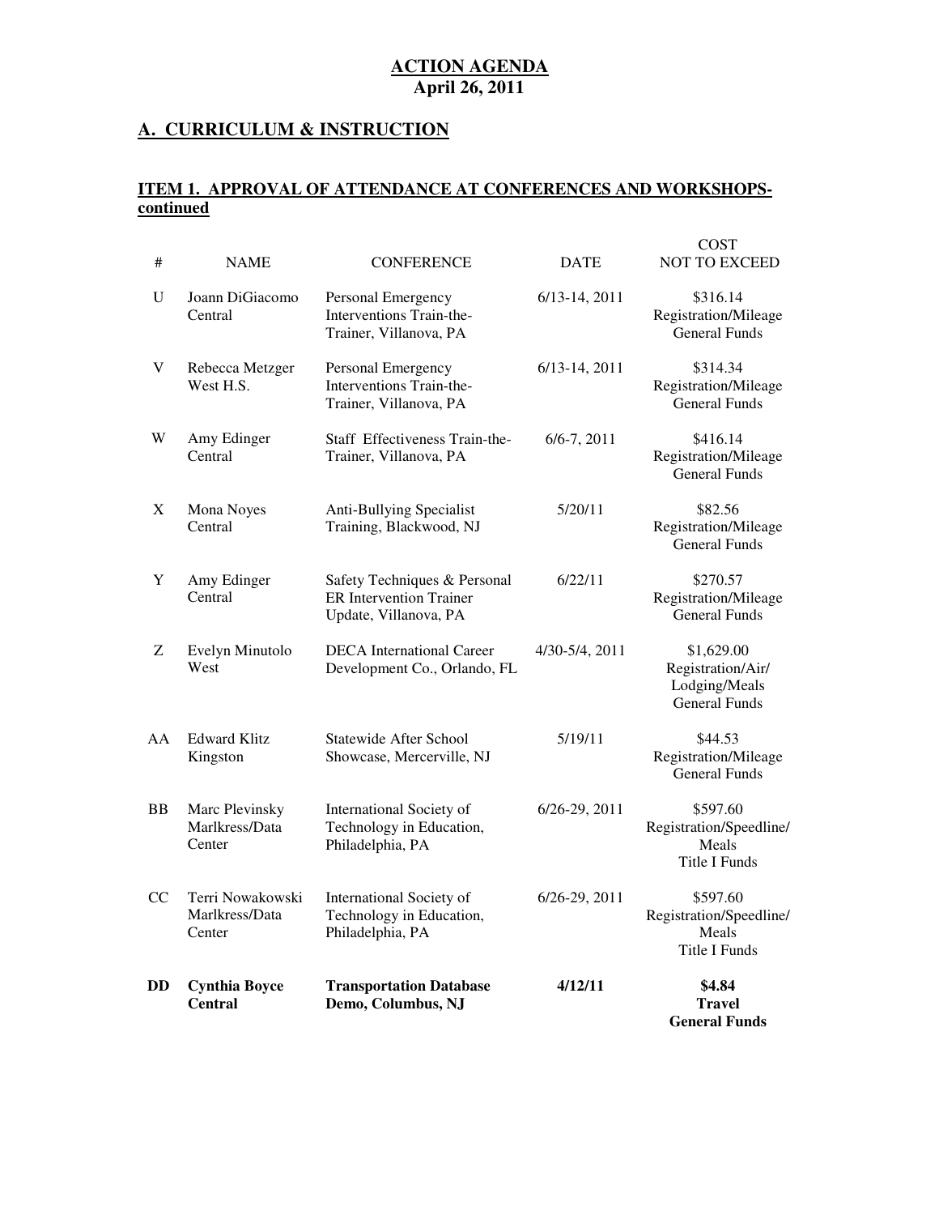**ACTION AGENDA**
**April 26, 2011**

## A. CURRICULUM & INSTRUCTION

### ITEM 1. APPROVAL OF ATTENDANCE AT CONFERENCES AND WORKSHOPS-continued

| # | NAME | CONFERENCE | DATE | COST NOT TO EXCEED |
|---|---|---|---|---|
| U | Joann DiGiacomo Central | Personal Emergency Interventions Train-the-Trainer, Villanova, PA | 6/13-14, 2011 | \$316.14 Registration/Mileage General Funds |
| V | Rebecca Metzger West H.S. | Personal Emergency Interventions Train-the-Trainer, Villanova, PA | 6/13-14, 2011 | \$314.34 Registration/Mileage General Funds |
| W | Amy Edinger Central | Staff Effectiveness Train-the-Trainer, Villanova, PA | 6/6-7, 2011 | \$416.14 Registration/Mileage General Funds |
| X | Mona Noyes Central | Anti-Bullying Specialist Training, Blackwood, NJ | 5/20/11 | \$82.56 Registration/Mileage General Funds |
| Y | Amy Edinger Central | Safety Techniques & Personal ER Intervention Trainer Update, Villanova, PA | 6/22/11 | \$270.57 Registration/Mileage General Funds |
| Z | Evelyn Minutolo West | DECA International Career Development Co., Orlando, FL | 4/30-5/4, 2011 | \$1,629.00 Registration/Air/ Lodging/Meals General Funds |
| AA | Edward Klitz Kingston | Statewide After School Showcase, Mercerville, NJ | 5/19/11 | \$44.53 Registration/Mileage General Funds |
| BB | Marc Plevinsky Marlkress/Data Center | International Society of Technology in Education, Philadelphia, PA | 6/26-29, 2011 | \$597.60 Registration/Speedline/ Meals Title I Funds |
| CC | Terri Nowakowski Marlkress/Data Center | International Society of Technology in Education, Philadelphia, PA | 6/26-29, 2011 | \$597.60 Registration/Speedline/ Meals Title I Funds |
| **DD** | **Cynthia Boyce Central** | **Transportation Database Demo, Columbus, NJ** | **4/12/11** | **\$4.84 Travel General Funds** |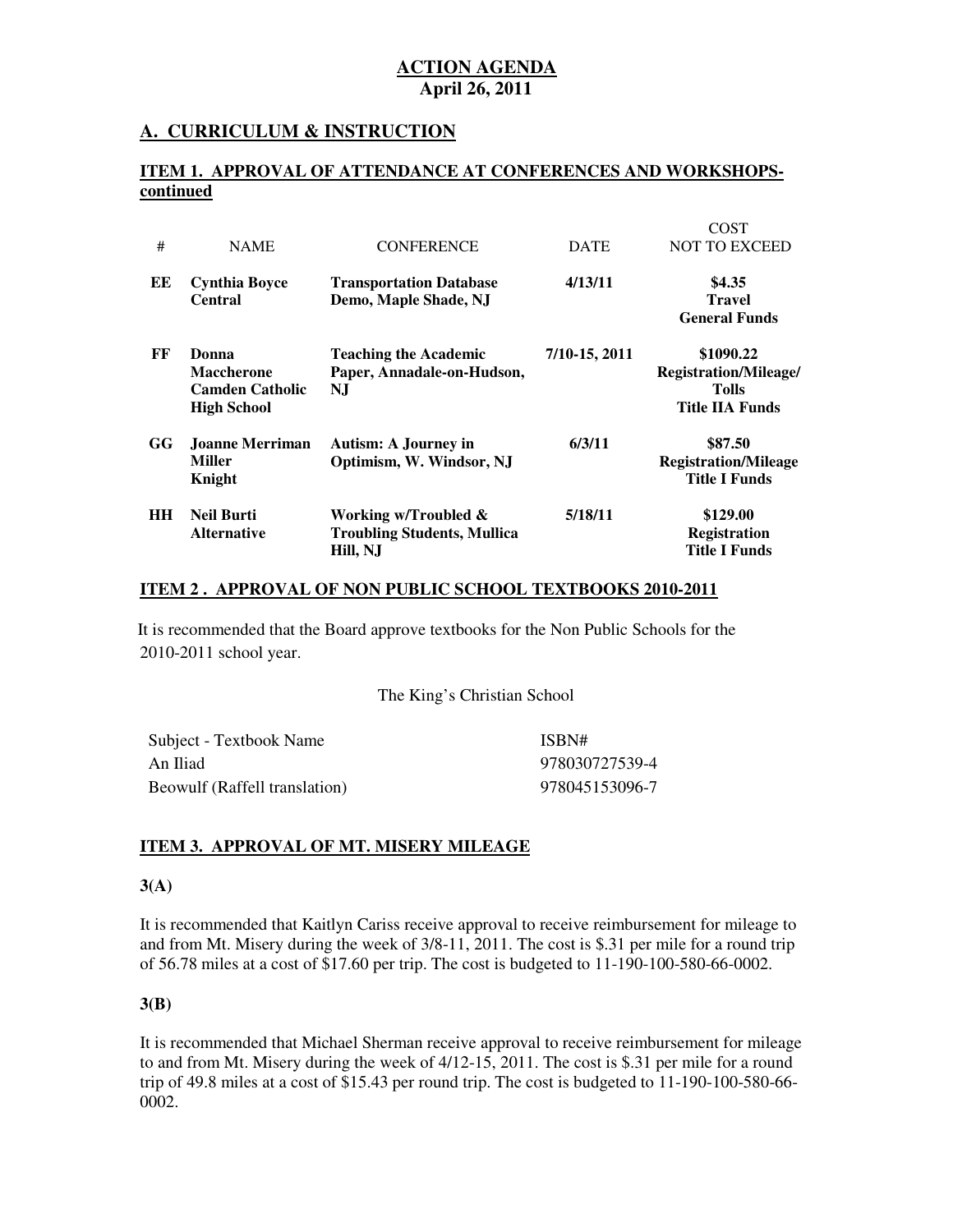**ACTION AGENDA**
**April 26, 2011**

## A. CURRICULUM & INSTRUCTION

### ITEM 1. APPROVAL OF ATTENDANCE AT CONFERENCES AND WORKSHOPS- continued

| # | NAME | CONFERENCE | DATE | COST NOT TO EXCEED |
|---|---|---|---|---|
| **EE** | **Cynthia Boyce Central** | **Transportation Database Demo, Maple Shade, NJ** | **4/13/11** | **$4.35 Travel General Funds** |
| **FF** | **Donna Maccherone Camden Catholic High School** | **Teaching the Academic Paper, Annadale-on-Hudson, NJ** | **7/10-15, 2011** | **$1090.22 Registration/Mileage/ Tolls Title IIA Funds** |
| **GG** | **Joanne Merriman Miller Knight** | **Autism: A Journey in Optimism, W. Windsor, NJ** | **6/3/11** | **$87.50 Registration/Mileage Title I Funds** |
| **HH** | **Neil Burti Alternative** | **Working w/Troubled & Troubling Students, Mullica Hill, NJ** | **5/18/11** | **$129.00 Registration Title I Funds** |

### ITEM 2 . APPROVAL OF NON PUBLIC SCHOOL TEXTBOOKS 2010-2011

It is recommended that the Board approve textbooks for the Non Public Schools for the 2010-2011 school year.

The King's Christian School

| Subject - Textbook Name | ISBN# |
|---|---|
| An Iliad | 978030727539-4 |
| Beowulf (Raffell translation) | 978045153096-7 |

### ITEM 3. APPROVAL OF MT. MISERY MILEAGE

**3(A)**

It is recommended that Kaitlyn Cariss receive approval to receive reimbursement for mileage to and from Mt. Misery during the week of 3/8-11, 2011. The cost is $.31 per mile for a round trip of 56.78 miles at a cost of $17.60 per trip. The cost is budgeted to 11-190-100-580-66-0002.

**3(B)**

It is recommended that Michael Sherman receive approval to receive reimbursement for mileage to and from Mt. Misery during the week of 4/12-15, 2011. The cost is $.31 per mile for a round trip of 49.8 miles at a cost of $15.43 per round trip. The cost is budgeted to 11-190-100-580-66-0002.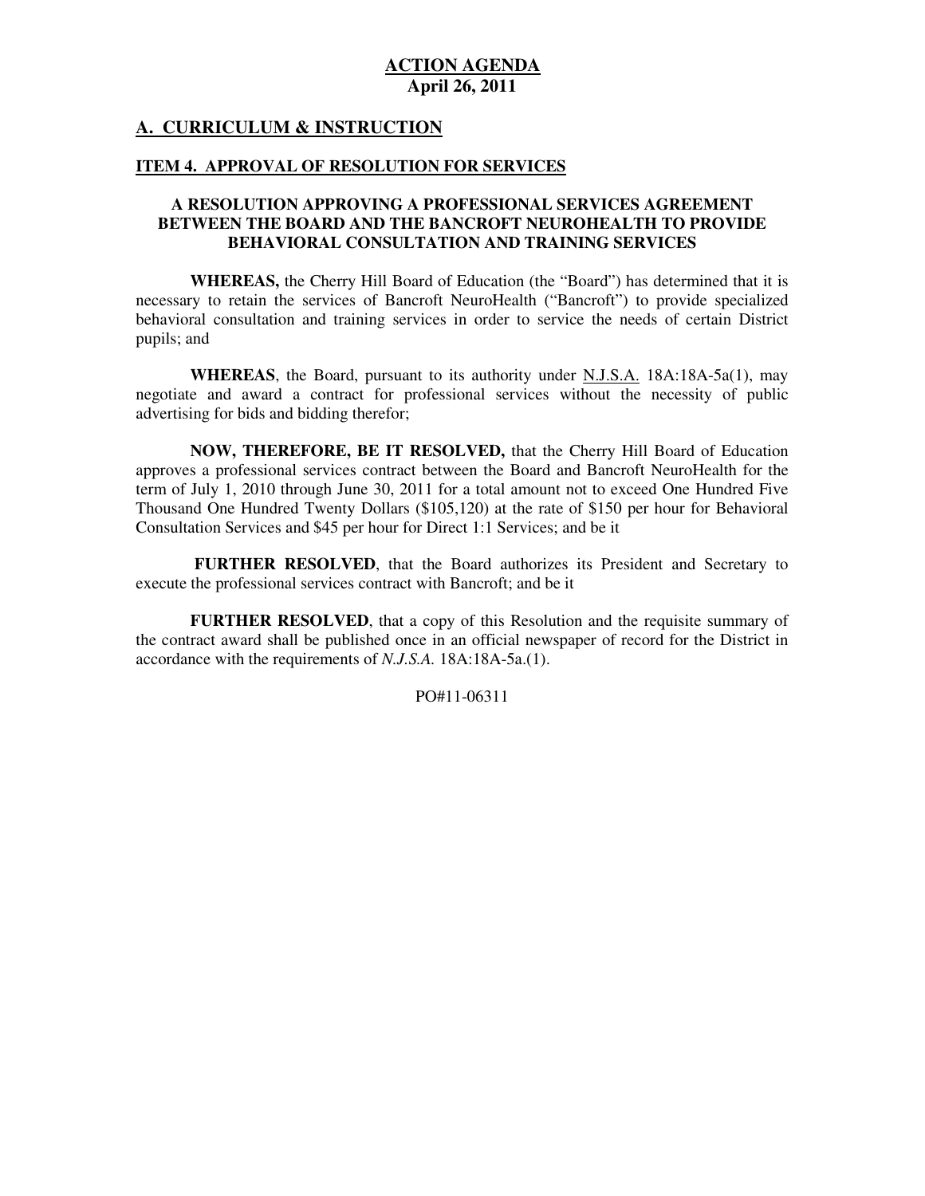**ACTION AGENDA**
**April 26, 2011**

## A. CURRICULUM & INSTRUCTION

### ITEM 4. APPROVAL OF RESOLUTION FOR SERVICES

**A RESOLUTION APPROVING A PROFESSIONAL SERVICES AGREEMENT BETWEEN THE BOARD AND THE BANCROFT NEUROHEALTH TO PROVIDE BEHAVIORAL CONSULTATION AND TRAINING SERVICES**

**WHEREAS,** the Cherry Hill Board of Education (the "Board") has determined that it is necessary to retain the services of Bancroft NeuroHealth ("Bancroft") to provide specialized behavioral consultation and training services in order to service the needs of certain District pupils; and

**WHEREAS**, the Board, pursuant to its authority under N.J.S.A. 18A:18A-5a(1), may negotiate and award a contract for professional services without the necessity of public advertising for bids and bidding therefor;

**NOW, THEREFORE, BE IT RESOLVED,** that the Cherry Hill Board of Education approves a professional services contract between the Board and Bancroft NeuroHealth for the term of July 1, 2010 through June 30, 2011 for a total amount not to exceed One Hundred Five Thousand One Hundred Twenty Dollars ($105,120) at the rate of $150 per hour for Behavioral Consultation Services and $45 per hour for Direct 1:1 Services; and be it

**FURTHER RESOLVED**, that the Board authorizes its President and Secretary to execute the professional services contract with Bancroft; and be it

**FURTHER RESOLVED**, that a copy of this Resolution and the requisite summary of the contract award shall be published once in an official newspaper of record for the District in accordance with the requirements of *N.J.S.A.* 18A:18A-5a.(1).

PO#11-06311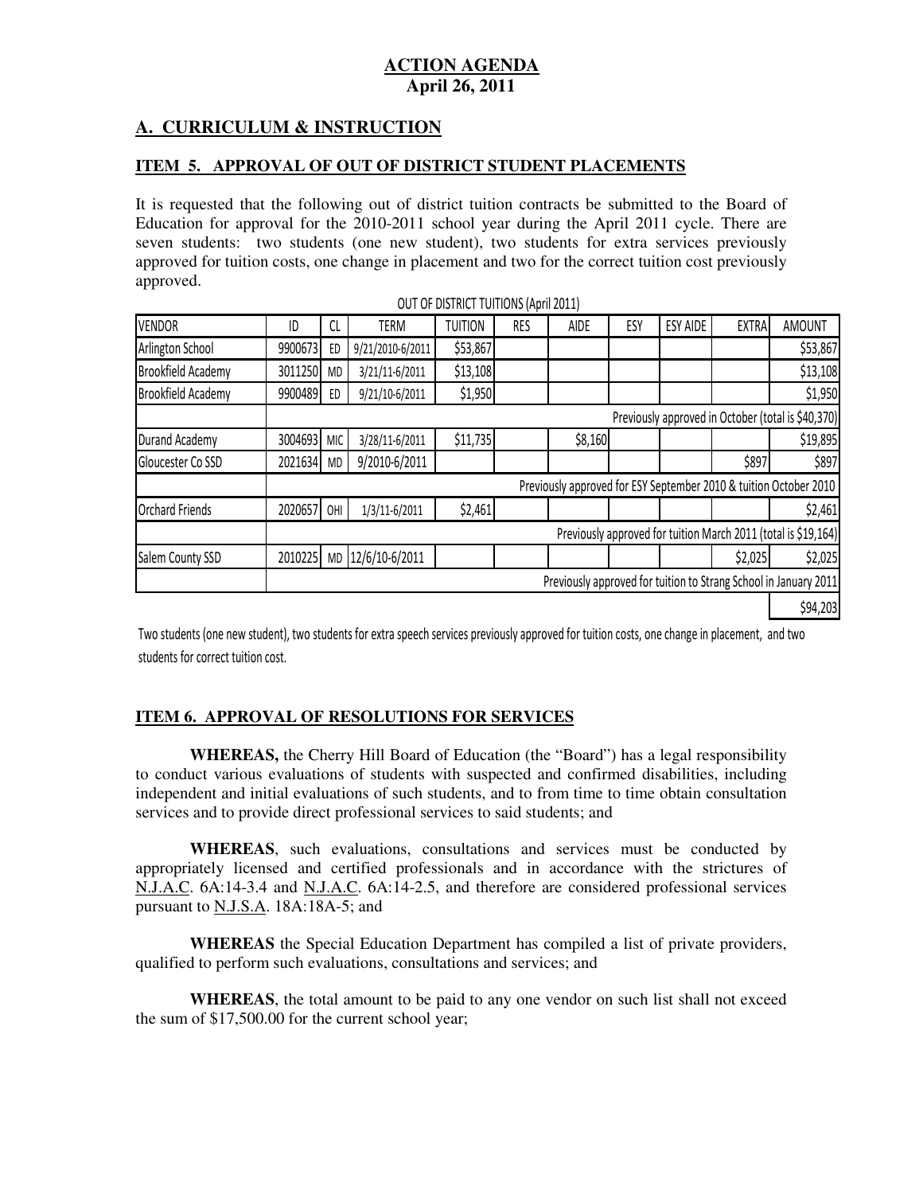**ACTION AGENDA**
**April 26, 2011**

## A. CURRICULUM & INSTRUCTION

### ITEM 5. APPROVAL OF OUT OF DISTRICT STUDENT PLACEMENTS

It is requested that the following out of district tuition contracts be submitted to the Board of Education for approval for the 2010-2011 school year during the April 2011 cycle. There are seven students: two students (one new student), two students for extra services previously approved for tuition costs, one change in placement and two for the correct tuition cost previously approved.

OUT OF DISTRICT TUITIONS (April 2011)

| VENDOR | ID | CL | TERM | TUITION | RES | AIDE | ESY | ESY AIDE | EXTRA | AMOUNT |
|---|---|---|---|---|---|---|---|---|---|---|
| Arlington School | 9900673 | ED | 9/21/2010-6/2011 | $53,867 | | | | | | $53,867 |
| Brookfield Academy | 3011250 | MD | 3/21/11-6/2011 | $13,108 | | | | | | $13,108 |
| Brookfield Academy | 9900489 | ED | 9/21/10-6/2011 | $1,950 | | | | | | $1,950 |
| | Previously approved in October (total is $40,370) | | | | | | | | | |
| Durand Academy | 3004693 | MIC | 3/28/11-6/2011 | $11,735 | | $8,160 | | | | $19,895 |
| Gloucester Co SSD | 2021634 | MD | 9/2010-6/2011 | | | | | | $897 | $897 |
| | Previously approved for ESY September 2010 & tuition October 2010 | | | | | | | | | |
| Orchard Friends | 2020657 | OHI | 1/3/11-6/2011 | $2,461 | | | | | | $2,461 |
| | Previously approved for tuition March 2011 (total is $19,164) | | | | | | | | | |
| Salem County SSD | 2010225 | MD | 12/6/10-6/2011 | | | | | | $2,025 | $2,025 |
| | Previously approved for tuition to Strang School in January 2011 | | | | | | | | | |
| | | | | | | | | | | $94,203 |

Two students (one new student), two students for extra speech services previously approved for tuition costs, one change in placement, and two students for correct tuition cost.

### ITEM 6. APPROVAL OF RESOLUTIONS FOR SERVICES

**WHEREAS,** the Cherry Hill Board of Education (the "Board") has a legal responsibility to conduct various evaluations of students with suspected and confirmed disabilities, including independent and initial evaluations of such students, and to from time to time obtain consultation services and to provide direct professional services to said students; and

**WHEREAS**, such evaluations, consultations and services must be conducted by appropriately licensed and certified professionals and in accordance with the strictures of N.J.A.C. 6A:14-3.4 and N.J.A.C. 6A:14-2.5, and therefore are considered professional services pursuant to N.J.S.A. 18A:18A-5; and

**WHEREAS** the Special Education Department has compiled a list of private providers, qualified to perform such evaluations, consultations and services; and

**WHEREAS**, the total amount to be paid to any one vendor on such list shall not exceed the sum of $17,500.00 for the current school year;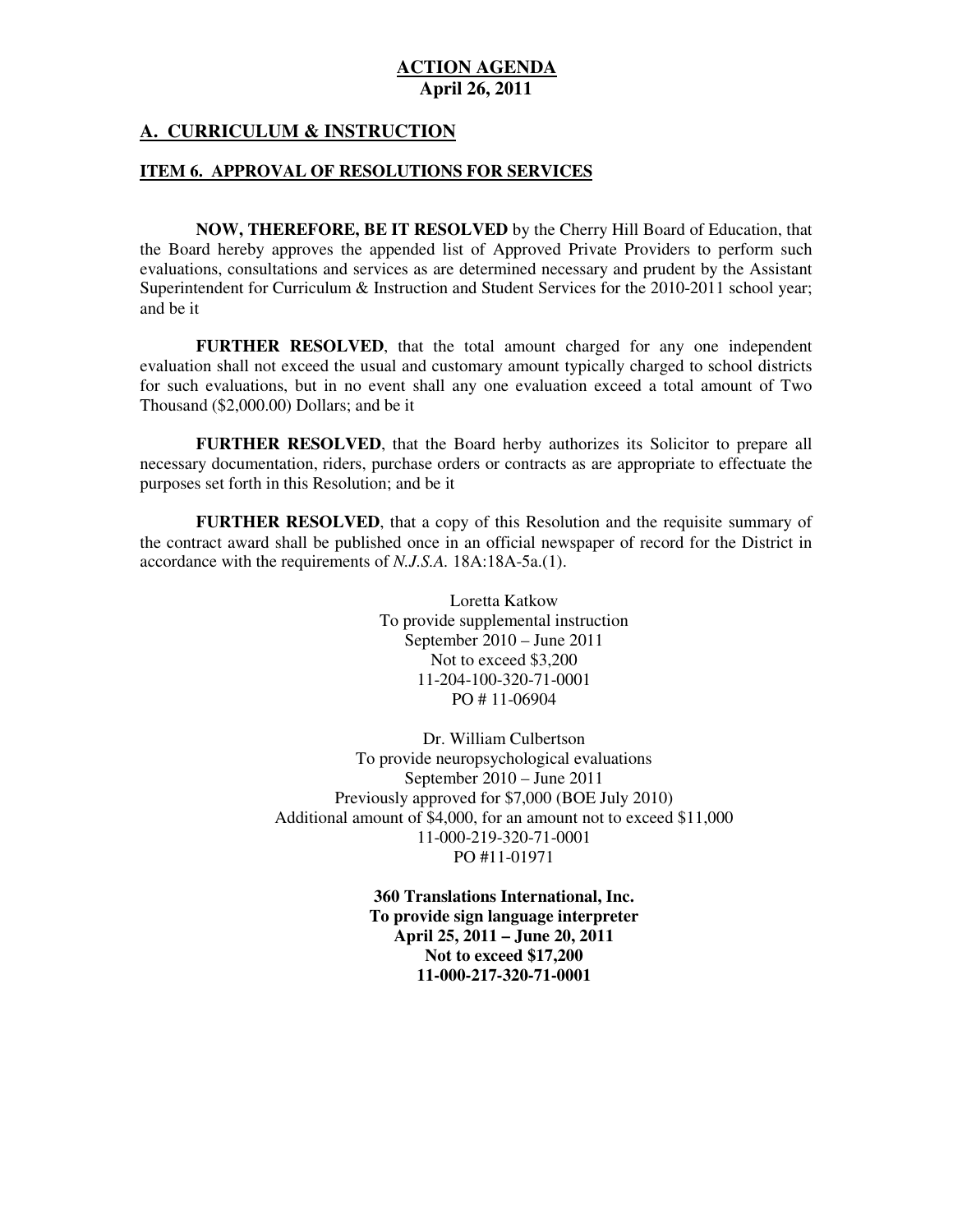**ACTION AGENDA**
**April 26, 2011**

## A. CURRICULUM & INSTRUCTION

### ITEM 6. APPROVAL OF RESOLUTIONS FOR SERVICES

**NOW, THEREFORE, BE IT RESOLVED** by the Cherry Hill Board of Education, that the Board hereby approves the appended list of Approved Private Providers to perform such evaluations, consultations and services as are determined necessary and prudent by the Assistant Superintendent for Curriculum & Instruction and Student Services for the 2010-2011 school year; and be it

**FURTHER RESOLVED**, that the total amount charged for any one independent evaluation shall not exceed the usual and customary amount typically charged to school districts for such evaluations, but in no event shall any one evaluation exceed a total amount of Two Thousand ($2,000.00) Dollars; and be it

**FURTHER RESOLVED**, that the Board herby authorizes its Solicitor to prepare all necessary documentation, riders, purchase orders or contracts as are appropriate to effectuate the purposes set forth in this Resolution; and be it

**FURTHER RESOLVED**, that a copy of this Resolution and the requisite summary of the contract award shall be published once in an official newspaper of record for the District in accordance with the requirements of *N.J.S.A.* 18A:18A-5a.(1).

Loretta Katkow
To provide supplemental instruction
September 2010 – June 2011
Not to exceed $3,200
11-204-100-320-71-0001
PO # 11-06904

Dr. William Culbertson
To provide neuropsychological evaluations
September 2010 – June 2011
Previously approved for $7,000 (BOE July 2010)
Additional amount of $4,000, for an amount not to exceed $11,000
11-000-219-320-71-0001
PO #11-01971

**360 Translations International, Inc.**
**To provide sign language interpreter**
**April 25, 2011 – June 20, 2011**
**Not to exceed $17,200**
**11-000-217-320-71-0001**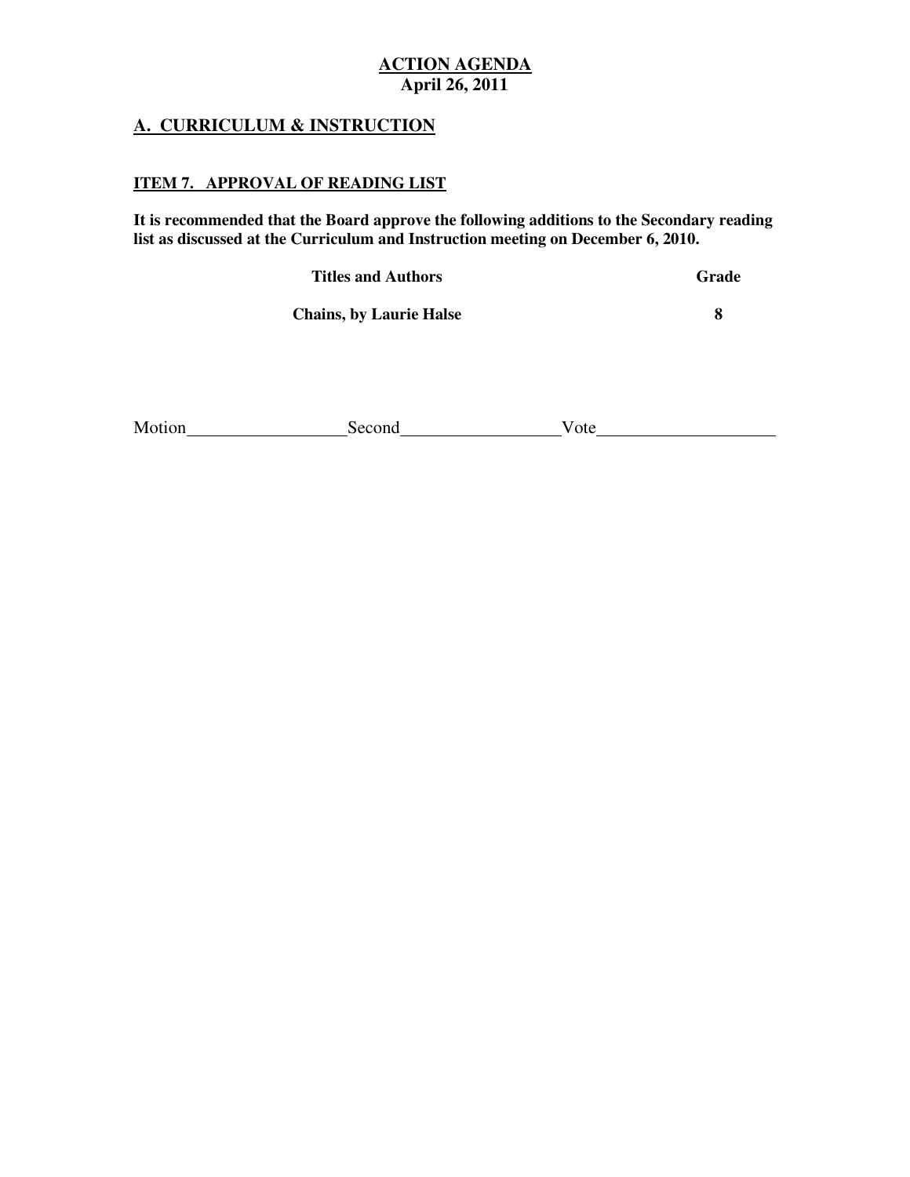# ACTION AGENDA
**April 26, 2011**

## A. CURRICULUM & INSTRUCTION

### ITEM 7. APPROVAL OF READING LIST

**It is recommended that the Board approve the following additions to the Secondary reading list as discussed at the Curriculum and Instruction meeting on December 6, 2010.**

| Titles and Authors | Grade |
|---|---|
| Chains, by Laurie Halse | 8 |

Motion__________________ Second__________________ Vote____________________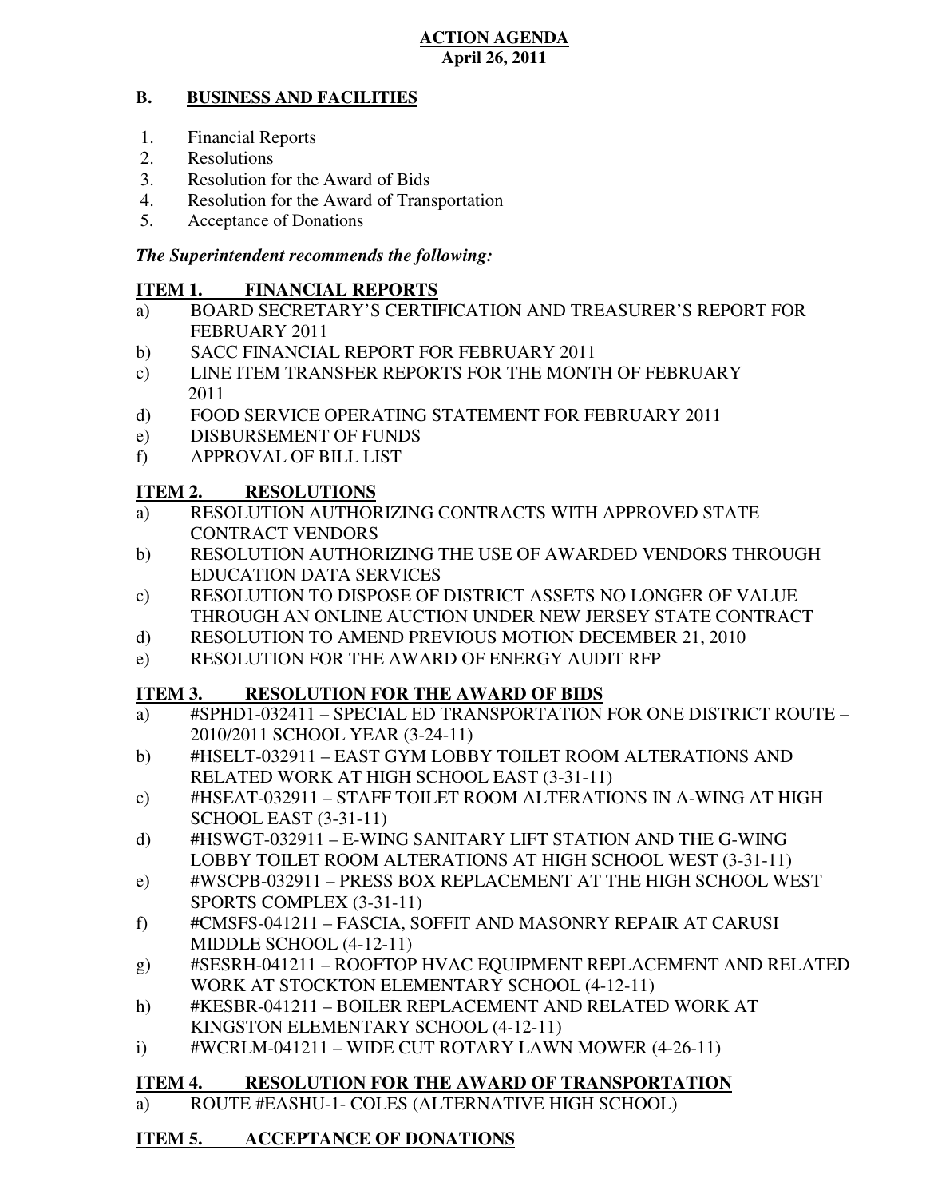**ACTION AGENDA**
**April 26, 2011**

## B. BUSINESS AND FACILITIES

1. Financial Reports
2. Resolutions
3. Resolution for the Award of Bids
4. Resolution for the Award of Transportation
5. Acceptance of Donations

***The Superintendent recommends the following:***

### ITEM 1. FINANCIAL REPORTS

a) BOARD SECRETARY'S CERTIFICATION AND TREASURER'S REPORT FOR FEBRUARY 2011
b) SACC FINANCIAL REPORT FOR FEBRUARY 2011
c) LINE ITEM TRANSFER REPORTS FOR THE MONTH OF FEBRUARY 2011
d) FOOD SERVICE OPERATING STATEMENT FOR FEBRUARY 2011
e) DISBURSEMENT OF FUNDS
f) APPROVAL OF BILL LIST

### ITEM 2. RESOLUTIONS

a) RESOLUTION AUTHORIZING CONTRACTS WITH APPROVED STATE CONTRACT VENDORS
b) RESOLUTION AUTHORIZING THE USE OF AWARDED VENDORS THROUGH EDUCATION DATA SERVICES
c) RESOLUTION TO DISPOSE OF DISTRICT ASSETS NO LONGER OF VALUE THROUGH AN ONLINE AUCTION UNDER NEW JERSEY STATE CONTRACT
d) RESOLUTION TO AMEND PREVIOUS MOTION DECEMBER 21, 2010
e) RESOLUTION FOR THE AWARD OF ENERGY AUDIT RFP

### ITEM 3. RESOLUTION FOR THE AWARD OF BIDS

a) #SPHD1-032411 – SPECIAL ED TRANSPORTATION FOR ONE DISTRICT ROUTE – 2010/2011 SCHOOL YEAR (3-24-11)
b) #HSELT-032911 – EAST GYM LOBBY TOILET ROOM ALTERATIONS AND RELATED WORK AT HIGH SCHOOL EAST (3-31-11)
c) #HSEAT-032911 – STAFF TOILET ROOM ALTERATIONS IN A-WING AT HIGH SCHOOL EAST (3-31-11)
d) #HSWGT-032911 – E-WING SANITARY LIFT STATION AND THE G-WING LOBBY TOILET ROOM ALTERATIONS AT HIGH SCHOOL WEST (3-31-11)
e) #WSCPB-032911 – PRESS BOX REPLACEMENT AT THE HIGH SCHOOL WEST SPORTS COMPLEX (3-31-11)
f) #CMSFS-041211 – FASCIA, SOFFIT AND MASONRY REPAIR AT CARUSI MIDDLE SCHOOL (4-12-11)
g) #SESRH-041211 – ROOFTOP HVAC EQUIPMENT REPLACEMENT AND RELATED WORK AT STOCKTON ELEMENTARY SCHOOL (4-12-11)
h) #KESBR-041211 – BOILER REPLACEMENT AND RELATED WORK AT KINGSTON ELEMENTARY SCHOOL (4-12-11)
i) #WCRLM-041211 – WIDE CUT ROTARY LAWN MOWER (4-26-11)

### ITEM 4. RESOLUTION FOR THE AWARD OF TRANSPORTATION

a) ROUTE #EASHU-1- COLES (ALTERNATIVE HIGH SCHOOL)

### ITEM 5. ACCEPTANCE OF DONATIONS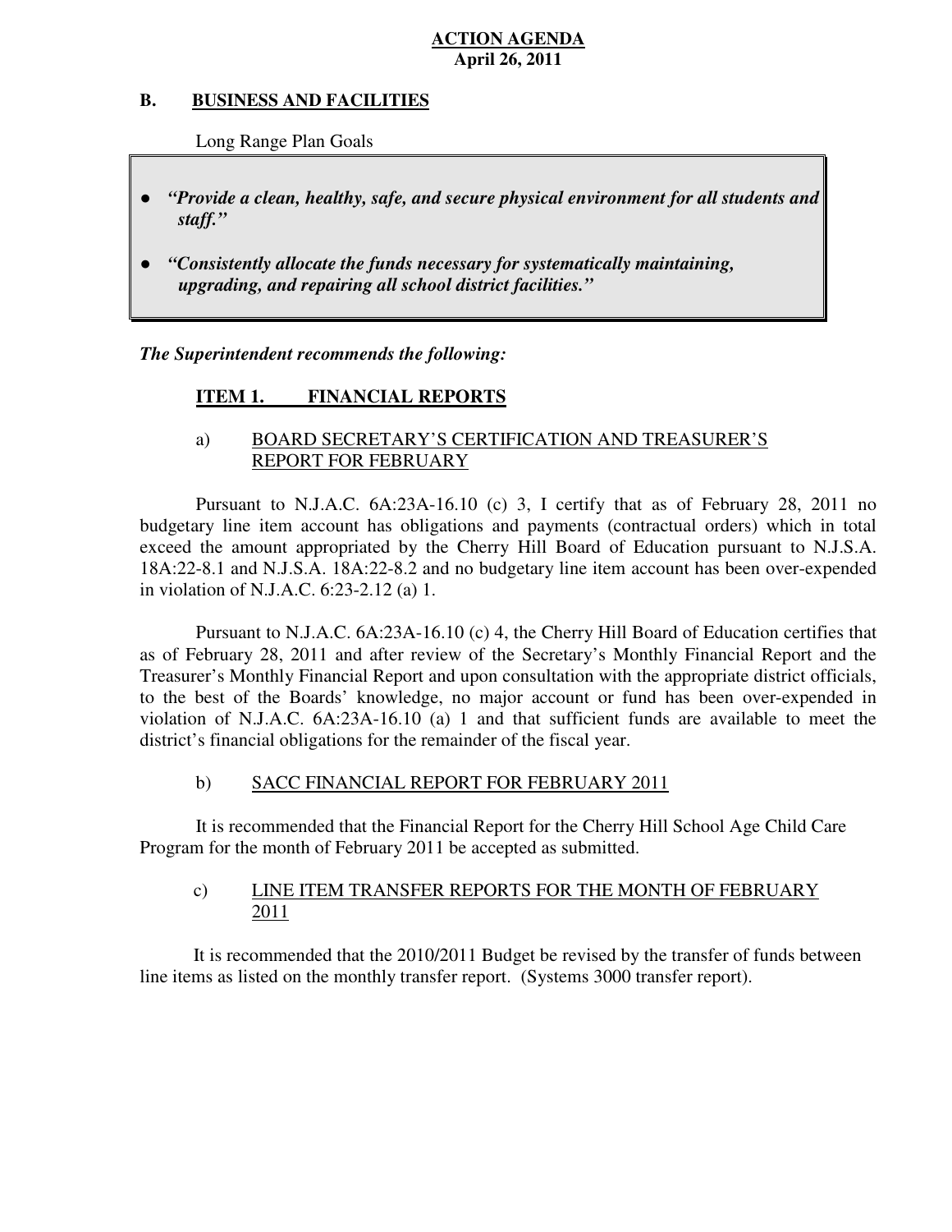**ACTION AGENDA**
**April 26, 2011**

## B. BUSINESS AND FACILITIES

Long Range Plan Goals

- ***"Provide a clean, healthy, safe, and secure physical environment for all students and staff."***
- ***"Consistently allocate the funds necessary for systematically maintaining, upgrading, and repairing all school district facilities."***

***The Superintendent recommends the following:***

### ITEM 1. FINANCIAL REPORTS

a) BOARD SECRETARY'S CERTIFICATION AND TREASURER'S REPORT FOR FEBRUARY

Pursuant to N.J.A.C. 6A:23A-16.10 (c) 3, I certify that as of February 28, 2011 no budgetary line item account has obligations and payments (contractual orders) which in total exceed the amount appropriated by the Cherry Hill Board of Education pursuant to N.J.S.A. 18A:22-8.1 and N.J.S.A. 18A:22-8.2 and no budgetary line item account has been over-expended in violation of N.J.A.C. 6:23-2.12 (a) 1.

Pursuant to N.J.A.C. 6A:23A-16.10 (c) 4, the Cherry Hill Board of Education certifies that as of February 28, 2011 and after review of the Secretary's Monthly Financial Report and the Treasurer's Monthly Financial Report and upon consultation with the appropriate district officials, to the best of the Boards' knowledge, no major account or fund has been over-expended in violation of N.J.A.C. 6A:23A-16.10 (a) 1 and that sufficient funds are available to meet the district's financial obligations for the remainder of the fiscal year.

b) SACC FINANCIAL REPORT FOR FEBRUARY 2011

It is recommended that the Financial Report for the Cherry Hill School Age Child Care Program for the month of February 2011 be accepted as submitted.

c) LINE ITEM TRANSFER REPORTS FOR THE MONTH OF FEBRUARY 2011

It is recommended that the 2010/2011 Budget be revised by the transfer of funds between line items as listed on the monthly transfer report. (Systems 3000 transfer report).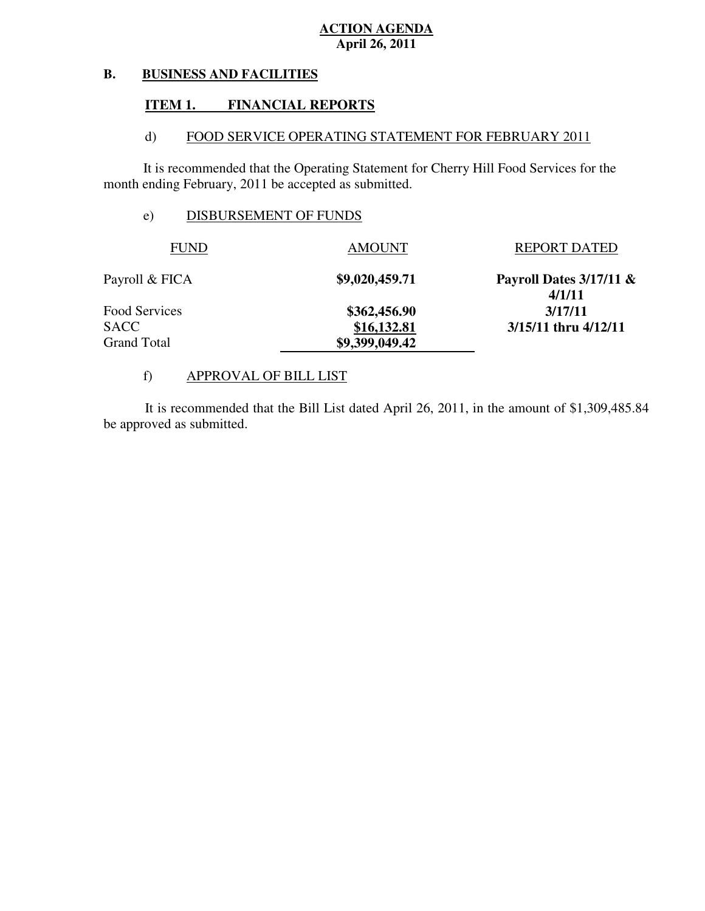**ACTION AGENDA**
**April 26, 2011**

## B. BUSINESS AND FACILITIES

### ITEM 1. FINANCIAL REPORTS

#### d) FOOD SERVICE OPERATING STATEMENT FOR FEBRUARY 2011

It is recommended that the Operating Statement for Cherry Hill Food Services for the month ending February, 2011 be accepted as submitted.

#### e) DISBURSEMENT OF FUNDS

| FUND | AMOUNT | REPORT DATED |
|---|---|---|
| Payroll & FICA | **$9,020,459.71** | **Payroll Dates 3/17/11 & 4/1/11** |
| Food Services | **$362,456.90** | **3/17/11** |
| SACC | **$16,132.81** | **3/15/11 thru 4/12/11** |
| Grand Total | **$9,399,049.42** | |

#### f) APPROVAL OF BILL LIST

It is recommended that the Bill List dated April 26, 2011, in the amount of $1,309,485.84 be approved as submitted.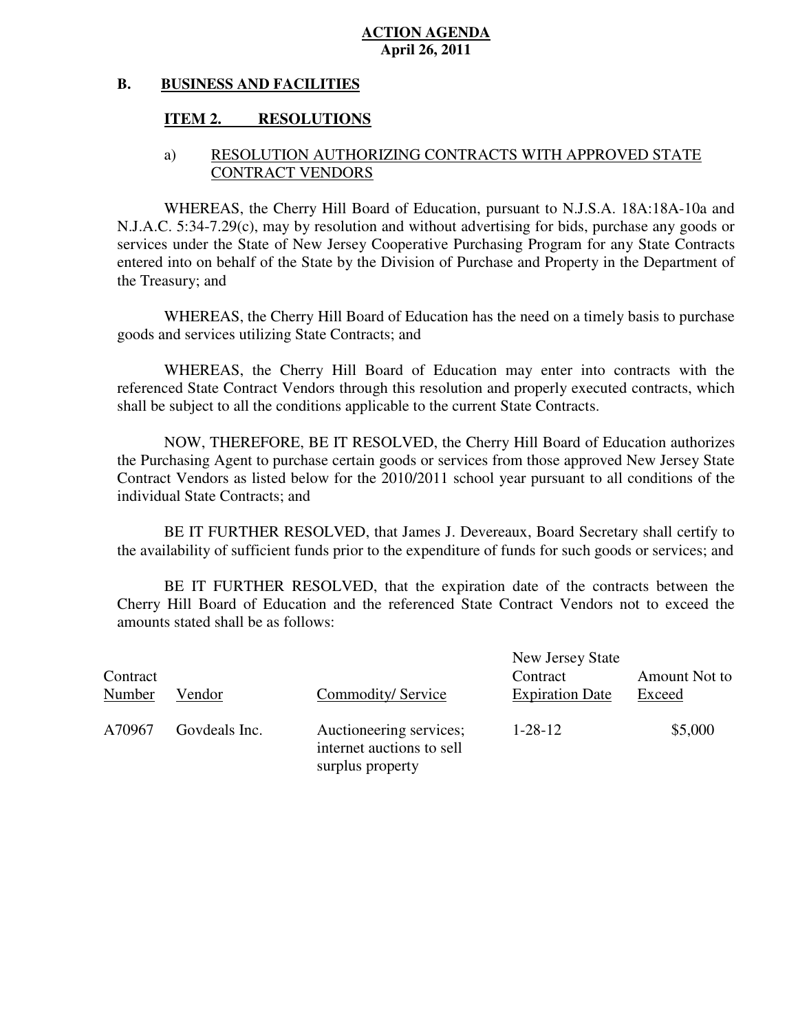**ACTION AGENDA**
**April 26, 2011**

## B. BUSINESS AND FACILITIES

### ITEM 2. RESOLUTIONS

a) RESOLUTION AUTHORIZING CONTRACTS WITH APPROVED STATE CONTRACT VENDORS

WHEREAS, the Cherry Hill Board of Education, pursuant to N.J.S.A. 18A:18A-10a and N.J.A.C. 5:34-7.29(c), may by resolution and without advertising for bids, purchase any goods or services under the State of New Jersey Cooperative Purchasing Program for any State Contracts entered into on behalf of the State by the Division of Purchase and Property in the Department of the Treasury; and

WHEREAS, the Cherry Hill Board of Education has the need on a timely basis to purchase goods and services utilizing State Contracts; and

WHEREAS, the Cherry Hill Board of Education may enter into contracts with the referenced State Contract Vendors through this resolution and properly executed contracts, which shall be subject to all the conditions applicable to the current State Contracts.

NOW, THEREFORE, BE IT RESOLVED, the Cherry Hill Board of Education authorizes the Purchasing Agent to purchase certain goods or services from those approved New Jersey State Contract Vendors as listed below for the 2010/2011 school year pursuant to all conditions of the individual State Contracts; and

BE IT FURTHER RESOLVED, that James J. Devereaux, Board Secretary shall certify to the availability of sufficient funds prior to the expenditure of funds for such goods or services; and

BE IT FURTHER RESOLVED, that the expiration date of the contracts between the Cherry Hill Board of Education and the referenced State Contract Vendors not to exceed the amounts stated shall be as follows:

| Contract Number | Vendor | Commodity/ Service | New Jersey State Contract Expiration Date | Amount Not to Exceed |
|---|---|---|---|---|
| A70967 | Govdeals Inc. | Auctioneering services; internet auctions to sell surplus property | 1-28-12 | $5,000 |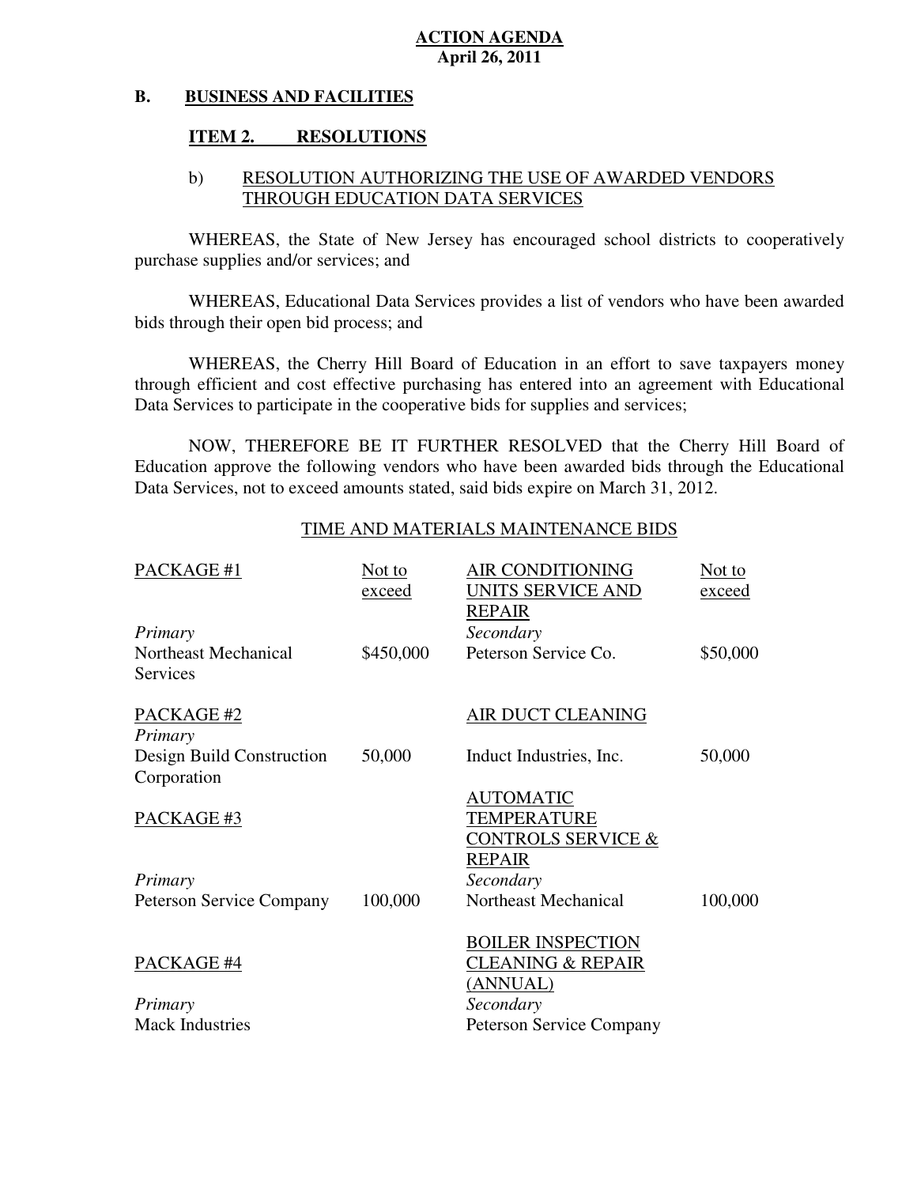**ACTION AGENDA**
**April 26, 2011**

## B. BUSINESS AND FACILITIES

### ITEM 2. RESOLUTIONS

#### b) RESOLUTION AUTHORIZING THE USE OF AWARDED VENDORS THROUGH EDUCATION DATA SERVICES

WHEREAS, the State of New Jersey has encouraged school districts to cooperatively purchase supplies and/or services; and

WHEREAS, Educational Data Services provides a list of vendors who have been awarded bids through their open bid process; and

WHEREAS, the Cherry Hill Board of Education in an effort to save taxpayers money through efficient and cost effective purchasing has entered into an agreement with Educational Data Services to participate in the cooperative bids for supplies and services;

NOW, THEREFORE BE IT FURTHER RESOLVED that the Cherry Hill Board of Education approve the following vendors who have been awarded bids through the Educational Data Services, not to exceed amounts stated, said bids expire on March 31, 2012.

TIME AND MATERIALS MAINTENANCE BIDS

| PACKAGE #1 | Not to exceed | AIR CONDITIONING UNITS SERVICE AND REPAIR | Not to exceed |
|---|---|---|---|
| *Primary* | | *Secondary* | |
| Northeast Mechanical Services | $450,000 | Peterson Service Co. | $50,000 |
| PACKAGE #2 | | AIR DUCT CLEANING | |
| *Primary* | | | |
| Design Build Construction Corporation | 50,000 | Induct Industries, Inc. | 50,000 |
| PACKAGE #3 | | AUTOMATIC TEMPERATURE CONTROLS SERVICE & REPAIR | |
| *Primary* | | *Secondary* | |
| Peterson Service Company | 100,000 | Northeast Mechanical | 100,000 |
| PACKAGE #4 | | BOILER INSPECTION CLEANING & REPAIR (ANNUAL) | |
| *Primary* | | *Secondary* | |
| Mack Industries | | Peterson Service Company | |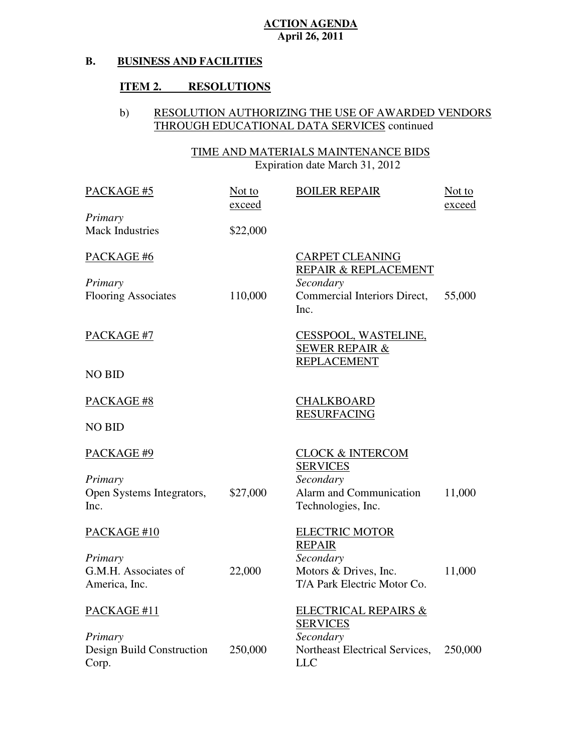**ACTION AGENDA**
**April 26, 2011**

## B. BUSINESS AND FACILITIES

### ITEM 2. RESOLUTIONS

b) RESOLUTION AUTHORIZING THE USE OF AWARDED VENDORS THROUGH EDUCATIONAL DATA SERVICES continued

TIME AND MATERIALS MAINTENANCE BIDS
Expiration date March 31, 2012

| PACKAGE #5 | Not to exceed | BOILER REPAIR | Not to exceed |
|---|---|---|---|
| *Primary* | | | |
| Mack Industries | $22,000 | | |
| PACKAGE #6 | | CARPET CLEANING REPAIR & REPLACEMENT | |
| *Primary* | | *Secondary* | |
| Flooring Associates | 110,000 | Commercial Interiors Direct, Inc. | 55,000 |
| PACKAGE #7 | | CESSPOOL, WASTELINE, SEWER REPAIR & REPLACEMENT | |
| NO BID | | | |
| PACKAGE #8 | | CHALKBOARD RESURFACING | |
| NO BID | | | |
| PACKAGE #9 | | CLOCK & INTERCOM SERVICES | |
| *Primary* | | *Secondary* | |
| Open Systems Integrators, Inc. | $27,000 | Alarm and Communication Technologies, Inc. | 11,000 |
| PACKAGE #10 | | ELECTRIC MOTOR REPAIR | |
| *Primary* | | *Secondary* | |
| G.M.H. Associates of America, Inc. | 22,000 | Motors & Drives, Inc. T/A Park Electric Motor Co. | 11,000 |
| PACKAGE #11 | | ELECTRICAL REPAIRS & SERVICES | |
| *Primary* | | *Secondary* | |
| Design Build Construction Corp. | 250,000 | Northeast Electrical Services, LLC | 250,000 |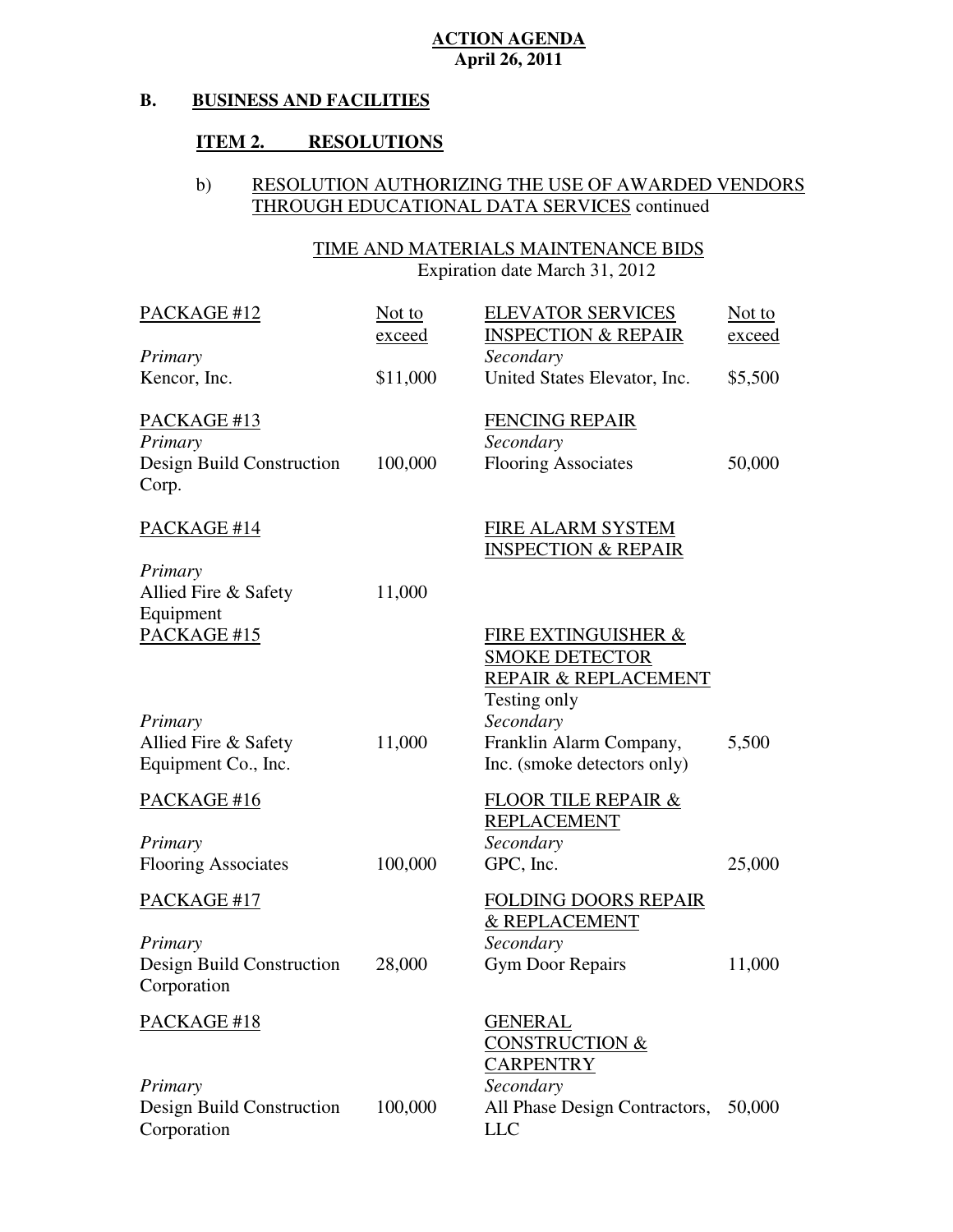**ACTION AGENDA**
**April 26, 2011**

## B. BUSINESS AND FACILITIES

### ITEM 2. RESOLUTIONS

b) RESOLUTION AUTHORIZING THE USE OF AWARDED VENDORS THROUGH EDUCATIONAL DATA SERVICES continued

TIME AND MATERIALS MAINTENANCE BIDS
Expiration date March 31, 2012

| Package / Primary | Not to exceed | Service / Secondary | Not to exceed |
|---|---|---|---|
| PACKAGE #12 | | ELEVATOR SERVICES INSPECTION & REPAIR | |
| *Primary* | | *Secondary* | |
| Kencor, Inc. | $11,000 | United States Elevator, Inc. | $5,500 |
| PACKAGE #13 | | FENCING REPAIR | |
| *Primary* | | *Secondary* | |
| Design Build Construction Corp. | 100,000 | Flooring Associates | 50,000 |
| PACKAGE #14 | | FIRE ALARM SYSTEM INSPECTION & REPAIR | |
| *Primary* | | | |
| Allied Fire & Safety Equipment | 11,000 | | |
| PACKAGE #15 | | FIRE EXTINGUISHER & SMOKE DETECTOR REPAIR & REPLACEMENT Testing only | |
| *Primary* | | *Secondary* | |
| Allied Fire & Safety Equipment Co., Inc. | 11,000 | Franklin Alarm Company, Inc. (smoke detectors only) | 5,500 |
| PACKAGE #16 | | FLOOR TILE REPAIR & REPLACEMENT | |
| *Primary* | | *Secondary* | |
| Flooring Associates | 100,000 | GPC, Inc. | 25,000 |
| PACKAGE #17 | | FOLDING DOORS REPAIR & REPLACEMENT | |
| *Primary* | | *Secondary* | |
| Design Build Construction Corporation | 28,000 | Gym Door Repairs | 11,000 |
| PACKAGE #18 | | GENERAL CONSTRUCTION & CARPENTRY | |
| *Primary* | | *Secondary* | |
| Design Build Construction Corporation | 100,000 | All Phase Design Contractors, LLC | 50,000 |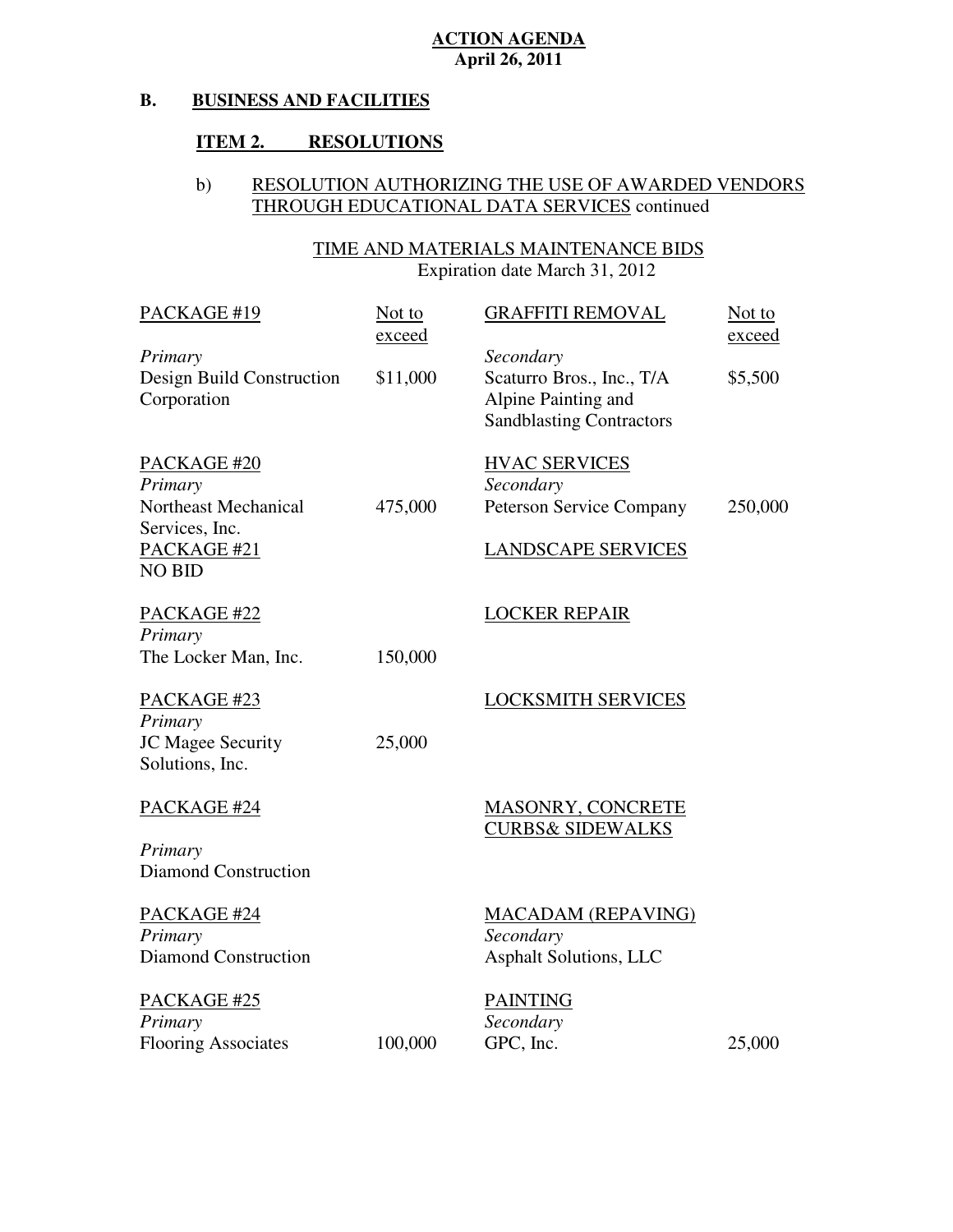**ACTION AGENDA**
**April 26, 2011**

## B. BUSINESS AND FACILITIES

### ITEM 2. RESOLUTIONS

b) RESOLUTION AUTHORIZING THE USE OF AWARDED VENDORS THROUGH EDUCATIONAL DATA SERVICES continued

TIME AND MATERIALS MAINTENANCE BIDS
Expiration date March 31, 2012

| PACKAGE | Not to exceed | SERVICE | Not to exceed |
|---|---|---|---|
| PACKAGE #19 | | GRAFFITI REMOVAL | |
| *Primary* | | *Secondary* | |
| Design Build Construction Corporation | $11,000 | Scaturro Bros., Inc., T/A Alpine Painting and Sandblasting Contractors | $5,500 |
| PACKAGE #20 | | HVAC SERVICES | |
| *Primary* | | *Secondary* | |
| Northeast Mechanical Services, Inc. | 475,000 | Peterson Service Company | 250,000 |
| PACKAGE #21 | | LANDSCAPE SERVICES | |
| NO BID | | | |
| PACKAGE #22 | | LOCKER REPAIR | |
| *Primary* | | | |
| The Locker Man, Inc. | 150,000 | | |
| PACKAGE #23 | | LOCKSMITH SERVICES | |
| *Primary* | | | |
| JC Magee Security Solutions, Inc. | 25,000 | | |
| PACKAGE #24 | | MASONRY, CONCRETE CURBS& SIDEWALKS | |
| *Primary* | | | |
| Diamond Construction | | | |
| PACKAGE #24 | | MACADAM (REPAVING) | |
| *Primary* | | *Secondary* | |
| Diamond Construction | | Asphalt Solutions, LLC | |
| PACKAGE #25 | | PAINTING | |
| *Primary* | | *Secondary* | |
| Flooring Associates | 100,000 | GPC, Inc. | 25,000 |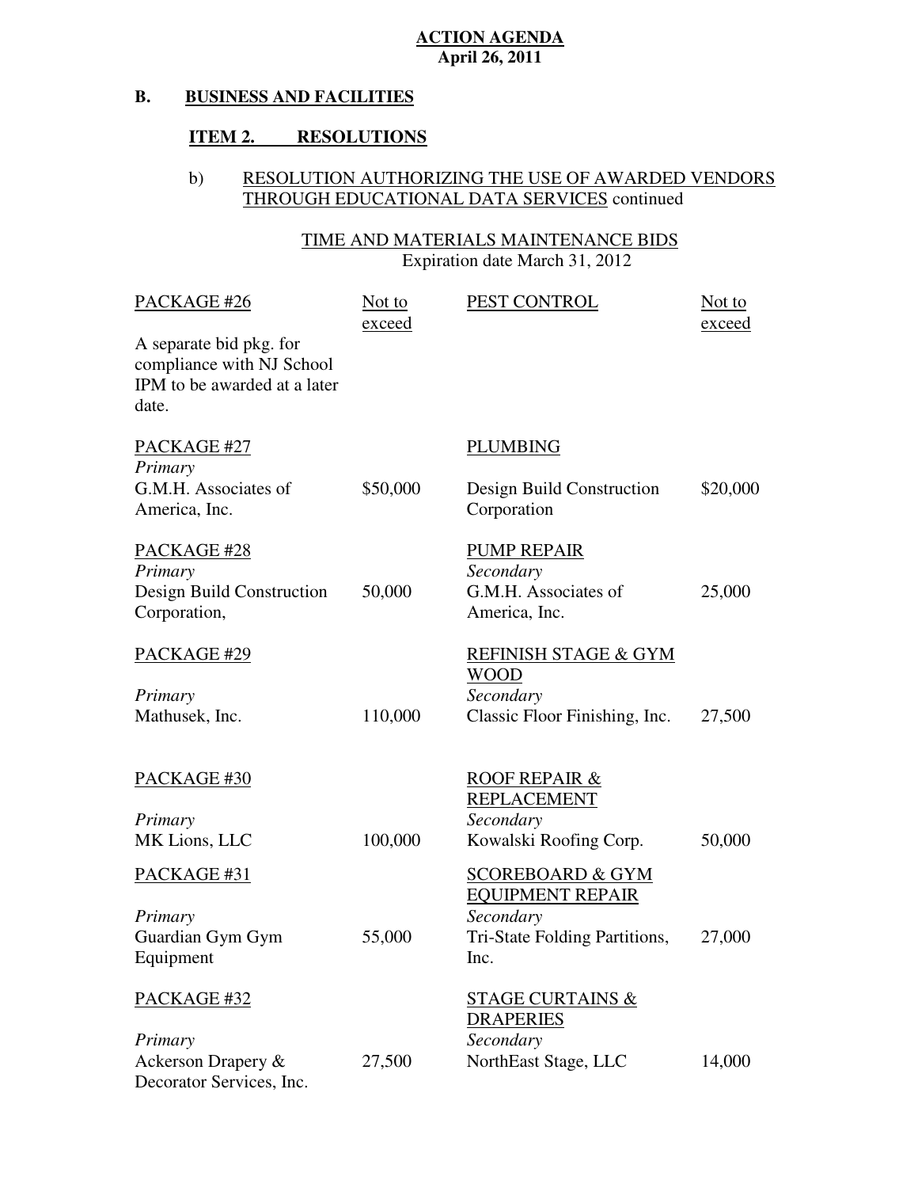**ACTION AGENDA**
**April 26, 2011**

## B. BUSINESS AND FACILITIES

### ITEM 2. RESOLUTIONS

b) RESOLUTION AUTHORIZING THE USE OF AWARDED VENDORS THROUGH EDUCATIONAL DATA SERVICES continued

TIME AND MATERIALS MAINTENANCE BIDS
Expiration date March 31, 2012

| PACKAGE | Not to exceed | | Not to exceed |
|---|---|---|---|
| PACKAGE #26<br>A separate bid pkg. for compliance with NJ School IPM to be awarded at a later date. | | PEST CONTROL | |
| PACKAGE #27<br>*Primary*<br>G.M.H. Associates of America, Inc. | $50,000 | PLUMBING<br>Design Build Construction Corporation | $20,000 |
| PACKAGE #28<br>*Primary*<br>Design Build Construction Corporation, | 50,000 | PUMP REPAIR<br>*Secondary*<br>G.M.H. Associates of America, Inc. | 25,000 |
| PACKAGE #29<br>*Primary*<br>Mathusek, Inc. | 110,000 | REFINISH STAGE & GYM WOOD<br>*Secondary*<br>Classic Floor Finishing, Inc. | 27,500 |
| PACKAGE #30<br>*Primary*<br>MK Lions, LLC | 100,000 | ROOF REPAIR & REPLACEMENT<br>*Secondary*<br>Kowalski Roofing Corp. | 50,000 |
| PACKAGE #31<br>*Primary*<br>Guardian Gym Gym Equipment | 55,000 | SCOREBOARD & GYM EQUIPMENT REPAIR<br>*Secondary*<br>Tri-State Folding Partitions, Inc. | 27,000 |
| PACKAGE #32<br>*Primary*<br>Ackerson Drapery & Decorator Services, Inc. | 27,500 | STAGE CURTAINS & DRAPERIES<br>*Secondary*<br>NorthEast Stage, LLC | 14,000 |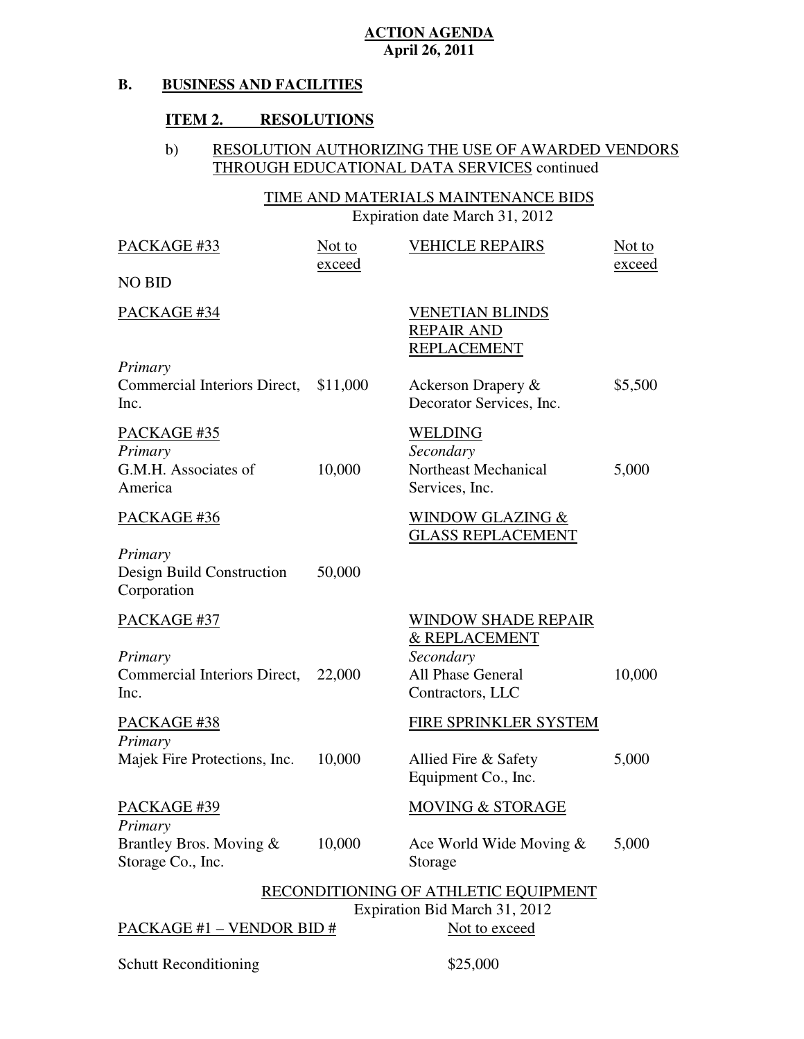**ACTION AGENDA**
**April 26, 2011**

## B. BUSINESS AND FACILITIES

### ITEM 2. RESOLUTIONS

b) RESOLUTION AUTHORIZING THE USE OF AWARDED VENDORS THROUGH EDUCATIONAL DATA SERVICES continued

TIME AND MATERIALS MAINTENANCE BIDS
Expiration date March 31, 2012

| PACKAGE #33 | Not to exceed | VEHICLE REPAIRS | Not to exceed |
|---|---|---|---|
| NO BID | | | |
| PACKAGE #34 | | VENETIAN BLINDS REPAIR AND REPLACEMENT | |
| *Primary* Commercial Interiors Direct, Inc. | \$11,000 | Ackerson Drapery & Decorator Services, Inc. | \$5,500 |
| PACKAGE #35 | | WELDING | |
| *Primary* G.M.H. Associates of America | 10,000 | *Secondary* Northeast Mechanical Services, Inc. | 5,000 |
| PACKAGE #36 | | WINDOW GLAZING & GLASS REPLACEMENT | |
| *Primary* Design Build Construction Corporation | 50,000 | | |
| PACKAGE #37 | | WINDOW SHADE REPAIR & REPLACEMENT | |
| *Primary* Commercial Interiors Direct, Inc. | 22,000 | *Secondary* All Phase General Contractors, LLC | 10,000 |
| PACKAGE #38 | | FIRE SPRINKLER SYSTEM | |
| *Primary* Majek Fire Protections, Inc. | 10,000 | Allied Fire & Safety Equipment Co., Inc. | 5,000 |
| PACKAGE #39 | | MOVING & STORAGE | |
| *Primary* Brantley Bros. Moving & Storage Co., Inc. | 10,000 | Ace World Wide Moving & Storage | 5,000 |

RECONDITIONING OF ATHLETIC EQUIPMENT
Expiration Bid March 31, 2012

| PACKAGE #1 – VENDOR BID # | Not to exceed |
|---|---|
| Schutt Reconditioning | \$25,000 |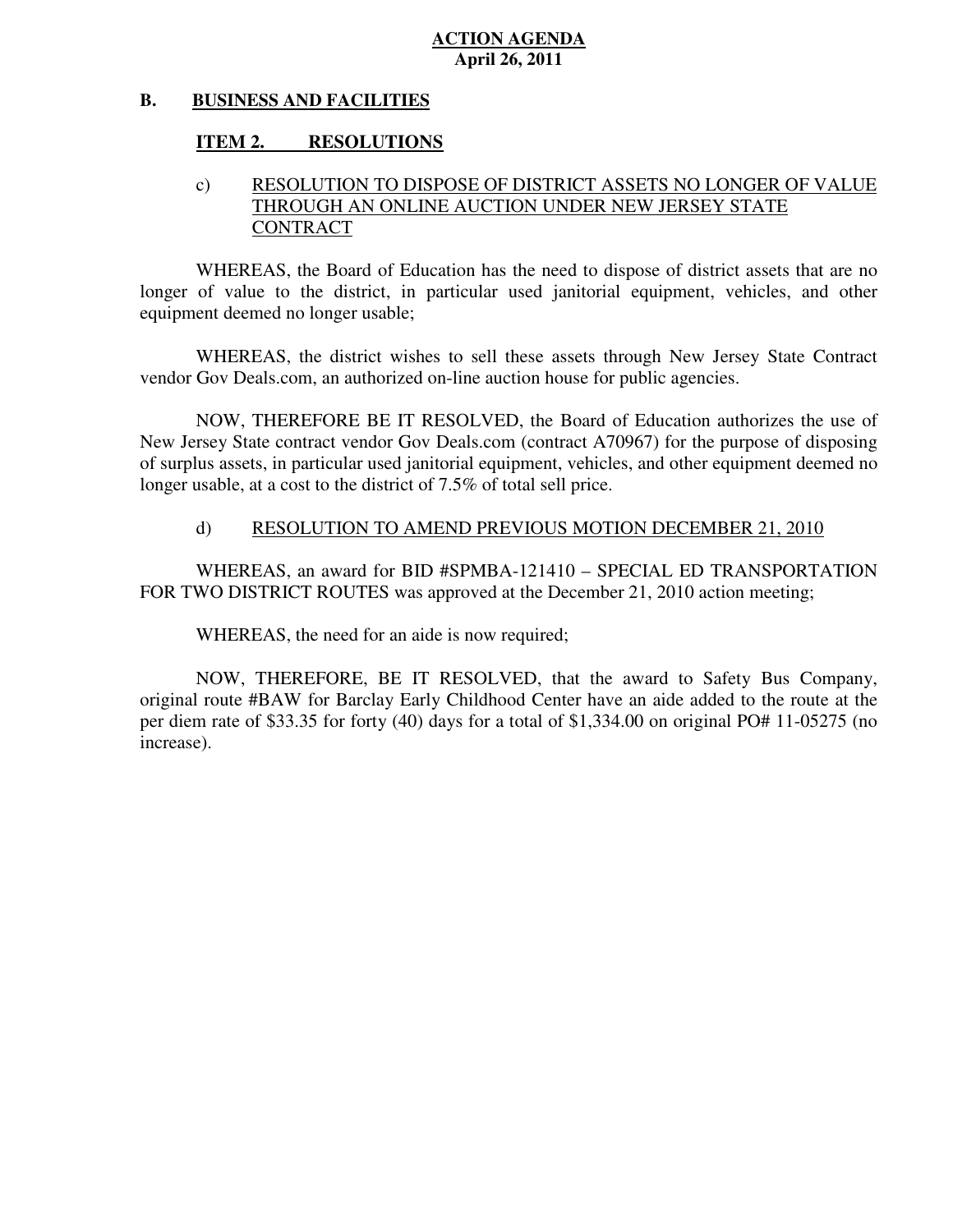**ACTION AGENDA**
**April 26, 2011**

**B. BUSINESS AND FACILITIES**

**ITEM 2. RESOLUTIONS**

c) RESOLUTION TO DISPOSE OF DISTRICT ASSETS NO LONGER OF VALUE THROUGH AN ONLINE AUCTION UNDER NEW JERSEY STATE CONTRACT

WHEREAS, the Board of Education has the need to dispose of district assets that are no longer of value to the district, in particular used janitorial equipment, vehicles, and other equipment deemed no longer usable;

WHEREAS, the district wishes to sell these assets through New Jersey State Contract vendor Gov Deals.com, an authorized on-line auction house for public agencies.

NOW, THEREFORE BE IT RESOLVED, the Board of Education authorizes the use of New Jersey State contract vendor Gov Deals.com (contract A70967) for the purpose of disposing of surplus assets, in particular used janitorial equipment, vehicles, and other equipment deemed no longer usable, at a cost to the district of 7.5% of total sell price.

d) RESOLUTION TO AMEND PREVIOUS MOTION DECEMBER 21, 2010

WHEREAS, an award for BID #SPMBA-121410 – SPECIAL ED TRANSPORTATION FOR TWO DISTRICT ROUTES was approved at the December 21, 2010 action meeting;

WHEREAS, the need for an aide is now required;

NOW, THEREFORE, BE IT RESOLVED, that the award to Safety Bus Company, original route #BAW for Barclay Early Childhood Center have an aide added to the route at the per diem rate of $33.35 for forty (40) days for a total of $1,334.00 on original PO# 11-05275 (no increase).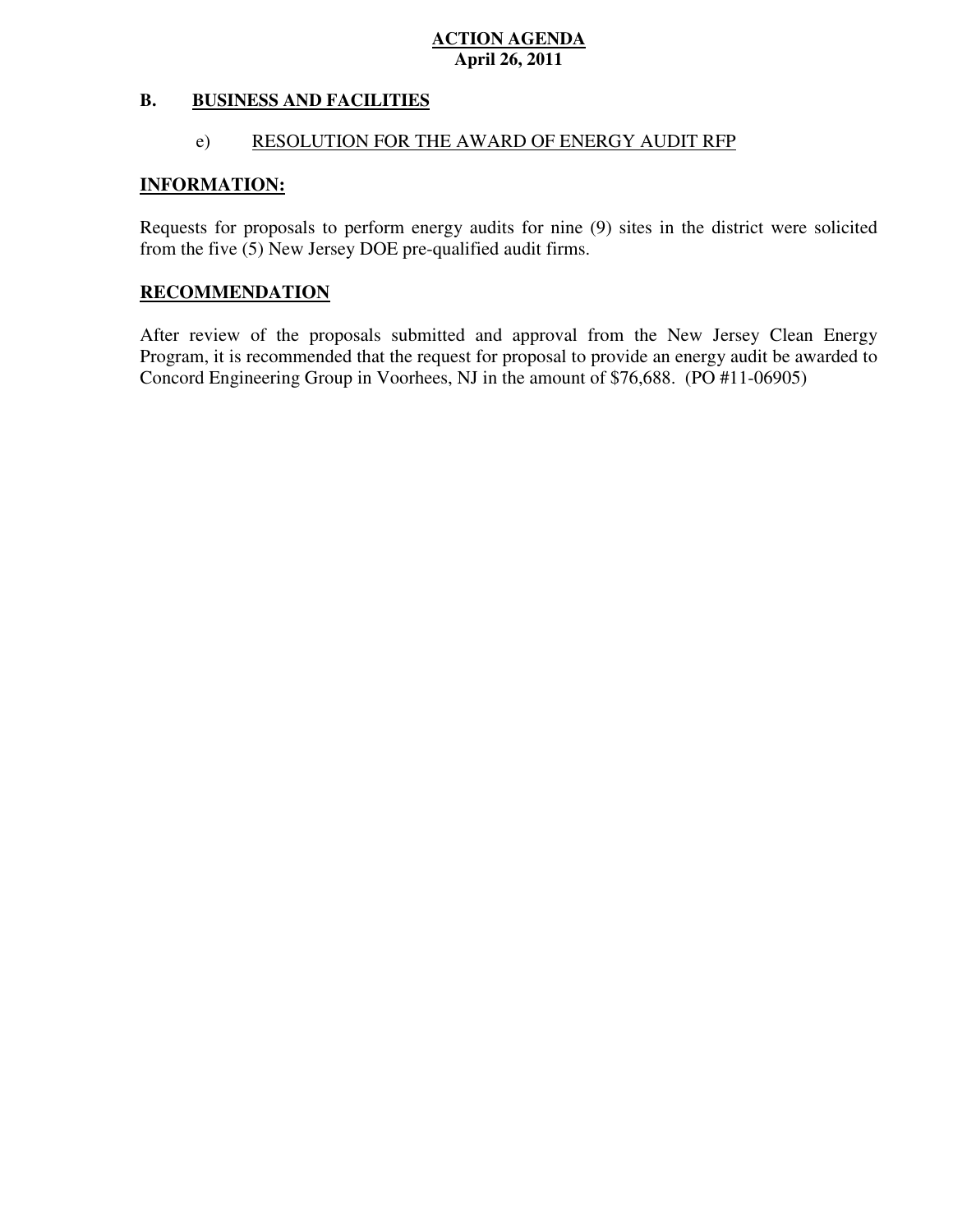**ACTION AGENDA**
**April 26, 2011**

## B. BUSINESS AND FACILITIES

### e) RESOLUTION FOR THE AWARD OF ENERGY AUDIT RFP

**INFORMATION:**

Requests for proposals to perform energy audits for nine (9) sites in the district were solicited from the five (5) New Jersey DOE pre-qualified audit firms.

**RECOMMENDATION**

After review of the proposals submitted and approval from the New Jersey Clean Energy Program, it is recommended that the request for proposal to provide an energy audit be awarded to Concord Engineering Group in Voorhees, NJ in the amount of $76,688. (PO #11-06905)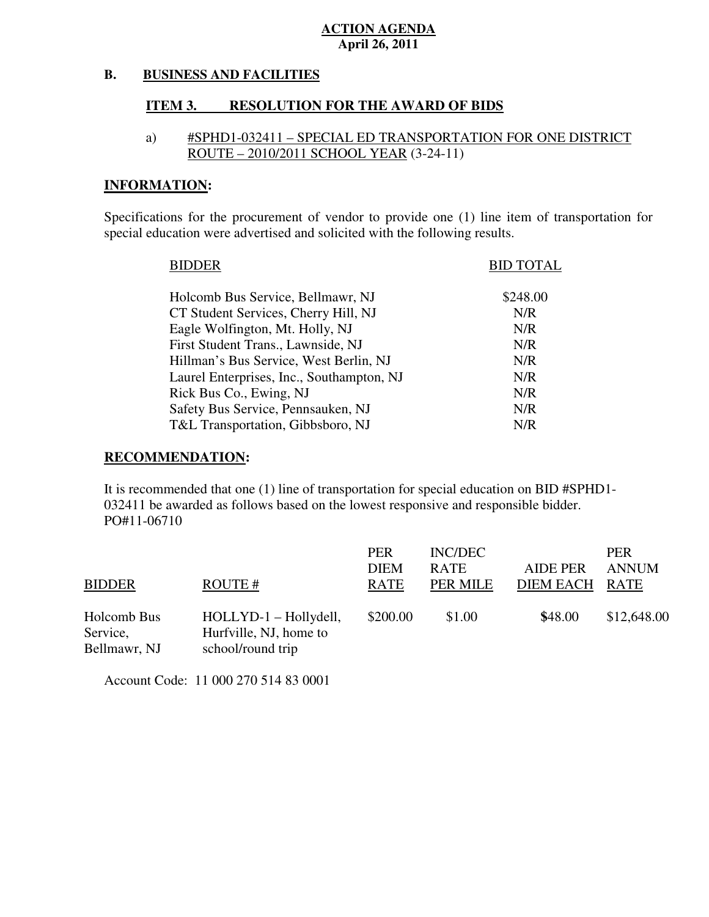**ACTION AGENDA**
**April 26, 2011**

**B. BUSINESS AND FACILITIES**

**ITEM 3. RESOLUTION FOR THE AWARD OF BIDS**

a) #SPHD1-032411 – SPECIAL ED TRANSPORTATION FOR ONE DISTRICT ROUTE – 2010/2011 SCHOOL YEAR (3-24-11)

**INFORMATION:**

Specifications for the procurement of vendor to provide one (1) line item of transportation for special education were advertised and solicited with the following results.

| BIDDER | BID TOTAL |
|---|---|
| Holcomb Bus Service, Bellmawr, NJ | \$248.00 |
| CT Student Services, Cherry Hill, NJ | N/R |
| Eagle Wolfington, Mt. Holly, NJ | N/R |
| First Student Trans., Lawnside, NJ | N/R |
| Hillman's Bus Service, West Berlin, NJ | N/R |
| Laurel Enterprises, Inc., Southampton, NJ | N/R |
| Rick Bus Co., Ewing, NJ | N/R |
| Safety Bus Service, Pennsauken, NJ | N/R |
| T&L Transportation, Gibbsboro, NJ | N/R |

**RECOMMENDATION:**

It is recommended that one (1) line of transportation for special education on BID #SPHD1-032411 be awarded as follows based on the lowest responsive and responsible bidder. PO#11-06710

| BIDDER | ROUTE # | PER DIEM RATE | INC/DEC RATE PER MILE | AIDE PER DIEM EACH | PER ANNUM RATE |
|---|---|---|---|---|---|
| Holcomb Bus Service, Bellmawr, NJ | HOLLYD-1 – Hollydell, Hurfville, NJ, home to school/round trip | \$200.00 | \$1.00 | \$48.00 | \$12,648.00 |

Account Code: 11 000 270 514 83 0001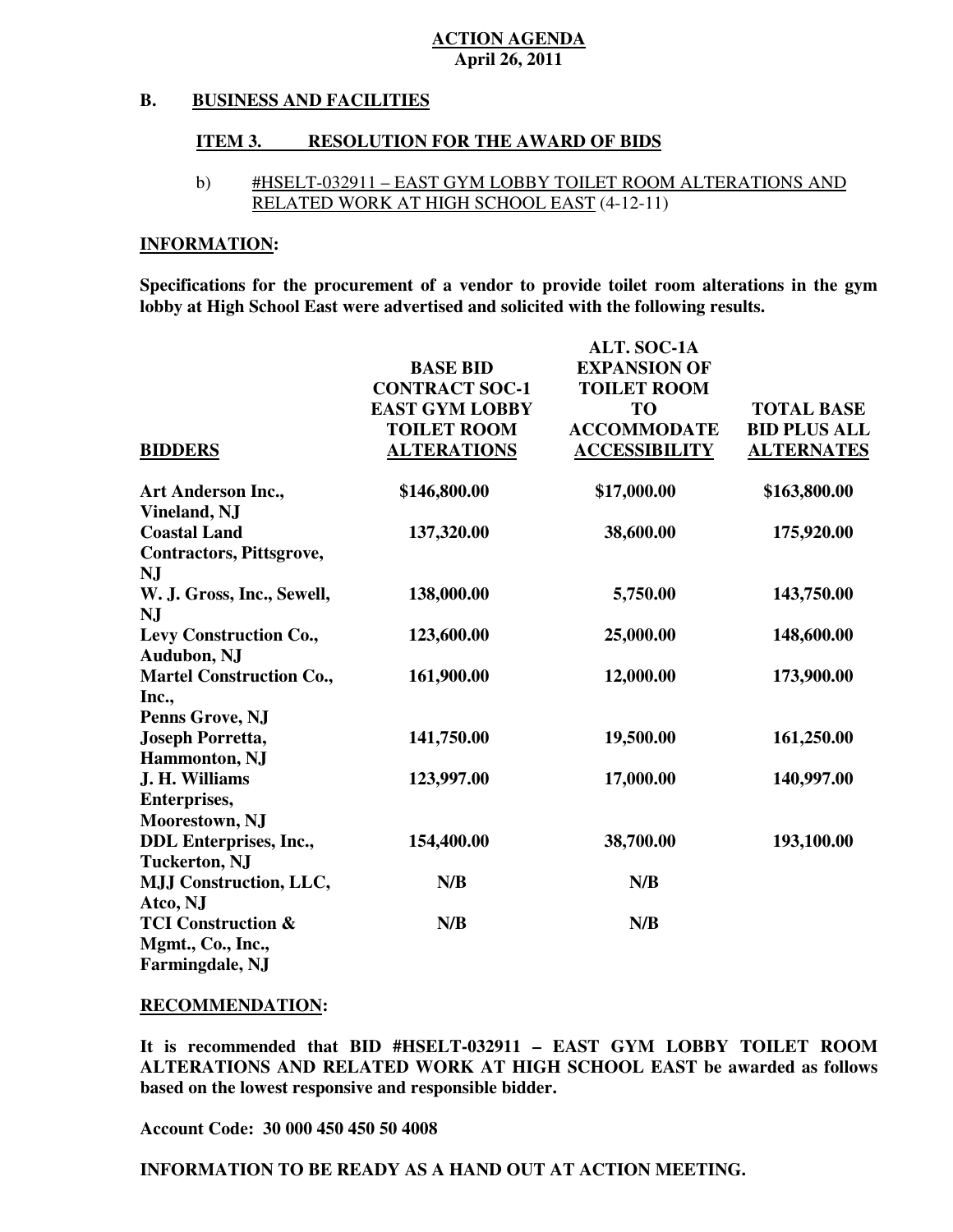**ACTION AGENDA**
**April 26, 2011**

## B. BUSINESS AND FACILITIES

### ITEM 3. RESOLUTION FOR THE AWARD OF BIDS

b) #HSELT-032911 – EAST GYM LOBBY TOILET ROOM ALTERATIONS AND RELATED WORK AT HIGH SCHOOL EAST (4-12-11)

**INFORMATION:**

**Specifications for the procurement of a vendor to provide toilet room alterations in the gym lobby at High School East were advertised and solicited with the following results.**

| BIDDERS | BASE BID CONTRACT SOC-1 EAST GYM LOBBY TOILET ROOM ALTERATIONS | ALT. SOC-1A EXPANSION OF TOILET ROOM TO ACCOMMODATE ACCESSIBILITY | TOTAL BASE BID PLUS ALL ALTERNATES |
|---|---|---|---|
| Art Anderson Inc., Vineland, NJ | $146,800.00 | $17,000.00 | $163,800.00 |
| Coastal Land Contractors, Pittsgrove, NJ | 137,320.00 | 38,600.00 | 175,920.00 |
| W. J. Gross, Inc., Sewell, NJ | 138,000.00 | 5,750.00 | 143,750.00 |
| Levy Construction Co., Audubon, NJ | 123,600.00 | 25,000.00 | 148,600.00 |
| Martel Construction Co., Inc., Penns Grove, NJ | 161,900.00 | 12,000.00 | 173,900.00 |
| Joseph Porretta, Hammonton, NJ | 141,750.00 | 19,500.00 | 161,250.00 |
| J. H. Williams Enterprises, Moorestown, NJ | 123,997.00 | 17,000.00 | 140,997.00 |
| DDL Enterprises, Inc., Tuckerton, NJ | 154,400.00 | 38,700.00 | 193,100.00 |
| MJJ Construction, LLC, Atco, NJ | N/B | N/B | |
| TCI Construction & Mgmt., Co., Inc., Farmingdale, NJ | N/B | N/B | |

**RECOMMENDATION:**

**It is recommended that BID #HSELT-032911 – EAST GYM LOBBY TOILET ROOM ALTERATIONS AND RELATED WORK AT HIGH SCHOOL EAST be awarded as follows based on the lowest responsive and responsible bidder.**

**Account Code: 30 000 450 450 50 4008**

**INFORMATION TO BE READY AS A HAND OUT AT ACTION MEETING.**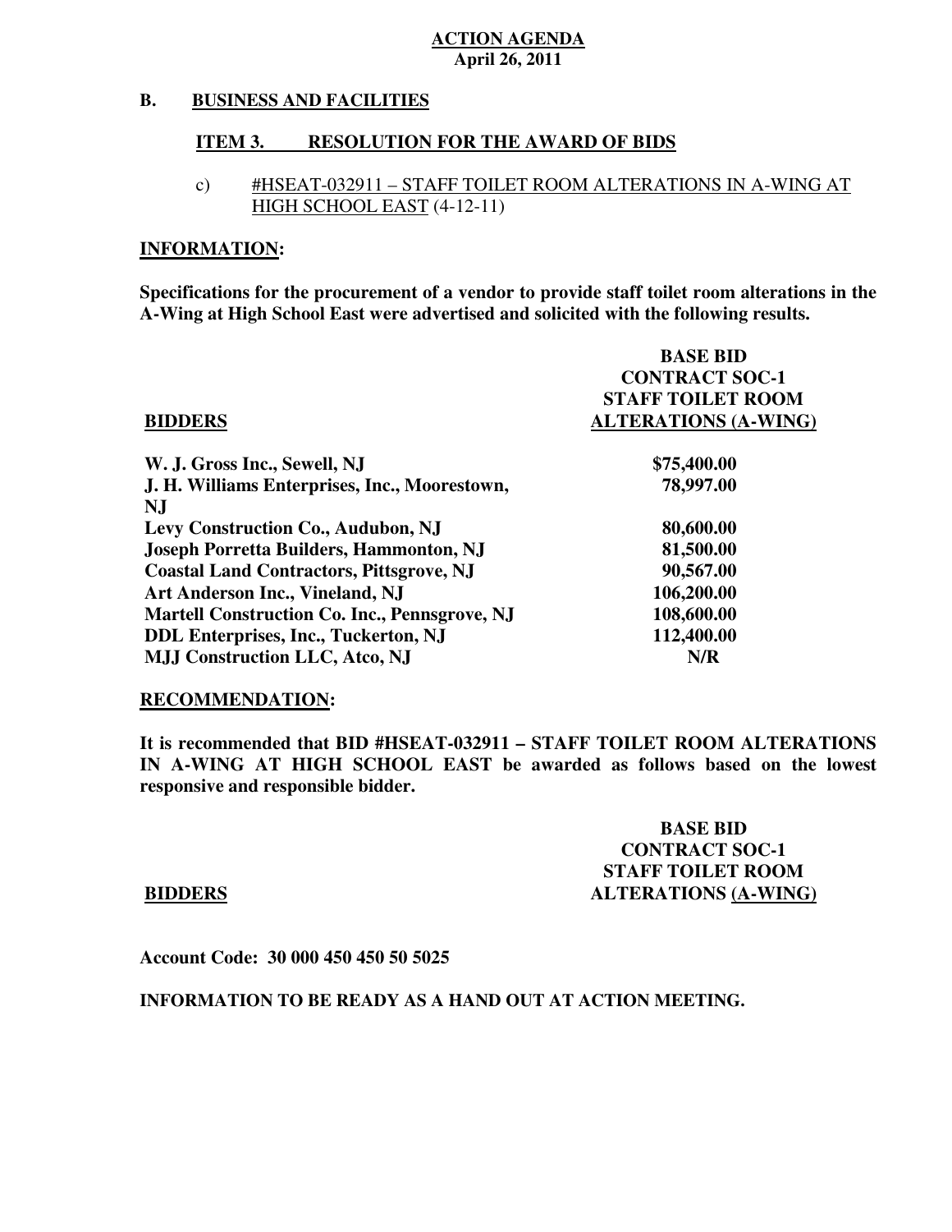**ACTION AGENDA**
**April 26, 2011**

## B. BUSINESS AND FACILITIES

### ITEM 3. RESOLUTION FOR THE AWARD OF BIDS

c) #HSEAT-032911 – STAFF TOILET ROOM ALTERATIONS IN A-WING AT HIGH SCHOOL EAST (4-12-11)

**INFORMATION:**

**Specifications for the procurement of a vendor to provide staff toilet room alterations in the A-Wing at High School East were advertised and solicited with the following results.**

| BIDDERS | BASE BID CONTRACT SOC-1 STAFF TOILET ROOM ALTERATIONS (A-WING) |
|---|---|
| W. J. Gross Inc., Sewell, NJ | $75,400.00 |
| J. H. Williams Enterprises, Inc., Moorestown, NJ | 78,997.00 |
| Levy Construction Co., Audubon, NJ | 80,600.00 |
| Joseph Porretta Builders, Hammonton, NJ | 81,500.00 |
| Coastal Land Contractors, Pittsgrove, NJ | 90,567.00 |
| Art Anderson Inc., Vineland, NJ | 106,200.00 |
| Martell Construction Co. Inc., Pennsgrove, NJ | 108,600.00 |
| DDL Enterprises, Inc., Tuckerton, NJ | 112,400.00 |
| MJJ Construction LLC, Atco, NJ | N/R |

**RECOMMENDATION:**

**It is recommended that BID #HSEAT-032911 – STAFF TOILET ROOM ALTERATIONS IN A-WING AT HIGH SCHOOL EAST be awarded as follows based on the lowest responsive and responsible bidder.**

| BIDDERS | BASE BID CONTRACT SOC-1 STAFF TOILET ROOM ALTERATIONS (A-WING) |
|---|---|

**Account Code: 30 000 450 450 50 5025**

**INFORMATION TO BE READY AS A HAND OUT AT ACTION MEETING.**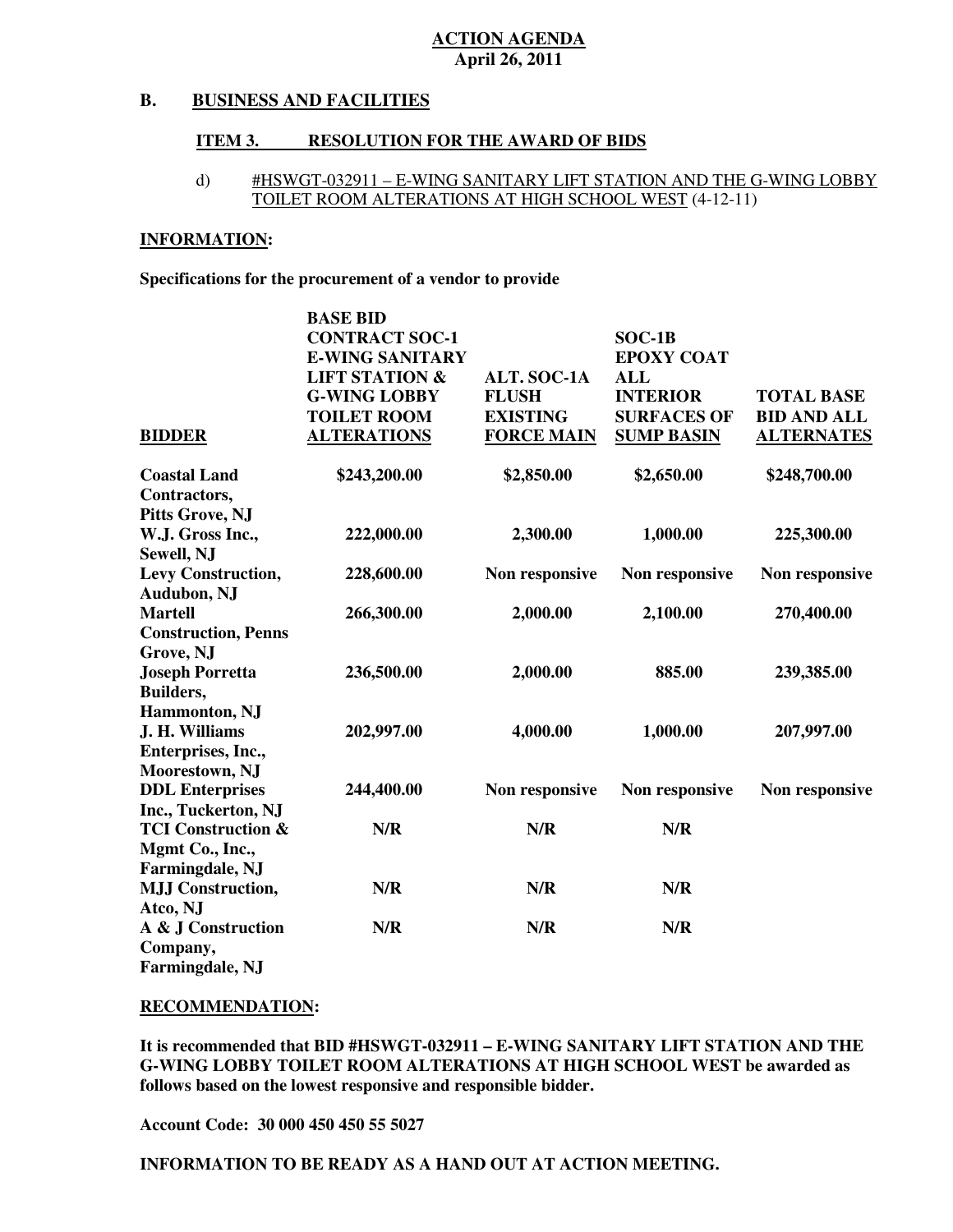**ACTION AGENDA**
**April 26, 2011**

## B. BUSINESS AND FACILITIES

### ITEM 3. RESOLUTION FOR THE AWARD OF BIDS

d) #HSWGT-032911 – E-WING SANITARY LIFT STATION AND THE G-WING LOBBY TOILET ROOM ALTERATIONS AT HIGH SCHOOL WEST (4-12-11)

**INFORMATION:**

**Specifications for the procurement of a vendor to provide**

| BIDDER | BASE BID CONTRACT SOC-1 E-WING SANITARY LIFT STATION & G-WING LOBBY TOILET ROOM ALTERATIONS | ALT. SOC-1A FLUSH EXISTING FORCE MAIN | SOC-1B EPOXY COAT ALL INTERIOR SURFACES OF SUMP BASIN | TOTAL BASE BID AND ALL ALTERNATES |
|---|---|---|---|---|
| Coastal Land Contractors, Pitts Grove, NJ | $243,200.00 | $2,850.00 | $2,650.00 | $248,700.00 |
| W.J. Gross Inc., Sewell, NJ | 222,000.00 | 2,300.00 | 1,000.00 | 225,300.00 |
| Levy Construction, Audubon, NJ | 228,600.00 | Non responsive | Non responsive | Non responsive |
| Martell Construction, Penns Grove, NJ | 266,300.00 | 2,000.00 | 2,100.00 | 270,400.00 |
| Joseph Porretta Builders, Hammonton, NJ | 236,500.00 | 2,000.00 | 885.00 | 239,385.00 |
| J. H. Williams Enterprises, Inc., Moorestown, NJ | 202,997.00 | 4,000.00 | 1,000.00 | 207,997.00 |
| DDL Enterprises Inc., Tuckerton, NJ | 244,400.00 | Non responsive | Non responsive | Non responsive |
| TCI Construction & Mgmt Co., Inc., Farmingdale, NJ | N/R | N/R | N/R | |
| MJJ Construction, Atco, NJ | N/R | N/R | N/R | |
| A & J Construction Company, Farmingdale, NJ | N/R | N/R | N/R | |

**RECOMMENDATION:**

**It is recommended that BID #HSWGT-032911 – E-WING SANITARY LIFT STATION AND THE G-WING LOBBY TOILET ROOM ALTERATIONS AT HIGH SCHOOL WEST be awarded as follows based on the lowest responsive and responsible bidder.**

**Account Code: 30 000 450 450 55 5027**

**INFORMATION TO BE READY AS A HAND OUT AT ACTION MEETING.**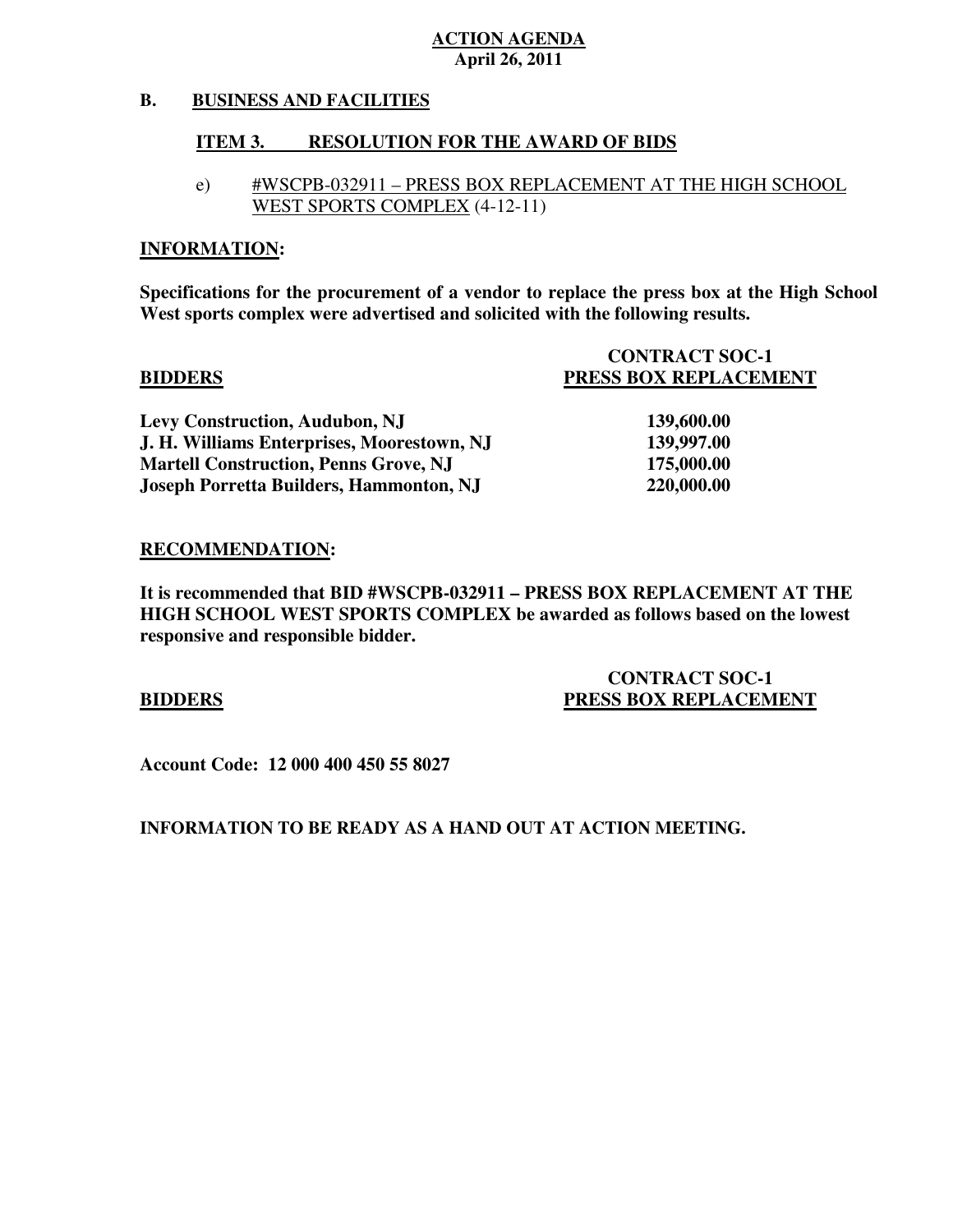**ACTION AGENDA**
**April 26, 2011**

## B. BUSINESS AND FACILITIES

### ITEM 3. RESOLUTION FOR THE AWARD OF BIDS

e) #WSCPB-032911 – PRESS BOX REPLACEMENT AT THE HIGH SCHOOL WEST SPORTS COMPLEX (4-12-11)

**INFORMATION:**

**Specifications for the procurement of a vendor to replace the press box at the High School West sports complex were advertised and solicited with the following results.**

| BIDDERS | CONTRACT SOC-1 PRESS BOX REPLACEMENT |
|---|---|
| Levy Construction, Audubon, NJ | 139,600.00 |
| J. H. Williams Enterprises, Moorestown, NJ | 139,997.00 |
| Martell Construction, Penns Grove, NJ | 175,000.00 |
| Joseph Porretta Builders, Hammonton, NJ | 220,000.00 |

**RECOMMENDATION:**

**It is recommended that BID #WSCPB-032911 – PRESS BOX REPLACEMENT AT THE HIGH SCHOOL WEST SPORTS COMPLEX be awarded as follows based on the lowest responsive and responsible bidder.**

| BIDDERS | CONTRACT SOC-1 PRESS BOX REPLACEMENT |
|---|---|

**Account Code: 12 000 400 450 55 8027**

**INFORMATION TO BE READY AS A HAND OUT AT ACTION MEETING.**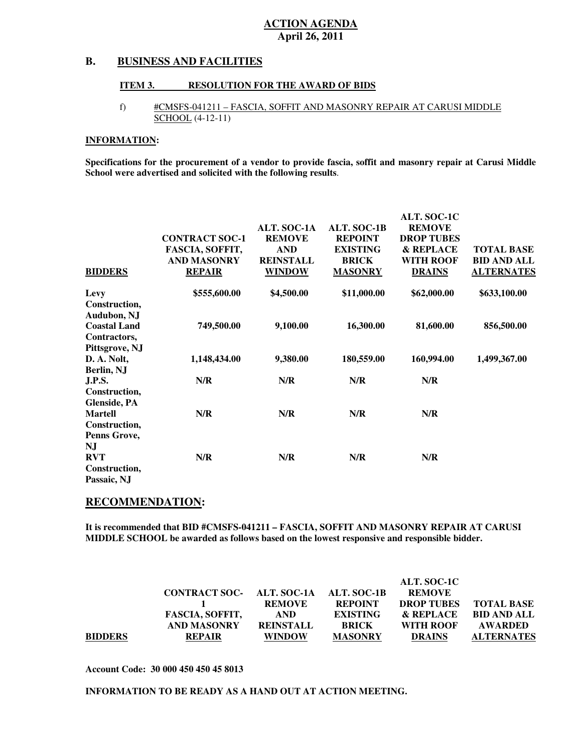**ACTION AGENDA**
**April 26, 2011**

## B. BUSINESS AND FACILITIES

### ITEM 3. RESOLUTION FOR THE AWARD OF BIDS

f) #CMSFS-041211 – FASCIA, SOFFIT AND MASONRY REPAIR AT CARUSI MIDDLE SCHOOL (4-12-11)

**INFORMATION:**

**Specifications for the procurement of a vendor to provide fascia, soffit and masonry repair at Carusi Middle School were advertised and solicited with the following results**.

| BIDDERS | CONTRACT SOC-1 FASCIA, SOFFIT, AND MASONRY REPAIR | ALT. SOC-1A REMOVE AND REINSTALL WINDOW | ALT. SOC-1B REPOINT EXISTING BRICK MASONRY | ALT. SOC-1C REMOVE DROP TUBES & REPLACE WITH ROOF DRAINS | TOTAL BASE BID AND ALL ALTERNATES |
|---|---|---|---|---|---|
| Levy Construction, Audubon, NJ | \$555,600.00 | \$4,500.00 | \$11,000.00 | \$62,000.00 | \$633,100.00 |
| Coastal Land Contractors, Pittsgrove, NJ | 749,500.00 | 9,100.00 | 16,300.00 | 81,600.00 | 856,500.00 |
| D. A. Nolt, Berlin, NJ | 1,148,434.00 | 9,380.00 | 180,559.00 | 160,994.00 | 1,499,367.00 |
| J.P.S. Construction, Glenside, PA | N/R | N/R | N/R | N/R | |
| Martell Construction, Penns Grove, NJ | N/R | N/R | N/R | N/R | |
| RVT Construction, Passaic, NJ | N/R | N/R | N/R | N/R | |

## RECOMMENDATION:

**It is recommended that BID #CMSFS-041211 – FASCIA, SOFFIT AND MASONRY REPAIR AT CARUSI MIDDLE SCHOOL be awarded as follows based on the lowest responsive and responsible bidder.**

| BIDDERS | CONTRACT SOC-1 FASCIA, SOFFIT, AND MASONRY REPAIR | ALT. SOC-1A REMOVE AND REINSTALL WINDOW | ALT. SOC-1B REPOINT EXISTING BRICK MASONRY | ALT. SOC-1C REMOVE DROP TUBES & REPLACE WITH ROOF DRAINS | TOTAL BASE BID AND ALL AWARDED ALTERNATES |
|---|---|---|---|---|---|

**Account Code: 30 000 450 450 45 8013**

**INFORMATION TO BE READY AS A HAND OUT AT ACTION MEETING.**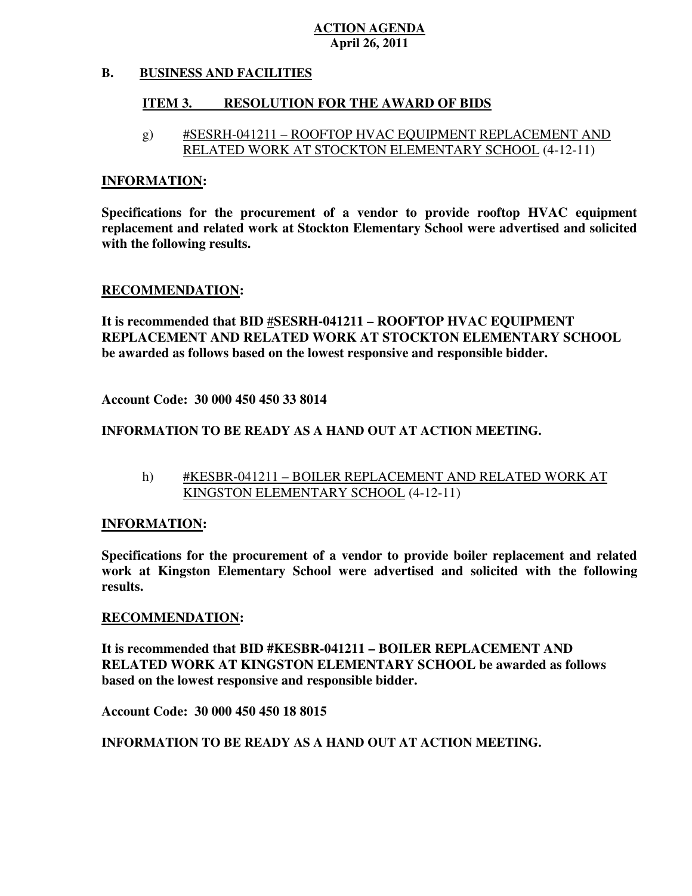**ACTION AGENDA**
**April 26, 2011**

## B. BUSINESS AND FACILITIES

### ITEM 3. RESOLUTION FOR THE AWARD OF BIDS

g) #SESRH-041211 – ROOFTOP HVAC EQUIPMENT REPLACEMENT AND RELATED WORK AT STOCKTON ELEMENTARY SCHOOL (4-12-11)

**INFORMATION:**

**Specifications for the procurement of a vendor to provide rooftop HVAC equipment replacement and related work at Stockton Elementary School were advertised and solicited with the following results.**

**RECOMMENDATION:**

**It is recommended that BID #SESRH-041211 – ROOFTOP HVAC EQUIPMENT REPLACEMENT AND RELATED WORK AT STOCKTON ELEMENTARY SCHOOL be awarded as follows based on the lowest responsive and responsible bidder.**

**Account Code: 30 000 450 450 33 8014**

**INFORMATION TO BE READY AS A HAND OUT AT ACTION MEETING.**

h) #KESBR-041211 – BOILER REPLACEMENT AND RELATED WORK AT KINGSTON ELEMENTARY SCHOOL (4-12-11)

**INFORMATION:**

**Specifications for the procurement of a vendor to provide boiler replacement and related work at Kingston Elementary School were advertised and solicited with the following results.**

**RECOMMENDATION:**

**It is recommended that BID #KESBR-041211 – BOILER REPLACEMENT AND RELATED WORK AT KINGSTON ELEMENTARY SCHOOL be awarded as follows based on the lowest responsive and responsible bidder.**

**Account Code: 30 000 450 450 18 8015**

**INFORMATION TO BE READY AS A HAND OUT AT ACTION MEETING.**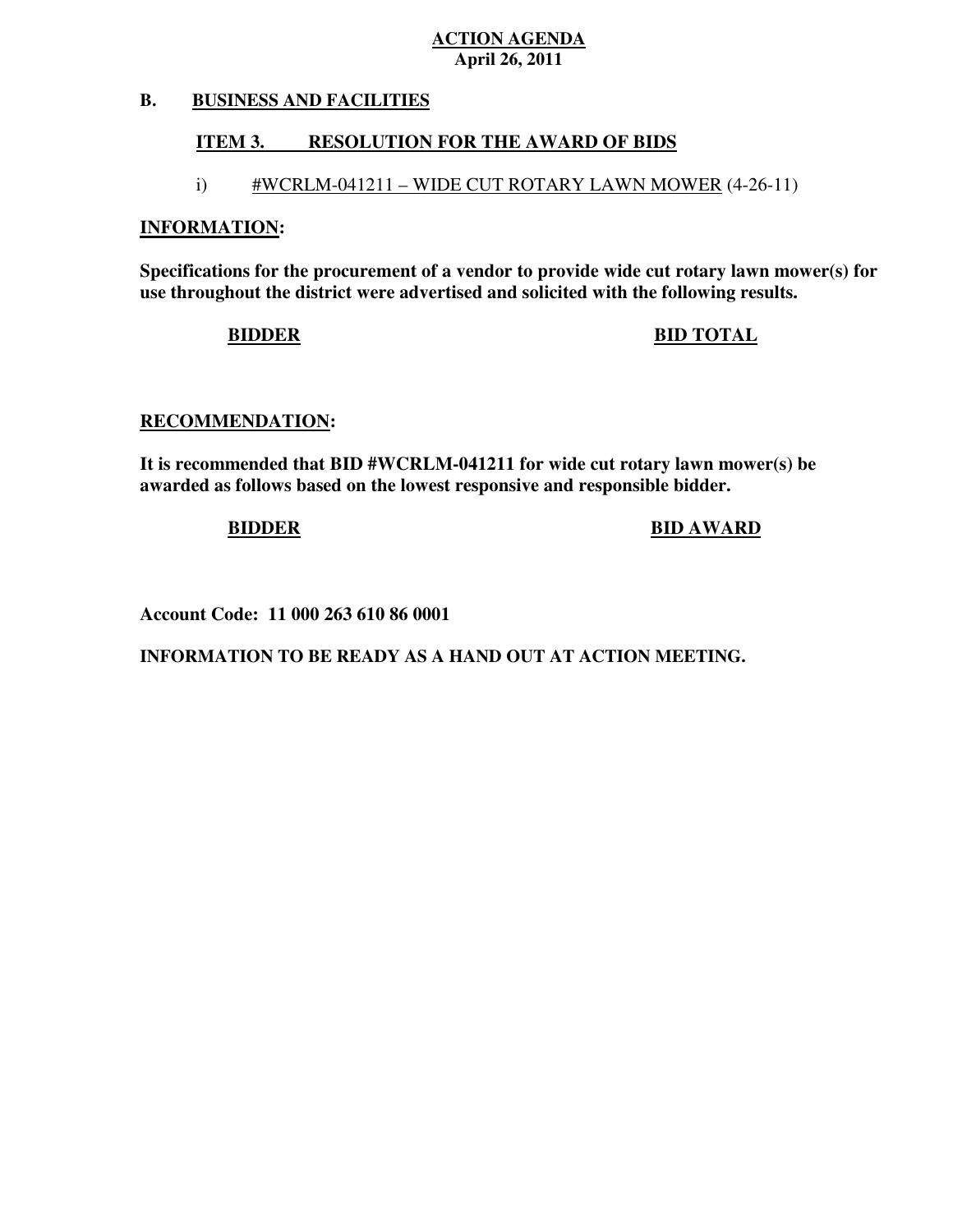**ACTION AGENDA**
**April 26, 2011**

**B. BUSINESS AND FACILITIES**

**ITEM 3. RESOLUTION FOR THE AWARD OF BIDS**

i) #WCRLM-041211 – WIDE CUT ROTARY LAWN MOWER (4-26-11)

**INFORMATION:**

**Specifications for the procurement of a vendor to provide wide cut rotary lawn mower(s) for use throughout the district were advertised and solicited with the following results.**

| BIDDER | BID TOTAL |
| --- | --- |

**RECOMMENDATION:**

**It is recommended that BID #WCRLM-041211 for wide cut rotary lawn mower(s) be awarded as follows based on the lowest responsive and responsible bidder.**

| BIDDER | BID AWARD |
| --- | --- |

**Account Code: 11 000 263 610 86 0001**

**INFORMATION TO BE READY AS A HAND OUT AT ACTION MEETING.**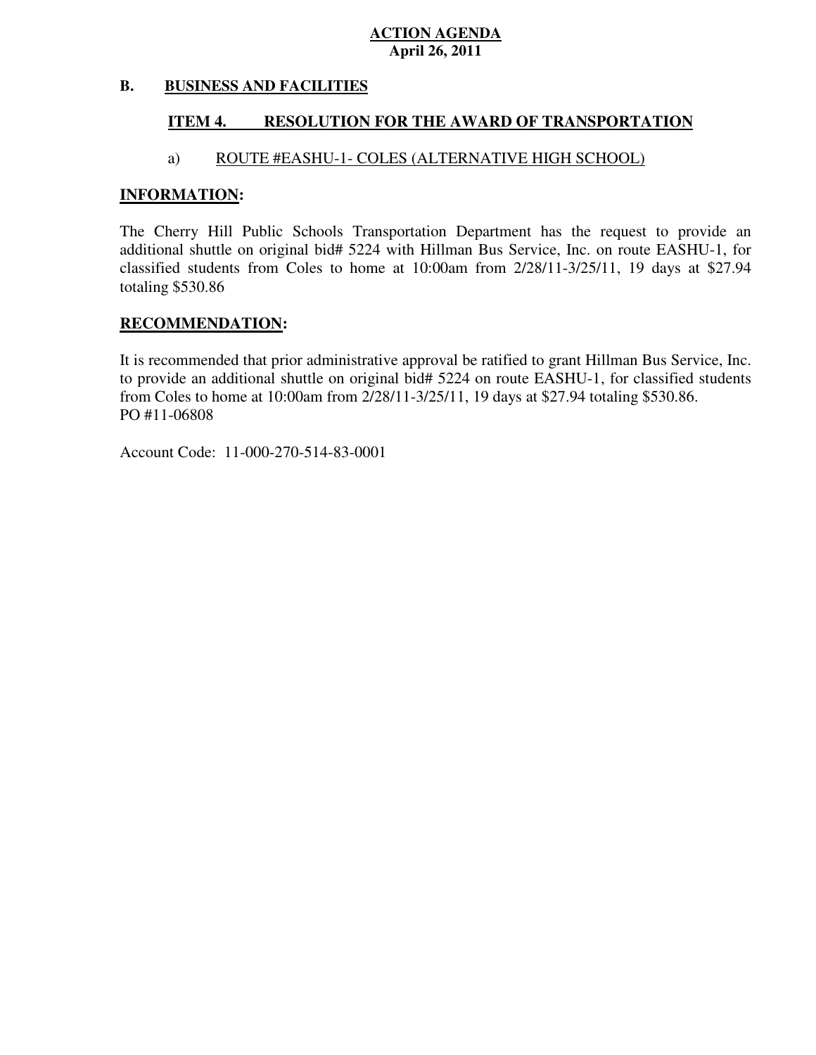**ACTION AGENDA**
**April 26, 2011**

## B. BUSINESS AND FACILITIES

### ITEM 4. RESOLUTION FOR THE AWARD OF TRANSPORTATION

a) ROUTE #EASHU-1- COLES (ALTERNATIVE HIGH SCHOOL)

**INFORMATION:**

The Cherry Hill Public Schools Transportation Department has the request to provide an additional shuttle on original bid# 5224 with Hillman Bus Service, Inc. on route EASHU-1, for classified students from Coles to home at 10:00am from 2/28/11-3/25/11, 19 days at $27.94 totaling $530.86

**RECOMMENDATION:**

It is recommended that prior administrative approval be ratified to grant Hillman Bus Service, Inc. to provide an additional shuttle on original bid# 5224 on route EASHU-1, for classified students from Coles to home at 10:00am from 2/28/11-3/25/11, 19 days at $27.94 totaling $530.86.
PO #11-06808

Account Code: 11-000-270-514-83-0001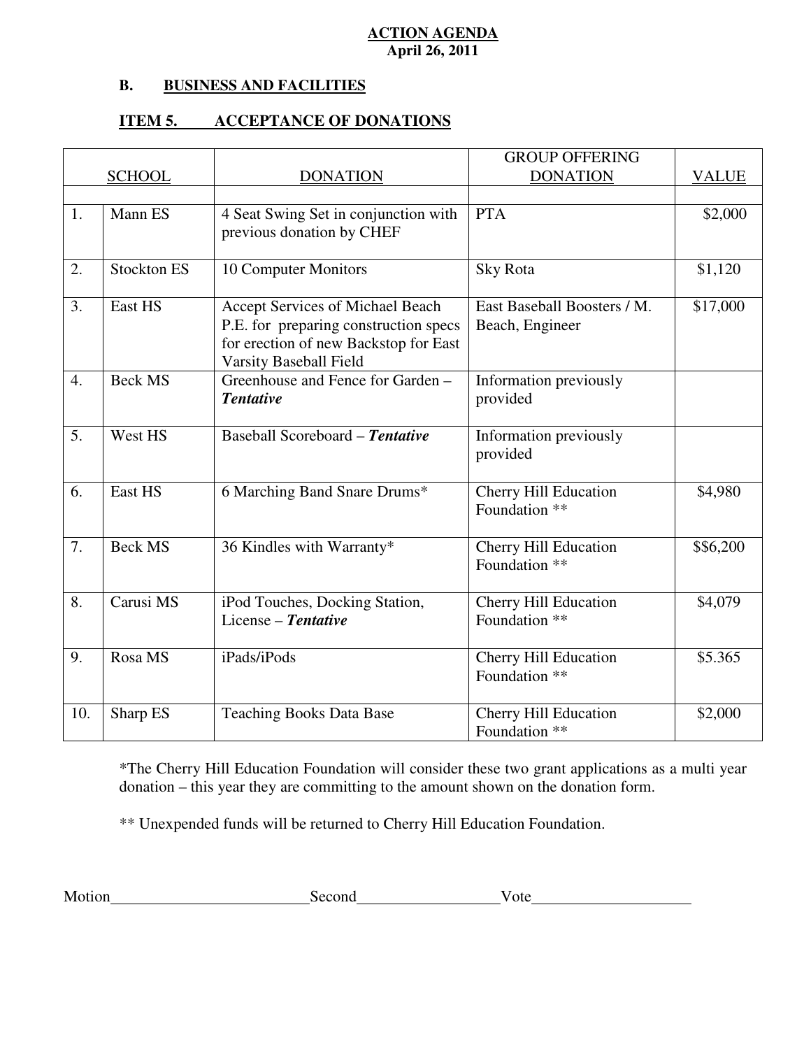**ACTION AGENDA**
**April 26, 2011**

**B. BUSINESS AND FACILITIES**

**ITEM 5. ACCEPTANCE OF DONATIONS**

| | SCHOOL | DONATION | GROUP OFFERING DONATION | VALUE |
|---|---|---|---|---|
| 1. | Mann ES | 4 Seat Swing Set in conjunction with previous donation by CHEF | PTA | $2,000 |
| 2. | Stockton ES | 10 Computer Monitors | Sky Rota | $1,120 |
| 3. | East HS | Accept Services of Michael Beach P.E. for preparing construction specs for erection of new Backstop for East Varsity Baseball Field | East Baseball Boosters / M. Beach, Engineer | $17,000 |
| 4. | Beck MS | Greenhouse and Fence for Garden – ***Tentative*** | Information previously provided | |
| 5. | West HS | Baseball Scoreboard – ***Tentative*** | Information previously provided | |
| 6. | East HS | 6 Marching Band Snare Drums* | Cherry Hill Education Foundation ** | $4,980 |
| 7. | Beck MS | 36 Kindles with Warranty* | Cherry Hill Education Foundation ** | $$6,200 |
| 8. | Carusi MS | iPod Touches, Docking Station, License – ***Tentative*** | Cherry Hill Education Foundation ** | $4,079 |
| 9. | Rosa MS | iPads/iPods | Cherry Hill Education Foundation ** | $5.365 |
| 10. | Sharp ES | Teaching Books Data Base | Cherry Hill Education Foundation ** | $2,000 |

*The Cherry Hill Education Foundation will consider these two grant applications as a multi year donation – this year they are committing to the amount shown on the donation form.

** Unexpended funds will be returned to Cherry Hill Education Foundation.

Motion\_\_\_\_\_\_\_\_\_\_\_\_\_\_\_\_\_\_\_\_\_\_\_\_\_ Second\_\_\_\_\_\_\_\_\_\_\_\_\_\_\_\_\_\_ Vote\_\_\_\_\_\_\_\_\_\_\_\_\_\_\_\_\_\_\_\_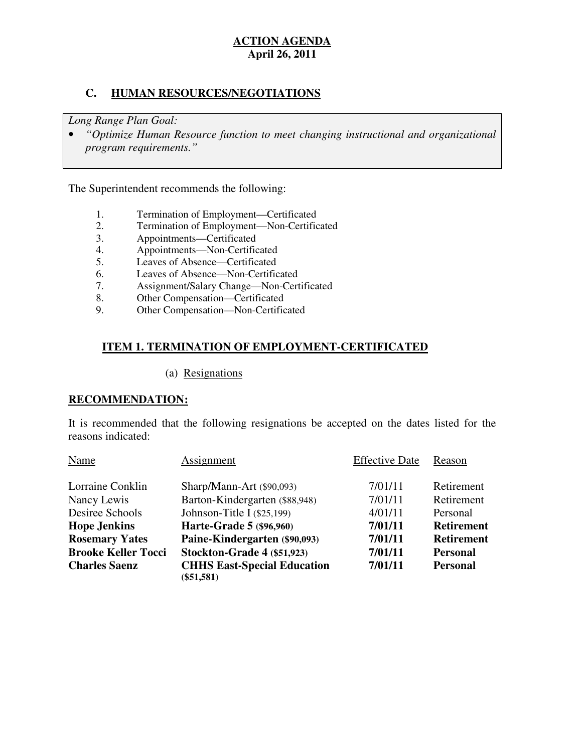**ACTION AGENDA**
**April 26, 2011**

## C. HUMAN RESOURCES/NEGOTIATIONS

*Long Range Plan Goal:*

- *"Optimize Human Resource function to meet changing instructional and organizational program requirements."*

The Superintendent recommends the following:

1. Termination of Employment—Certificated
2. Termination of Employment—Non-Certificated
3. Appointments—Certificated
4. Appointments—Non-Certificated
5. Leaves of Absence—Certificated
6. Leaves of Absence—Non-Certificated
7. Assignment/Salary Change—Non-Certificated
8. Other Compensation—Certificated
9. Other Compensation—Non-Certificated

### ITEM 1. TERMINATION OF EMPLOYMENT-CERTIFICATED

(a) Resignations

**RECOMMENDATION:**

It is recommended that the following resignations be accepted on the dates listed for the reasons indicated:

| Name | Assignment | Effective Date | Reason |
|---|---|---|---|
| Lorraine Conklin | Sharp/Mann-Art ($90,093) | 7/01/11 | Retirement |
| Nancy Lewis | Barton-Kindergarten ($88,948) | 7/01/11 | Retirement |
| Desiree Schools | Johnson-Title I ($25,199) | 4/01/11 | Personal |
| **Hope Jenkins** | **Harte-Grade 5 ($96,960)** | **7/01/11** | **Retirement** |
| **Rosemary Yates** | **Paine-Kindergarten ($90,093)** | **7/01/11** | **Retirement** |
| **Brooke Keller Tocci** | **Stockton-Grade 4 ($51,923)** | **7/01/11** | **Personal** |
| **Charles Saenz** | **CHHS East-Special Education ($51,581)** | **7/01/11** | **Personal** |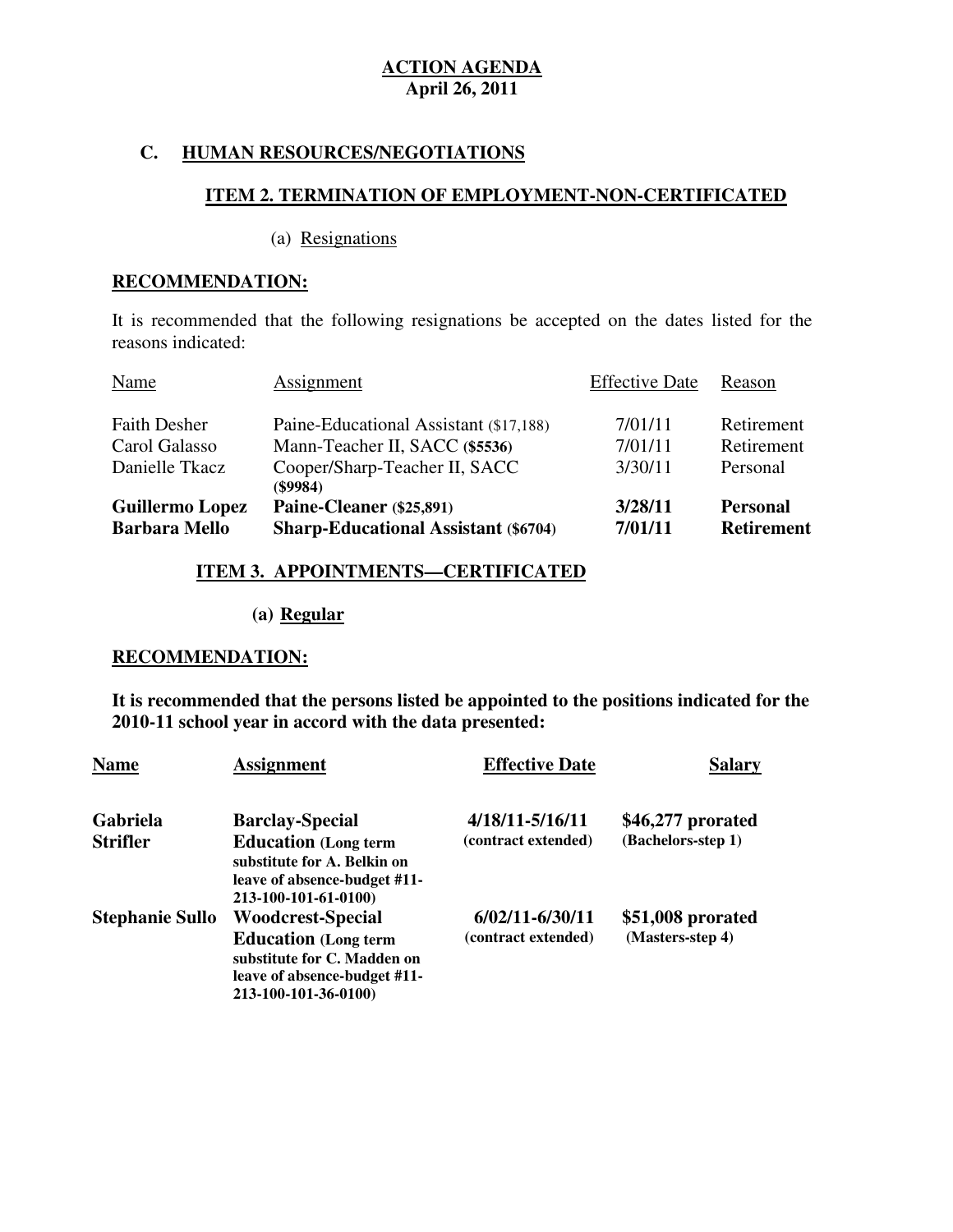**ACTION AGENDA**
**April 26, 2011**

## C. HUMAN RESOURCES/NEGOTIATIONS

### ITEM 2. TERMINATION OF EMPLOYMENT-NON-CERTIFICATED

(a) Resignations

**RECOMMENDATION:**

It is recommended that the following resignations be accepted on the dates listed for the reasons indicated:

| Name | Assignment | Effective Date | Reason |
|---|---|---|---|
| Faith Desher | Paine-Educational Assistant ($17,188) | 7/01/11 | Retirement |
| Carol Galasso | Mann-Teacher II, SACC **($5536)** | 7/01/11 | Retirement |
| Danielle Tkacz | Cooper/Sharp-Teacher II, SACC **($9984)** | 3/30/11 | Personal |
| **Guillermo Lopez** | **Paine-Cleaner ($25,891)** | **3/28/11** | **Personal** |
| **Barbara Mello** | **Sharp-Educational Assistant ($6704)** | **7/01/11** | **Retirement** |

### ITEM 3. APPOINTMENTS—CERTIFICATED

**(a) Regular**

**RECOMMENDATION:**

**It is recommended that the persons listed be appointed to the positions indicated for the 2010-11 school year in accord with the data presented:**

| Name | Assignment | Effective Date | Salary |
|---|---|---|---|
| **Gabriela Strifler** | **Barclay-Special Education (Long term substitute for A. Belkin on leave of absence-budget #11-213-100-101-61-0100)** | **4/18/11-5/16/11 (contract extended)** | **$46,277 prorated (Bachelors-step 1)** |
| **Stephanie Sullo** | **Woodcrest-Special Education (Long term substitute for C. Madden on leave of absence-budget #11-213-100-101-36-0100)** | **6/02/11-6/30/11 (contract extended)** | **$51,008 prorated (Masters-step 4)** |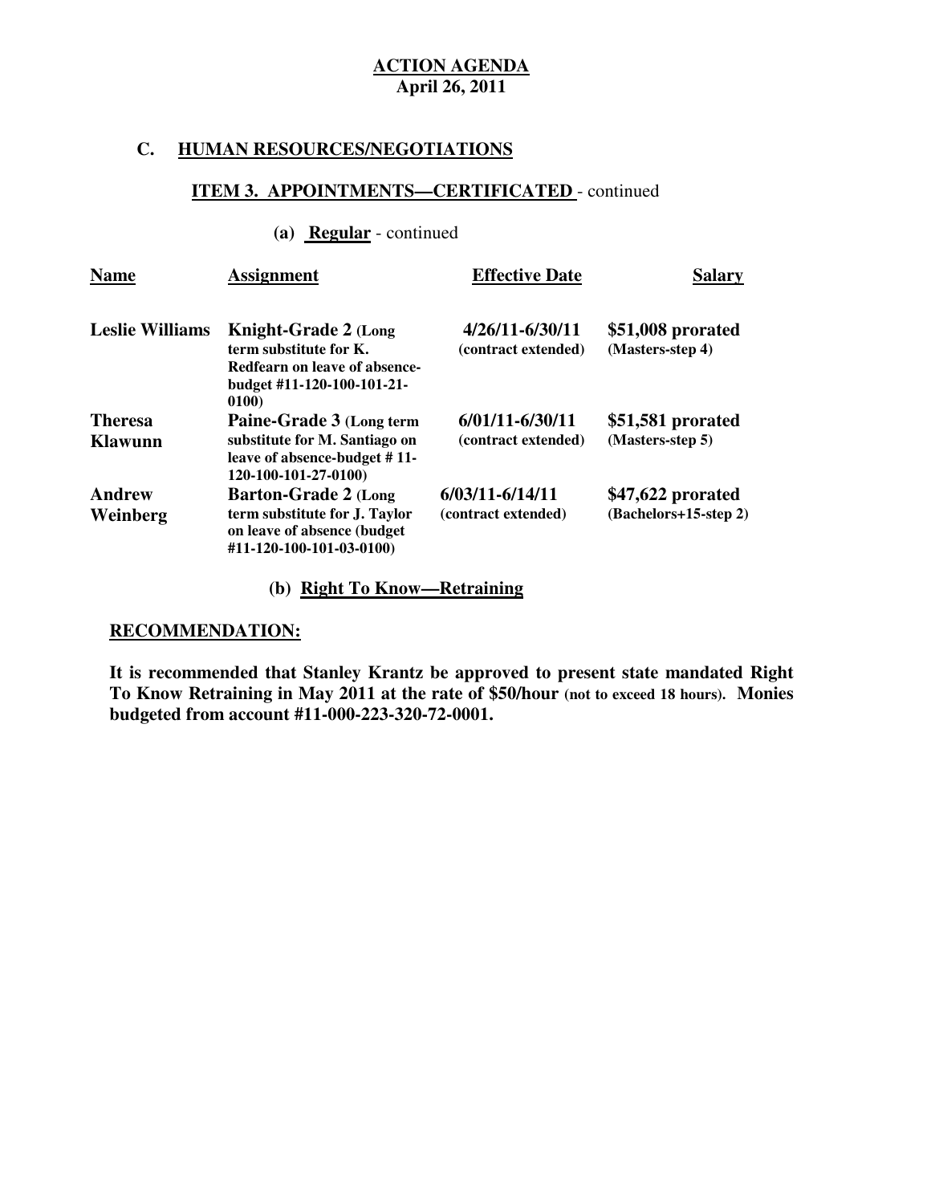**ACTION AGENDA**
**April 26, 2011**

## C. HUMAN RESOURCES/NEGOTIATIONS

### ITEM 3. APPOINTMENTS—CERTIFICATED - continued

#### (a) Regular - continued

| Name | Assignment | Effective Date | Salary |
|---|---|---|---|
| **Leslie Williams** | **Knight-Grade 2** (Long term substitute for K. Redfearn on leave of absence-budget #11-120-100-101-21-0100) | **4/26/11-6/30/11** (contract extended) | **$51,008 prorated** (Masters-step 4) |
| **Theresa Klawunn** | **Paine-Grade 3** (Long term substitute for M. Santiago on leave of absence-budget # 11-120-100-101-27-0100) | **6/01/11-6/30/11** (contract extended) | **$51,581 prorated** (Masters-step 5) |
| **Andrew Weinberg** | **Barton-Grade 2** (Long term substitute for J. Taylor on leave of absence (budget #11-120-100-101-03-0100) | **6/03/11-6/14/11** (contract extended) | **$47,622 prorated** (Bachelors+15-step 2) |

#### (b) Right To Know—Retraining

**RECOMMENDATION:**

**It is recommended that Stanley Krantz be approved to present state mandated Right To Know Retraining in May 2011 at the rate of $50/hour (not to exceed 18 hours). Monies budgeted from account #11-000-223-320-72-0001.**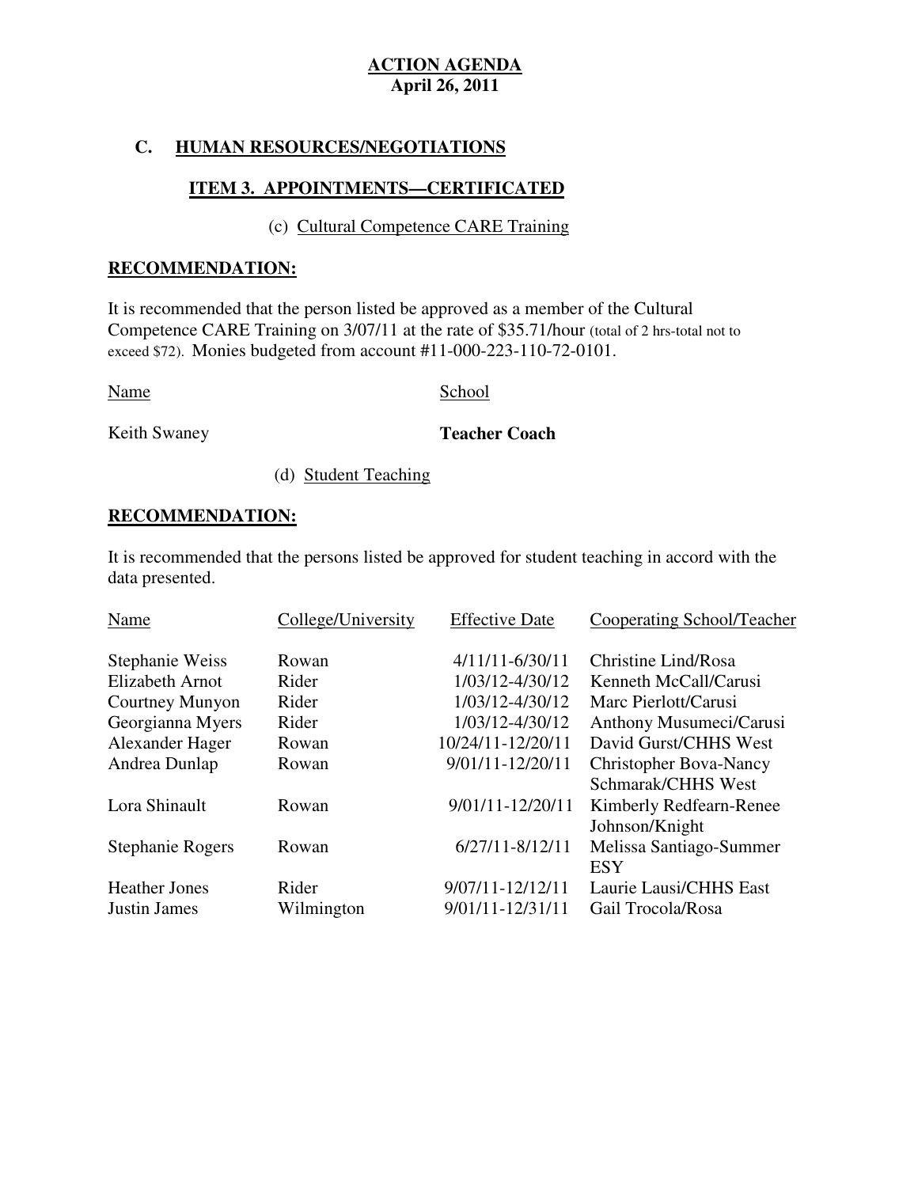**ACTION AGENDA**
**April 26, 2011**

## C. HUMAN RESOURCES/NEGOTIATIONS

### ITEM 3. APPOINTMENTS—CERTIFICATED

(c) Cultural Competence CARE Training

**RECOMMENDATION:**

It is recommended that the person listed be approved as a member of the Cultural Competence CARE Training on 3/07/11 at the rate of $35.71/hour (total of 2 hrs-total not to exceed $72). Monies budgeted from account #11-000-223-110-72-0101.

| Name | School |
|---|---|
| Keith Swaney | **Teacher Coach** |

(d) Student Teaching

**RECOMMENDATION:**

It is recommended that the persons listed be approved for student teaching in accord with the data presented.

| Name | College/University | Effective Date | Cooperating School/Teacher |
|---|---|---|---|
| Stephanie Weiss | Rowan | 4/11/11-6/30/11 | Christine Lind/Rosa |
| Elizabeth Arnot | Rider | 1/03/12-4/30/12 | Kenneth McCall/Carusi |
| Courtney Munyon | Rider | 1/03/12-4/30/12 | Marc Pierlott/Carusi |
| Georgianna Myers | Rider | 1/03/12-4/30/12 | Anthony Musumeci/Carusi |
| Alexander Hager | Rowan | 10/24/11-12/20/11 | David Gurst/CHHS West |
| Andrea Dunlap | Rowan | 9/01/11-12/20/11 | Christopher Bova-Nancy Schmarak/CHHS West |
| Lora Shinault | Rowan | 9/01/11-12/20/11 | Kimberly Redfearn-Renee Johnson/Knight |
| Stephanie Rogers | Rowan | 6/27/11-8/12/11 | Melissa Santiago-Summer ESY |
| Heather Jones | Rider | 9/07/11-12/12/11 | Laurie Lausi/CHHS East |
| Justin James | Wilmington | 9/01/11-12/31/11 | Gail Trocola/Rosa |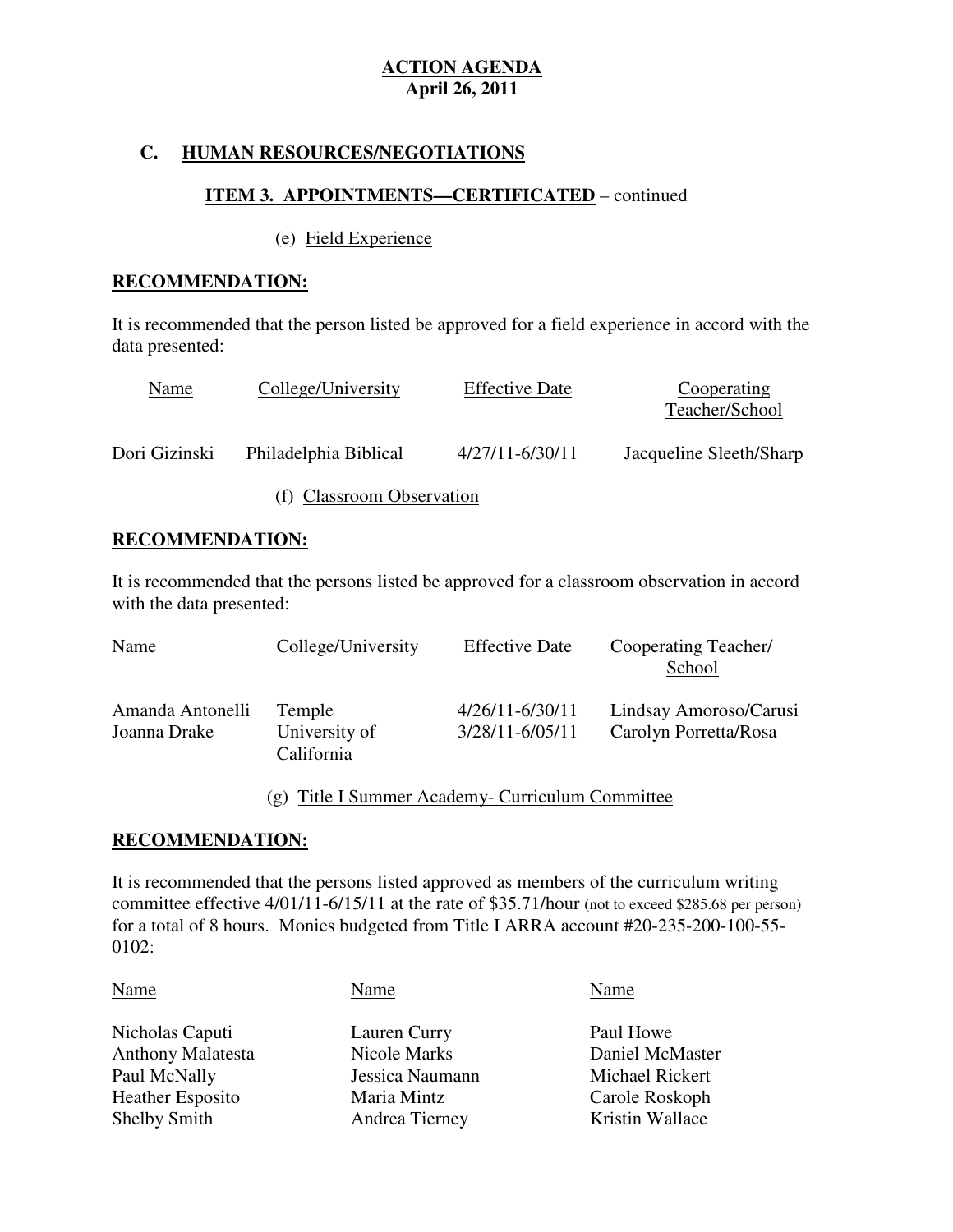**ACTION AGENDA**
**April 26, 2011**

## C. HUMAN RESOURCES/NEGOTIATIONS

### ITEM 3. APPOINTMENTS—CERTIFICATED – continued

(e) Field Experience

**RECOMMENDATION:**

It is recommended that the person listed be approved for a field experience in accord with the data presented:

| Name | College/University | Effective Date | Cooperating Teacher/School |
|---|---|---|---|
| Dori Gizinski | Philadelphia Biblical | 4/27/11-6/30/11 | Jacqueline Sleeth/Sharp |

(f) Classroom Observation

**RECOMMENDATION:**

It is recommended that the persons listed be approved for a classroom observation in accord with the data presented:

| Name | College/University | Effective Date | Cooperating Teacher/School |
|---|---|---|---|
| Amanda Antonelli | Temple | 4/26/11-6/30/11 | Lindsay Amoroso/Carusi |
| Joanna Drake | University of California | 3/28/11-6/05/11 | Carolyn Porretta/Rosa |

(g) Title I Summer Academy- Curriculum Committee

**RECOMMENDATION:**

It is recommended that the persons listed approved as members of the curriculum writing committee effective 4/01/11-6/15/11 at the rate of $35.71/hour (not to exceed $285.68 per person) for a total of 8 hours. Monies budgeted from Title I ARRA account #20-235-200-100-55-0102:

| Name | Name | Name |
|---|---|---|
| Nicholas Caputi | Lauren Curry | Paul Howe |
| Anthony Malatesta | Nicole Marks | Daniel McMaster |
| Paul McNally | Jessica Naumann | Michael Rickert |
| Heather Esposito | Maria Mintz | Carole Roskoph |
| Shelby Smith | Andrea Tierney | Kristin Wallace |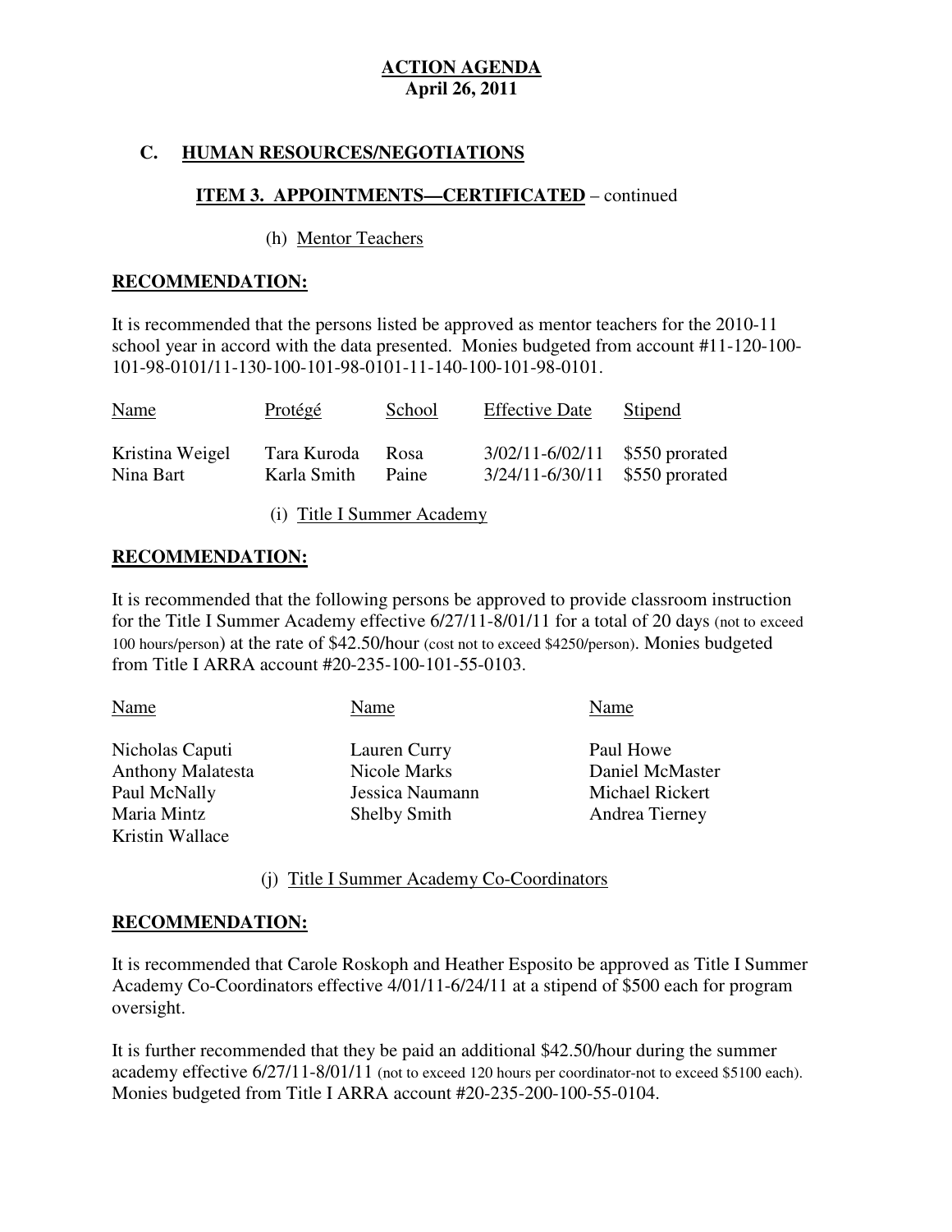**ACTION AGENDA**
**April 26, 2011**

## C. HUMAN RESOURCES/NEGOTIATIONS

### ITEM 3. APPOINTMENTS—CERTIFICATED – continued

(h) Mentor Teachers

**RECOMMENDATION:**

It is recommended that the persons listed be approved as mentor teachers for the 2010-11 school year in accord with the data presented. Monies budgeted from account #11-120-100-101-98-0101/11-130-100-101-98-0101-11-140-100-101-98-0101.

| Name | Protégé | School | Effective Date | Stipend |
|---|---|---|---|---|
| Kristina Weigel | Tara Kuroda | Rosa | 3/02/11-6/02/11 | $550 prorated |
| Nina Bart | Karla Smith | Paine | 3/24/11-6/30/11 | $550 prorated |

(i) Title I Summer Academy

**RECOMMENDATION:**

It is recommended that the following persons be approved to provide classroom instruction for the Title I Summer Academy effective 6/27/11-8/01/11 for a total of 20 days (not to exceed 100 hours/person) at the rate of $42.50/hour (cost not to exceed $4250/person). Monies budgeted from Title I ARRA account #20-235-100-101-55-0103.

| Name | Name | Name |
|---|---|---|
| Nicholas Caputi | Lauren Curry | Paul Howe |
| Anthony Malatesta | Nicole Marks | Daniel McMaster |
| Paul McNally | Jessica Naumann | Michael Rickert |
| Maria Mintz | Shelby Smith | Andrea Tierney |
| Kristin Wallace | | |

(j) Title I Summer Academy Co-Coordinators

**RECOMMENDATION:**

It is recommended that Carole Roskoph and Heather Esposito be approved as Title I Summer Academy Co-Coordinators effective 4/01/11-6/24/11 at a stipend of $500 each for program oversight.

It is further recommended that they be paid an additional $42.50/hour during the summer academy effective 6/27/11-8/01/11 (not to exceed 120 hours per coordinator-not to exceed $5100 each). Monies budgeted from Title I ARRA account #20-235-200-100-55-0104.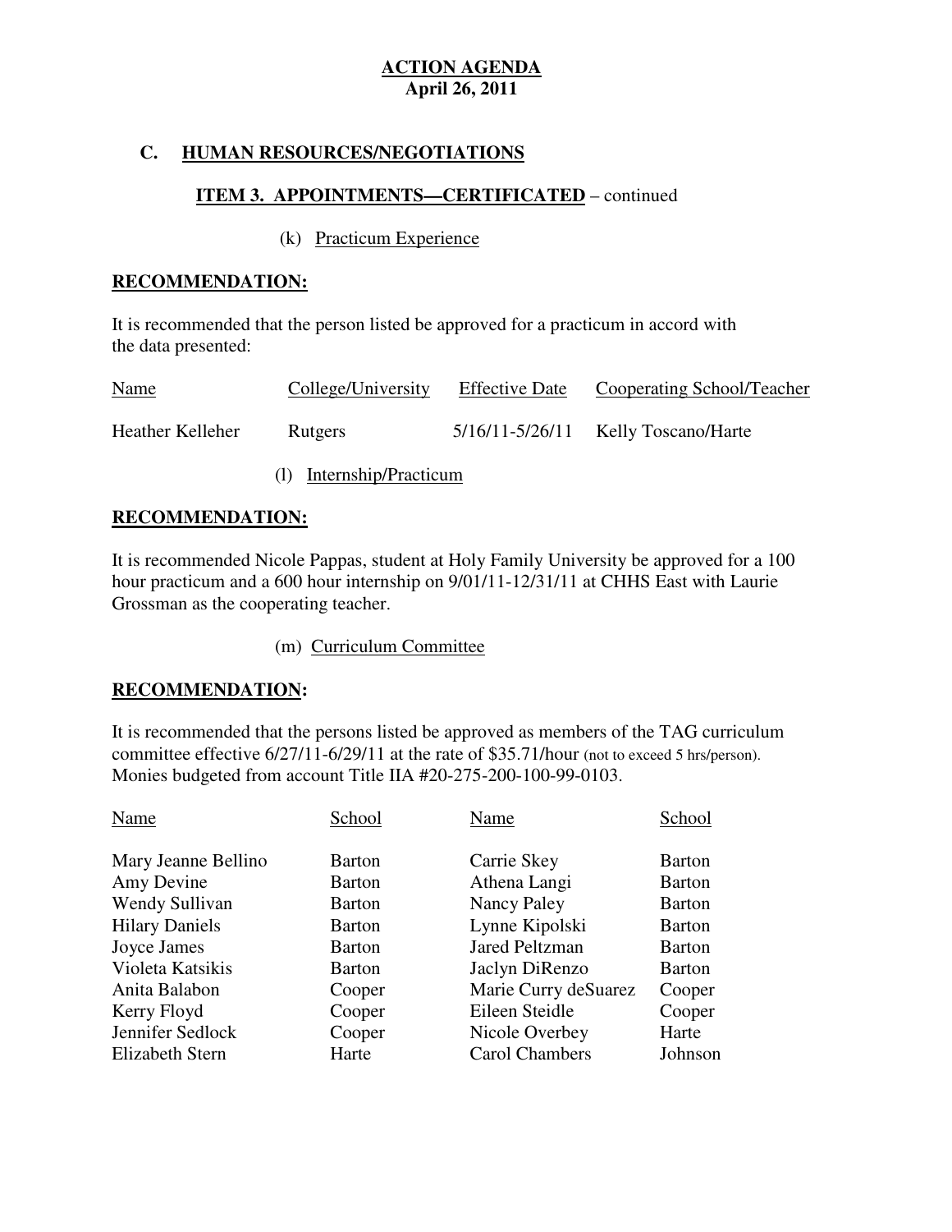**ACTION AGENDA**
**April 26, 2011**

## C. HUMAN RESOURCES/NEGOTIATIONS

### ITEM 3. APPOINTMENTS—CERTIFICATED – continued

(k) Practicum Experience

**RECOMMENDATION:**

It is recommended that the person listed be approved for a practicum in accord with the data presented:

| Name | College/University | Effective Date | Cooperating School/Teacher |
|---|---|---|---|
| Heather Kelleher | Rutgers | 5/16/11-5/26/11 | Kelly Toscano/Harte |

(l) Internship/Practicum

**RECOMMENDATION:**

It is recommended Nicole Pappas, student at Holy Family University be approved for a 100 hour practicum and a 600 hour internship on 9/01/11-12/31/11 at CHHS East with Laurie Grossman as the cooperating teacher.

(m) Curriculum Committee

**RECOMMENDATION:**

It is recommended that the persons listed be approved as members of the TAG curriculum committee effective 6/27/11-6/29/11 at the rate of $35.71/hour (not to exceed 5 hrs/person). Monies budgeted from account Title IIA #20-275-200-100-99-0103.

| Name | School | Name | School |
|---|---|---|---|
| Mary Jeanne Bellino | Barton | Carrie Skey | Barton |
| Amy Devine | Barton | Athena Langi | Barton |
| Wendy Sullivan | Barton | Nancy Paley | Barton |
| Hilary Daniels | Barton | Lynne Kipolski | Barton |
| Joyce James | Barton | Jared Peltzman | Barton |
| Violeta Katsikis | Barton | Jaclyn DiRenzo | Barton |
| Anita Balabon | Cooper | Marie Curry deSuarez | Cooper |
| Kerry Floyd | Cooper | Eileen Steidle | Cooper |
| Jennifer Sedlock | Cooper | Nicole Overbey | Harte |
| Elizabeth Stern | Harte | Carol Chambers | Johnson |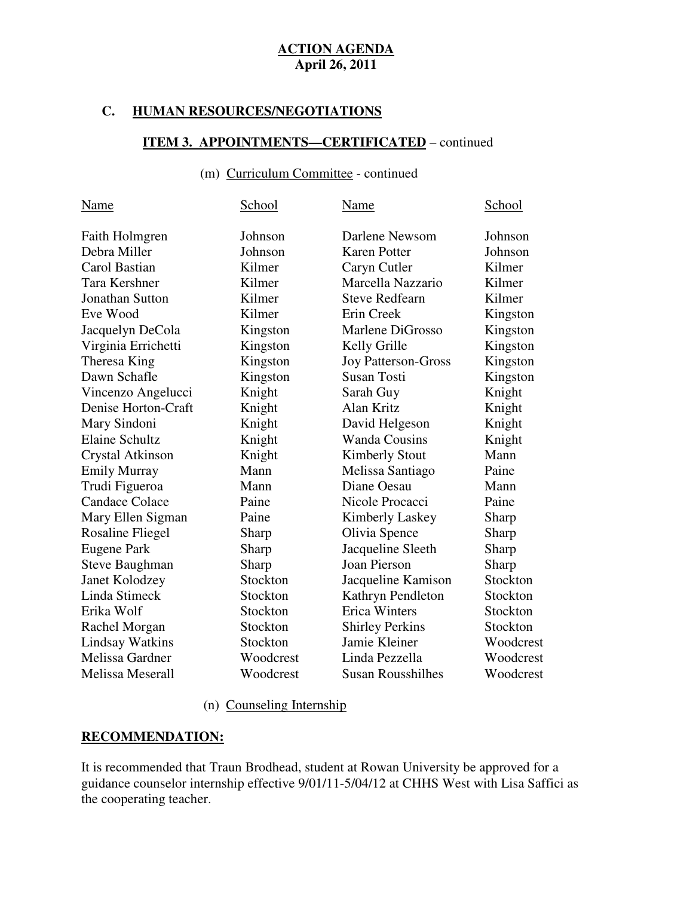**ACTION AGENDA**
**April 26, 2011**

## C. HUMAN RESOURCES/NEGOTIATIONS

### ITEM 3. APPOINTMENTS—CERTIFICATED – continued

(m) Curriculum Committee - continued

| Name | School | Name | School |
|---|---|---|---|
| Faith Holmgren | Johnson | Darlene Newsom | Johnson |
| Debra Miller | Johnson | Karen Potter | Johnson |
| Carol Bastian | Kilmer | Caryn Cutler | Kilmer |
| Tara Kershner | Kilmer | Marcella Nazzario | Kilmer |
| Jonathan Sutton | Kilmer | Steve Redfearn | Kilmer |
| Eve Wood | Kilmer | Erin Creek | Kingston |
| Jacquelyn DeCola | Kingston | Marlene DiGrosso | Kingston |
| Virginia Errichetti | Kingston | Kelly Grille | Kingston |
| Theresa King | Kingston | Joy Patterson-Gross | Kingston |
| Dawn Schafle | Kingston | Susan Tosti | Kingston |
| Vincenzo Angelucci | Knight | Sarah Guy | Knight |
| Denise Horton-Craft | Knight | Alan Kritz | Knight |
| Mary Sindoni | Knight | David Helgeson | Knight |
| Elaine Schultz | Knight | Wanda Cousins | Knight |
| Crystal Atkinson | Knight | Kimberly Stout | Mann |
| Emily Murray | Mann | Melissa Santiago | Paine |
| Trudi Figueroa | Mann | Diane Oesau | Mann |
| Candace Colace | Paine | Nicole Procacci | Paine |
| Mary Ellen Sigman | Paine | Kimberly Laskey | Sharp |
| Rosaline Fliegel | Sharp | Olivia Spence | Sharp |
| Eugene Park | Sharp | Jacqueline Sleeth | Sharp |
| Steve Baughman | Sharp | Joan Pierson | Sharp |
| Janet Kolodzey | Stockton | Jacqueline Kamison | Stockton |
| Linda Stimeck | Stockton | Kathryn Pendleton | Stockton |
| Erika Wolf | Stockton | Erica Winters | Stockton |
| Rachel Morgan | Stockton | Shirley Perkins | Stockton |
| Lindsay Watkins | Stockton | Jamie Kleiner | Woodcrest |
| Melissa Gardner | Woodcrest | Linda Pezzella | Woodcrest |
| Melissa Meserall | Woodcrest | Susan Rousshilhes | Woodcrest |

(n) Counseling Internship

**RECOMMENDATION:**

It is recommended that Traun Brodhead, student at Rowan University be approved for a guidance counselor internship effective 9/01/11-5/04/12 at CHHS West with Lisa Saffici as the cooperating teacher.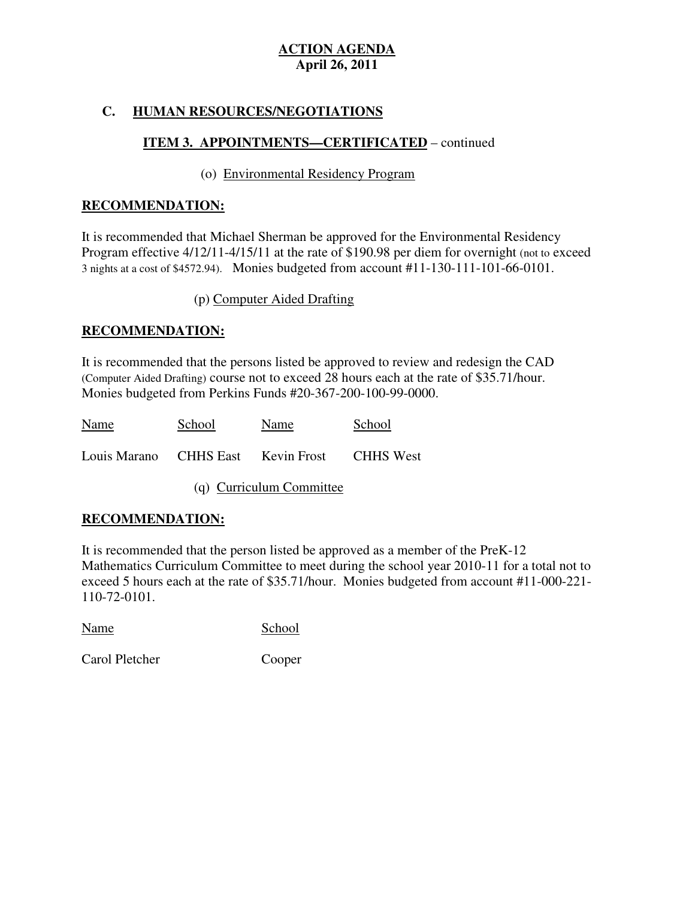**ACTION AGENDA**
**April 26, 2011**

## C. HUMAN RESOURCES/NEGOTIATIONS

### ITEM 3. APPOINTMENTS—CERTIFICATED – continued

(o) Environmental Residency Program

**RECOMMENDATION:**

It is recommended that Michael Sherman be approved for the Environmental Residency Program effective 4/12/11-4/15/11 at the rate of $190.98 per diem for overnight (not to exceed 3 nights at a cost of $4572.94). Monies budgeted from account #11-130-111-101-66-0101.

(p) Computer Aided Drafting

**RECOMMENDATION:**

It is recommended that the persons listed be approved to review and redesign the CAD (Computer Aided Drafting) course not to exceed 28 hours each at the rate of $35.71/hour. Monies budgeted from Perkins Funds #20-367-200-100-99-0000.

| Name | School | Name | School |
|---|---|---|---|
| Louis Marano | CHHS East | Kevin Frost | CHHS West |

(q) Curriculum Committee

**RECOMMENDATION:**

It is recommended that the person listed be approved as a member of the PreK-12 Mathematics Curriculum Committee to meet during the school year 2010-11 for a total not to exceed 5 hours each at the rate of $35.71/hour. Monies budgeted from account #11-000-221-110-72-0101.

| Name | School |
|---|---|
| Carol Pletcher | Cooper |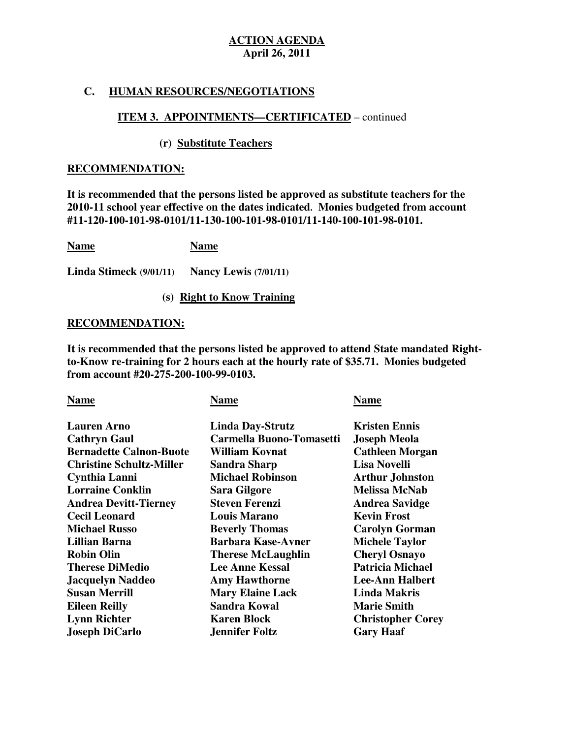**ACTION AGENDA**
**April 26, 2011**

## C. HUMAN RESOURCES/NEGOTIATIONS

### ITEM 3. APPOINTMENTS—CERTIFICATED – continued

#### (r) Substitute Teachers

**RECOMMENDATION:**

**It is recommended that the persons listed be approved as substitute teachers for the 2010-11 school year effective on the dates indicated. Monies budgeted from account #11-120-100-101-98-0101/11-130-100-101-98-0101/11-140-100-101-98-0101.**

| Name | Name |
|---|---|
| Linda Stimeck (9/01/11) | Nancy Lewis (7/01/11) |

#### (s) Right to Know Training

**RECOMMENDATION:**

**It is recommended that the persons listed be approved to attend State mandated Right-to-Know re-training for 2 hours each at the hourly rate of $35.71. Monies budgeted from account #20-275-200-100-99-0103.**

| Name | Name | Name |
|---|---|---|
| Lauren Arno | Linda Day-Strutz | Kristen Ennis |
| Cathryn Gaul | Carmella Buono-Tomasetti | Joseph Meola |
| Bernadette Calnon-Buote | William Kovnat | Cathleen Morgan |
| Christine Schultz-Miller | Sandra Sharp | Lisa Novelli |
| Cynthia Lanni | Michael Robinson | Arthur Johnston |
| Lorraine Conklin | Sara Gilgore | Melissa McNab |
| Andrea Devitt-Tierney | Steven Ferenzi | Andrea Savidge |
| Cecil Leonard | Louis Marano | Kevin Frost |
| Michael Russo | Beverly Thomas | Carolyn Gorman |
| Lillian Barna | Barbara Kase-Avner | Michele Taylor |
| Robin Olin | Therese McLaughlin | Cheryl Osnayo |
| Therese DiMedio | Lee Anne Kessal | Patricia Michael |
| Jacquelyn Naddeo | Amy Hawthorne | Lee-Ann Halbert |
| Susan Merrill | Mary Elaine Lack | Linda Makris |
| Eileen Reilly | Sandra Kowal | Marie Smith |
| Lynn Richter | Karen Block | Christopher Corey |
| Joseph DiCarlo | Jennifer Foltz | Gary Haaf |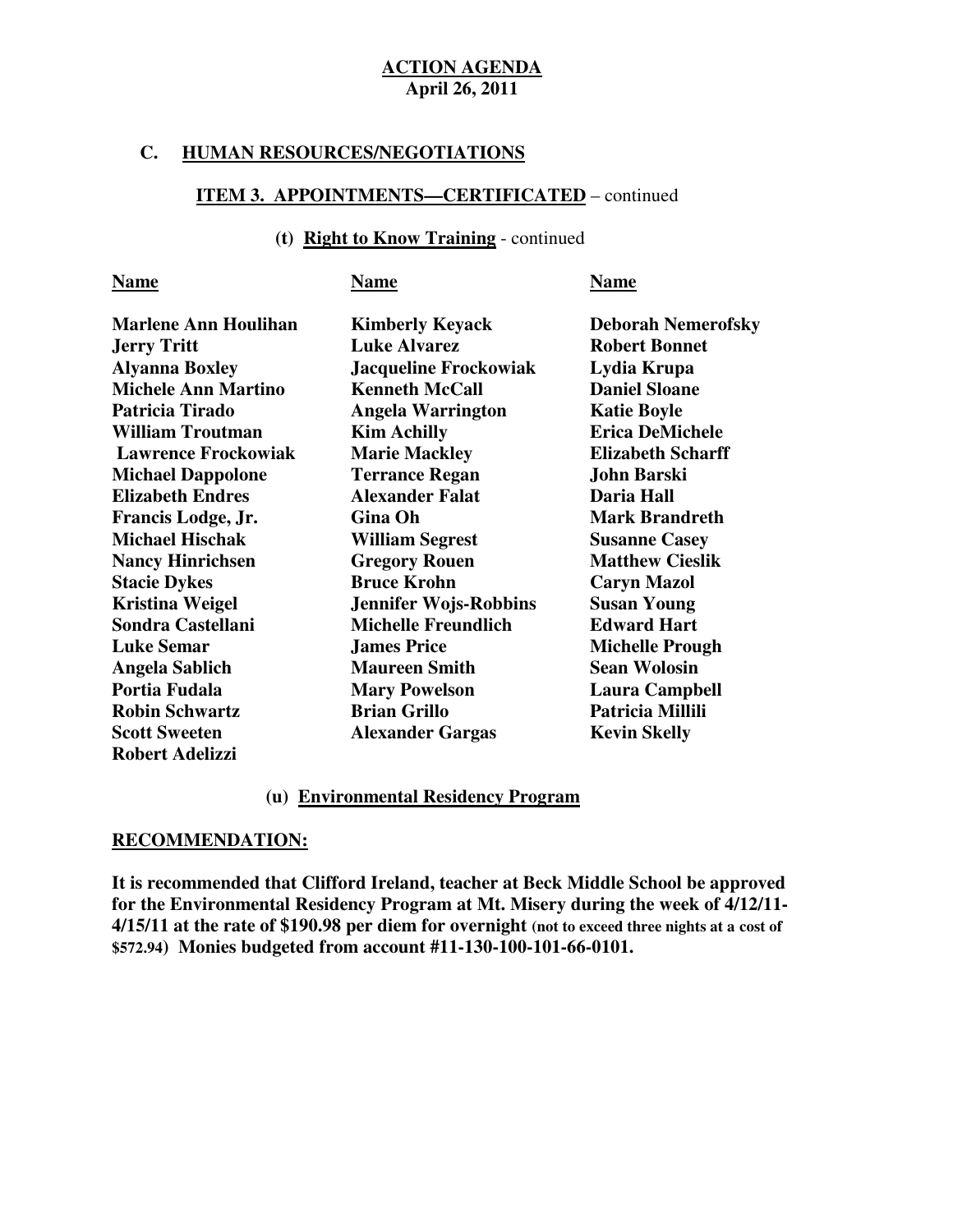**ACTION AGENDA**
**April 26, 2011**

## C. HUMAN RESOURCES/NEGOTIATIONS

### ITEM 3. APPOINTMENTS—CERTIFICATED – continued

#### (t) Right to Know Training - continued

| Name | Name | Name |
|---|---|---|
| **Marlene Ann Houlihan** | **Kimberly Keyack** | **Deborah Nemerofsky** |
| **Jerry Tritt** | **Luke Alvarez** | **Robert Bonnet** |
| **Alyanna Boxley** | **Jacqueline Frockowiak** | **Lydia Krupa** |
| **Michele Ann Martino** | **Kenneth McCall** | **Daniel Sloane** |
| **Patricia Tirado** | **Angela Warrington** | **Katie Boyle** |
| **William Troutman** | **Kim Achilly** | **Erica DeMichele** |
| **Lawrence Frockowiak** | **Marie Mackley** | **Elizabeth Scharff** |
| **Michael Dappolone** | **Terrance Regan** | **John Barski** |
| **Elizabeth Endres** | **Alexander Falat** | **Daria Hall** |
| **Francis Lodge, Jr.** | **Gina Oh** | **Mark Brandreth** |
| **Michael Hischak** | **William Segrest** | **Susanne Casey** |
| **Nancy Hinrichsen** | **Gregory Rouen** | **Matthew Cieslik** |
| **Stacie Dykes** | **Bruce Krohn** | **Caryn Mazol** |
| **Kristina Weigel** | **Jennifer Wojs-Robbins** | **Susan Young** |
| **Sondra Castellani** | **Michelle Freundlich** | **Edward Hart** |
| **Luke Semar** | **James Price** | **Michelle Prough** |
| **Angela Sablich** | **Maureen Smith** | **Sean Wolosin** |
| **Portia Fudala** | **Mary Powelson** | **Laura Campbell** |
| **Robin Schwartz** | **Brian Grillo** | **Patricia Millili** |
| **Scott Sweeten** | **Alexander Gargas** | **Kevin Skelly** |
| **Robert Adelizzi** | | |

#### (u) Environmental Residency Program

**RECOMMENDATION:**

**It is recommended that Clifford Ireland, teacher at Beck Middle School be approved for the Environmental Residency Program at Mt. Misery during the week of 4/12/11-4/15/11 at the rate of $190.98 per diem for overnight (not to exceed three nights at a cost of $572.94) Monies budgeted from account #11-130-100-101-66-0101.**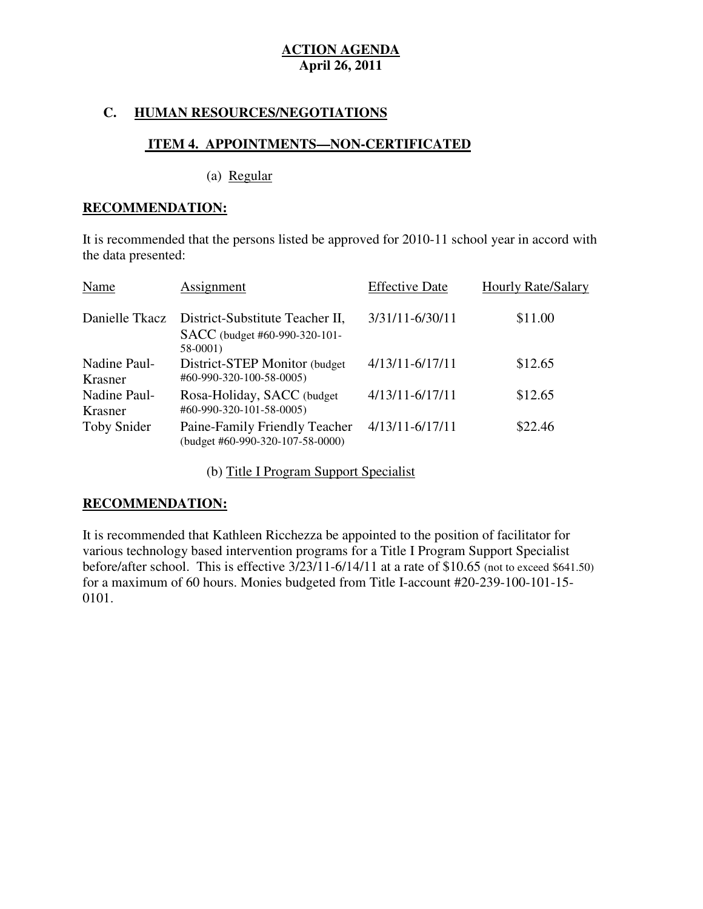**ACTION AGENDA**
**April 26, 2011**

## C. HUMAN RESOURCES/NEGOTIATIONS

### ITEM 4. APPOINTMENTS—NON-CERTIFICATED

(a) Regular

**RECOMMENDATION:**

It is recommended that the persons listed be approved for 2010-11 school year in accord with the data presented:

| Name | Assignment | Effective Date | Hourly Rate/Salary |
|---|---|---|---|
| Danielle Tkacz | District-Substitute Teacher II, SACC (budget #60-990-320-101-58-0001) | 3/31/11-6/30/11 | $11.00 |
| Nadine Paul-Krasner | District-STEP Monitor (budget #60-990-320-100-58-0005) | 4/13/11-6/17/11 | $12.65 |
| Nadine Paul-Krasner | Rosa-Holiday, SACC (budget #60-990-320-101-58-0005) | 4/13/11-6/17/11 | $12.65 |
| Toby Snider | Paine-Family Friendly Teacher (budget #60-990-320-107-58-0000) | 4/13/11-6/17/11 | $22.46 |

(b) Title I Program Support Specialist

**RECOMMENDATION:**

It is recommended that Kathleen Ricchezza be appointed to the position of facilitator for various technology based intervention programs for a Title I Program Support Specialist before/after school. This is effective 3/23/11-6/14/11 at a rate of $10.65 (not to exceed $641.50) for a maximum of 60 hours. Monies budgeted from Title I-account #20-239-100-101-15-0101.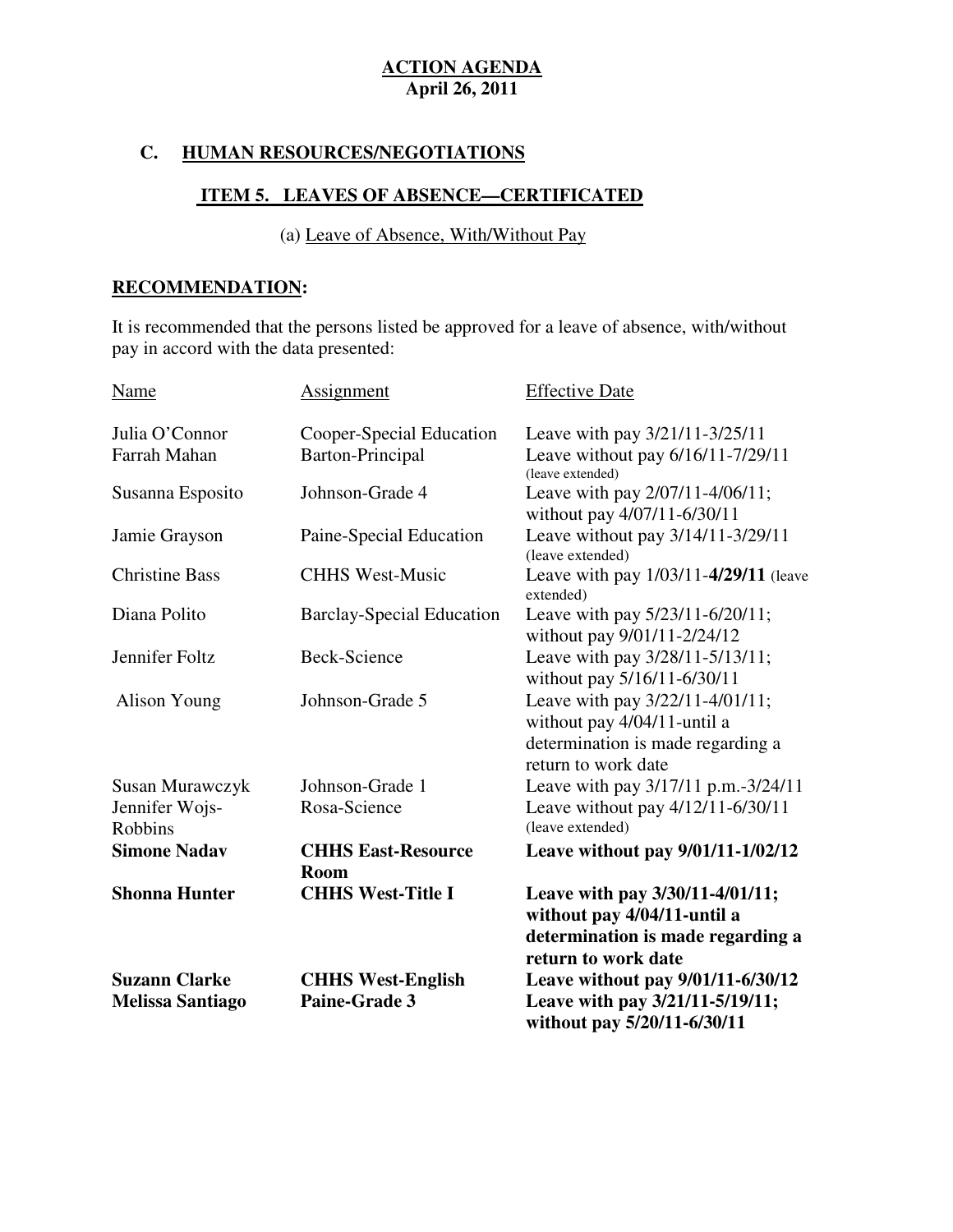**ACTION AGENDA**
**April 26, 2011**

## C. HUMAN RESOURCES/NEGOTIATIONS

### ITEM 5. LEAVES OF ABSENCE—CERTIFICATED

(a) Leave of Absence, With/Without Pay

**RECOMMENDATION:**

It is recommended that the persons listed be approved for a leave of absence, with/without pay in accord with the data presented:

| Name | Assignment | Effective Date |
|---|---|---|
| Julia O'Connor | Cooper-Special Education | Leave with pay 3/21/11-3/25/11 |
| Farrah Mahan | Barton-Principal | Leave without pay 6/16/11-7/29/11 (leave extended) |
| Susanna Esposito | Johnson-Grade 4 | Leave with pay 2/07/11-4/06/11; without pay 4/07/11-6/30/11 |
| Jamie Grayson | Paine-Special Education | Leave without pay 3/14/11-3/29/11 (leave extended) |
| Christine Bass | CHHS West-Music | Leave with pay 1/03/11-**4/29/11** (leave extended) |
| Diana Polito | Barclay-Special Education | Leave with pay 5/23/11-6/20/11; without pay 9/01/11-2/24/12 |
| Jennifer Foltz | Beck-Science | Leave with pay 3/28/11-5/13/11; without pay 5/16/11-6/30/11 |
| Alison Young | Johnson-Grade 5 | Leave with pay 3/22/11-4/01/11; without pay 4/04/11-until a determination is made regarding a return to work date |
| Susan Murawczyk | Johnson-Grade 1 | Leave with pay 3/17/11 p.m.-3/24/11 |
| Jennifer Wojs-Robbins | Rosa-Science | Leave without pay 4/12/11-6/30/11 (leave extended) |
| **Simone Nadav** | **CHHS East-Resource Room** | **Leave without pay 9/01/11-1/02/12** |
| **Shonna Hunter** | **CHHS West-Title I** | **Leave with pay 3/30/11-4/01/11; without pay 4/04/11-until a determination is made regarding a return to work date** |
| **Suzann Clarke** | **CHHS West-English** | **Leave without pay 9/01/11-6/30/12** |
| **Melissa Santiago** | **Paine-Grade 3** | **Leave with pay 3/21/11-5/19/11; without pay 5/20/11-6/30/11** |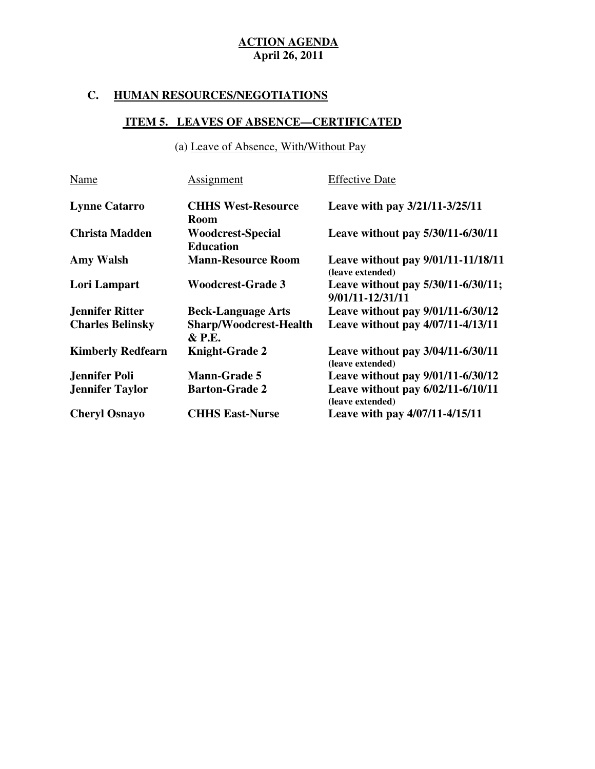**ACTION AGENDA**
**April 26, 2011**

## C. HUMAN RESOURCES/NEGOTIATIONS

### ITEM 5. LEAVES OF ABSENCE—CERTIFICATED

(a) Leave of Absence, With/Without Pay

| Name | Assignment | Effective Date |
|---|---|---|
| **Lynne Catarro** | **CHHS West-Resource Room** | **Leave with pay 3/21/11-3/25/11** |
| **Christa Madden** | **Woodcrest-Special Education** | **Leave without pay 5/30/11-6/30/11** |
| **Amy Walsh** | **Mann-Resource Room** | **Leave without pay 9/01/11-11/18/11 (leave extended)** |
| **Lori Lampart** | **Woodcrest-Grade 3** | **Leave without pay 5/30/11-6/30/11; 9/01/11-12/31/11** |
| **Jennifer Ritter** | **Beck-Language Arts** | **Leave without pay 9/01/11-6/30/12** |
| **Charles Belinsky** | **Sharp/Woodcrest-Health & P.E.** | **Leave without pay 4/07/11-4/13/11** |
| **Kimberly Redfearn** | **Knight-Grade 2** | **Leave without pay 3/04/11-6/30/11 (leave extended)** |
| **Jennifer Poli** | **Mann-Grade 5** | **Leave without pay 9/01/11-6/30/12** |
| **Jennifer Taylor** | **Barton-Grade 2** | **Leave without pay 6/02/11-6/10/11 (leave extended)** |
| **Cheryl Osnayo** | **CHHS East-Nurse** | **Leave with pay 4/07/11-4/15/11** |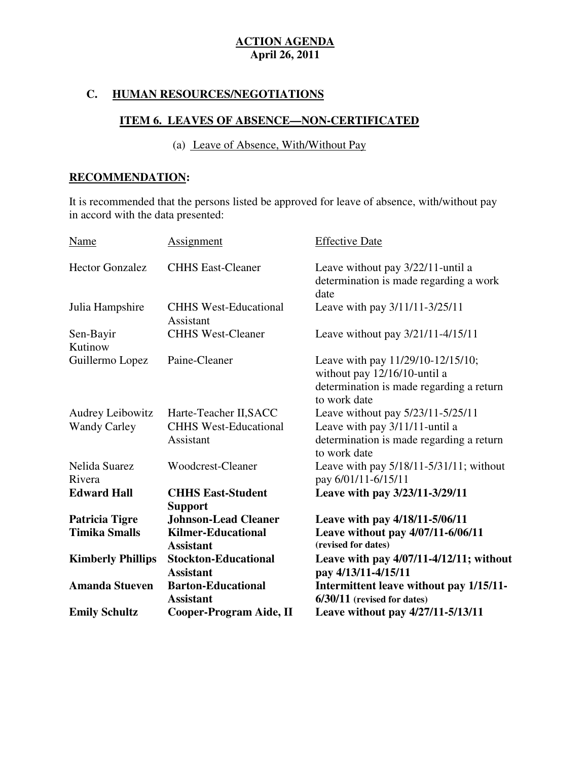**ACTION AGENDA**
**April 26, 2011**

## C. HUMAN RESOURCES/NEGOTIATIONS

### ITEM 6. LEAVES OF ABSENCE—NON-CERTIFICATED

(a) Leave of Absence, With/Without Pay

**RECOMMENDATION:**

It is recommended that the persons listed be approved for leave of absence, with/without pay in accord with the data presented:

| Name | Assignment | Effective Date |
|---|---|---|
| Hector Gonzalez | CHHS East-Cleaner | Leave without pay 3/22/11-until a determination is made regarding a work date |
| Julia Hampshire | CHHS West-Educational Assistant | Leave with pay 3/11/11-3/25/11 |
| Sen-Bayir Kutinow | CHHS West-Cleaner | Leave without pay 3/21/11-4/15/11 |
| Guillermo Lopez | Paine-Cleaner | Leave with pay 11/29/10-12/15/10; without pay 12/16/10-until a determination is made regarding a return to work date |
| Audrey Leibowitz | Harte-Teacher II,SACC | Leave without pay 5/23/11-5/25/11 |
| Wandy Carley | CHHS West-Educational Assistant | Leave with pay 3/11/11-until a determination is made regarding a return to work date |
| Nelida Suarez Rivera | Woodcrest-Cleaner | Leave with pay 5/18/11-5/31/11; without pay 6/01/11-6/15/11 |
| **Edward Hall** | **CHHS East-Student Support** | **Leave with pay 3/23/11-3/29/11** |
| **Patricia Tigre** | **Johnson-Lead Cleaner** | **Leave with pay 4/18/11-5/06/11** |
| **Timika Smalls** | **Kilmer-Educational Assistant** | **Leave without pay 4/07/11-6/06/11 (revised for dates)** |
| **Kimberly Phillips** | **Stockton-Educational Assistant** | **Leave with pay 4/07/11-4/12/11; without pay 4/13/11-4/15/11** |
| **Amanda Stueven** | **Barton-Educational Assistant** | **Intermittent leave without pay 1/15/11-6/30/11 (revised for dates)** |
| **Emily Schultz** | **Cooper-Program Aide, II** | **Leave without pay 4/27/11-5/13/11** |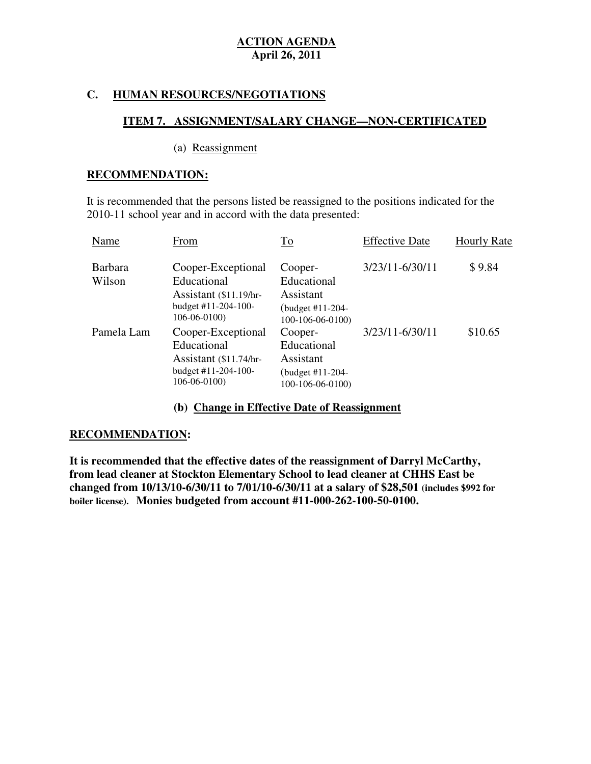**ACTION AGENDA**
**April 26, 2011**

## C. HUMAN RESOURCES/NEGOTIATIONS

### ITEM 7. ASSIGNMENT/SALARY CHANGE—NON-CERTIFICATED

(a) Reassignment

**RECOMMENDATION:**

It is recommended that the persons listed be reassigned to the positions indicated for the 2010-11 school year and in accord with the data presented:

| Name | From | To | Effective Date | Hourly Rate |
|---|---|---|---|---|
| Barbara Wilson | Cooper-Exceptional Educational Assistant ($11.19/hr-budget #11-204-100-106-06-0100) | Cooper-Educational Assistant (budget #11-204-100-106-06-0100) | 3/23/11-6/30/11 | $ 9.84 |
| Pamela Lam | Cooper-Exceptional Educational Assistant ($11.74/hr-budget #11-204-100-106-06-0100) | Cooper-Educational Assistant (budget #11-204-100-106-06-0100) | 3/23/11-6/30/11 | $10.65 |

**(b) Change in Effective Date of Reassignment**

**RECOMMENDATION:**

**It is recommended that the effective dates of the reassignment of Darryl McCarthy, from lead cleaner at Stockton Elementary School to lead cleaner at CHHS East be changed from 10/13/10-6/30/11 to 7/01/10-6/30/11 at a salary of $28,501 (includes $992 for boiler license). Monies budgeted from account #11-000-262-100-50-0100.**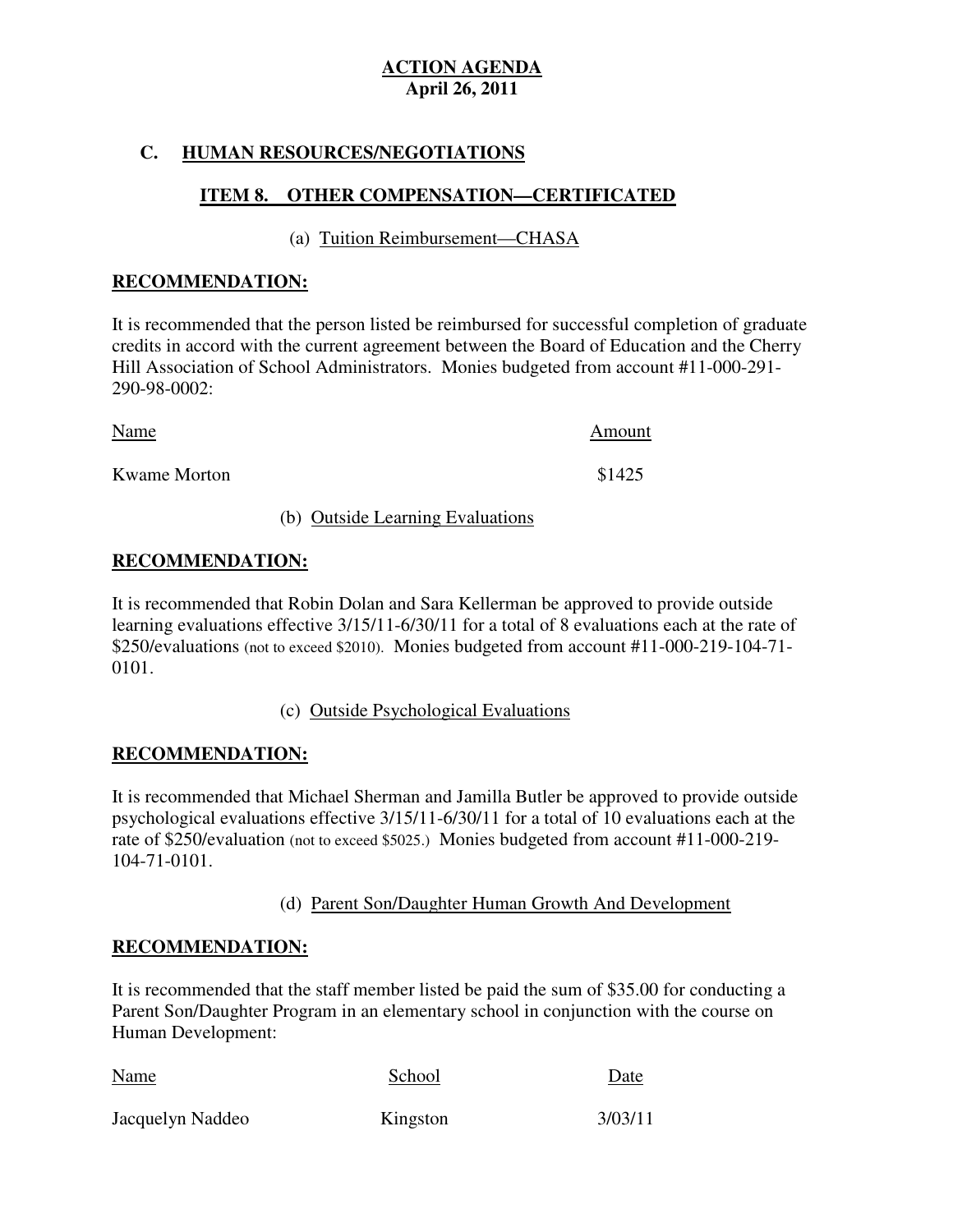**ACTION AGENDA**
**April 26, 2011**

## C. HUMAN RESOURCES/NEGOTIATIONS

### ITEM 8. OTHER COMPENSATION—CERTIFICATED

(a) Tuition Reimbursement—CHASA

**RECOMMENDATION:**

It is recommended that the person listed be reimbursed for successful completion of graduate credits in accord with the current agreement between the Board of Education and the Cherry Hill Association of School Administrators. Monies budgeted from account #11-000-291-290-98-0002:

| Name | Amount |
|---|---|
| Kwame Morton | $1425 |

(b) Outside Learning Evaluations

**RECOMMENDATION:**

It is recommended that Robin Dolan and Sara Kellerman be approved to provide outside learning evaluations effective 3/15/11-6/30/11 for a total of 8 evaluations each at the rate of $250/evaluations (not to exceed $2010). Monies budgeted from account #11-000-219-104-71-0101.

(c) Outside Psychological Evaluations

**RECOMMENDATION:**

It is recommended that Michael Sherman and Jamilla Butler be approved to provide outside psychological evaluations effective 3/15/11-6/30/11 for a total of 10 evaluations each at the rate of $250/evaluation (not to exceed $5025.) Monies budgeted from account #11-000-219-104-71-0101.

(d) Parent Son/Daughter Human Growth And Development

**RECOMMENDATION:**

It is recommended that the staff member listed be paid the sum of $35.00 for conducting a Parent Son/Daughter Program in an elementary school in conjunction with the course on Human Development:

| Name | School | Date |
|---|---|---|
| Jacquelyn Naddeo | Kingston | 3/03/11 |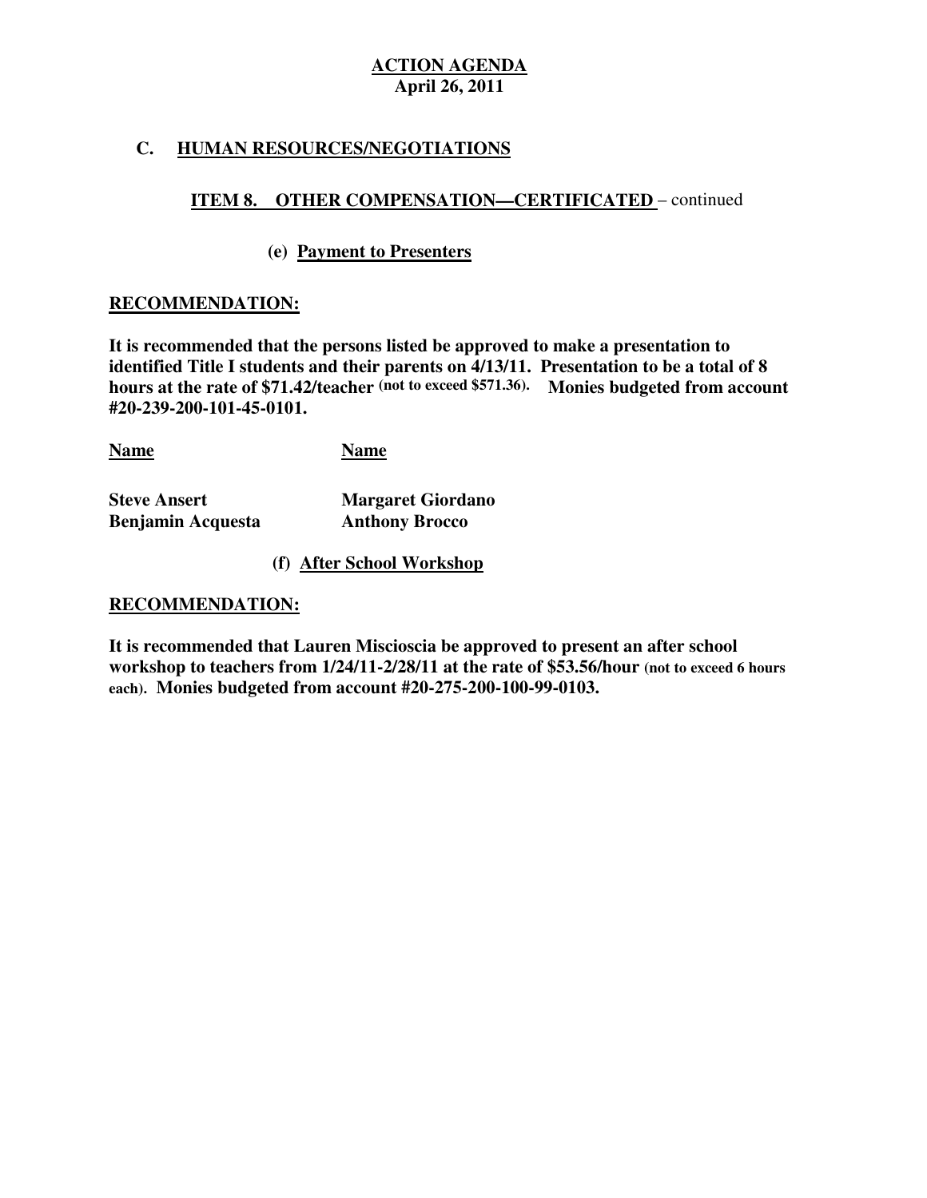**ACTION AGENDA**
**April 26, 2011**

## C. HUMAN RESOURCES/NEGOTIATIONS

### ITEM 8. OTHER COMPENSATION—CERTIFICATED – continued

#### (e) Payment to Presenters

**RECOMMENDATION:**

**It is recommended that the persons listed be approved to make a presentation to identified Title I students and their parents on 4/13/11. Presentation to be a total of 8 hours at the rate of $71.42/teacher (not to exceed $571.36). Monies budgeted from account #20-239-200-101-45-0101.**

| Name | Name |
|---|---|
| **Steve Ansert** | **Margaret Giordano** |
| **Benjamin Acquesta** | **Anthony Brocco** |

#### (f) After School Workshop

**RECOMMENDATION:**

**It is recommended that Lauren Miscioscia be approved to present an after school workshop to teachers from 1/24/11-2/28/11 at the rate of $53.56/hour (not to exceed 6 hours each). Monies budgeted from account #20-275-200-100-99-0103.**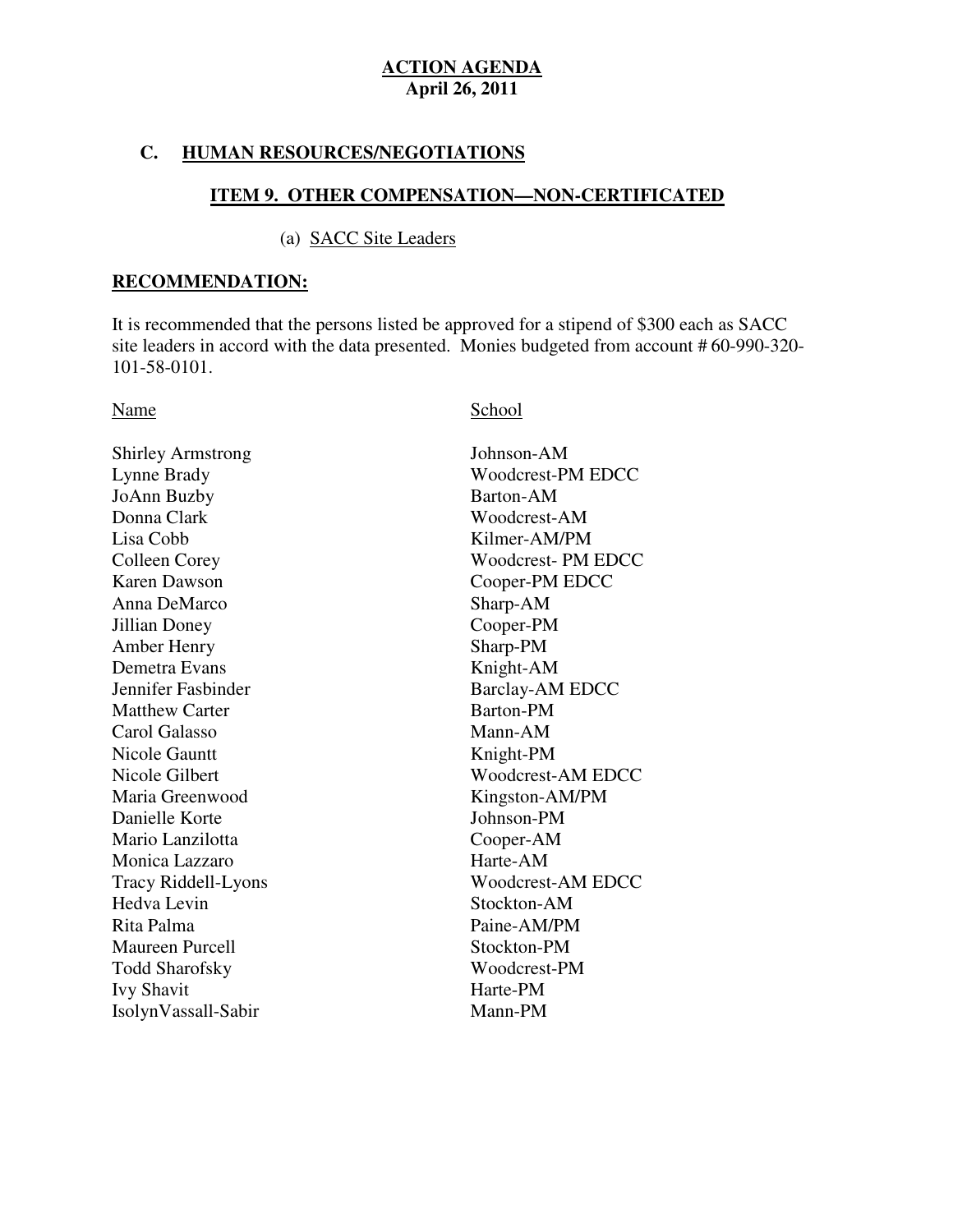**ACTION AGENDA**
**April 26, 2011**

## C. HUMAN RESOURCES/NEGOTIATIONS

### ITEM 9. OTHER COMPENSATION—NON-CERTIFICATED

(a) SACC Site Leaders

**RECOMMENDATION:**

It is recommended that the persons listed be approved for a stipend of $300 each as SACC site leaders in accord with the data presented. Monies budgeted from account # 60-990-320-101-58-0101.

| Name | School |
|---|---|
| Shirley Armstrong | Johnson-AM |
| Lynne Brady | Woodcrest-PM EDCC |
| JoAnn Buzby | Barton-AM |
| Donna Clark | Woodcrest-AM |
| Lisa Cobb | Kilmer-AM/PM |
| Colleen Corey | Woodcrest- PM EDCC |
| Karen Dawson | Cooper-PM EDCC |
| Anna DeMarco | Sharp-AM |
| Jillian Doney | Cooper-PM |
| Amber Henry | Sharp-PM |
| Demetra Evans | Knight-AM |
| Jennifer Fasbinder | Barclay-AM EDCC |
| Matthew Carter | Barton-PM |
| Carol Galasso | Mann-AM |
| Nicole Gauntt | Knight-PM |
| Nicole Gilbert | Woodcrest-AM EDCC |
| Maria Greenwood | Kingston-AM/PM |
| Danielle Korte | Johnson-PM |
| Mario Lanzilotta | Cooper-AM |
| Monica Lazzaro | Harte-AM |
| Tracy Riddell-Lyons | Woodcrest-AM EDCC |
| Hedva Levin | Stockton-AM |
| Rita Palma | Paine-AM/PM |
| Maureen Purcell | Stockton-PM |
| Todd Sharofsky | Woodcrest-PM |
| Ivy Shavit | Harte-PM |
| IsolynVassall-Sabir | Mann-PM |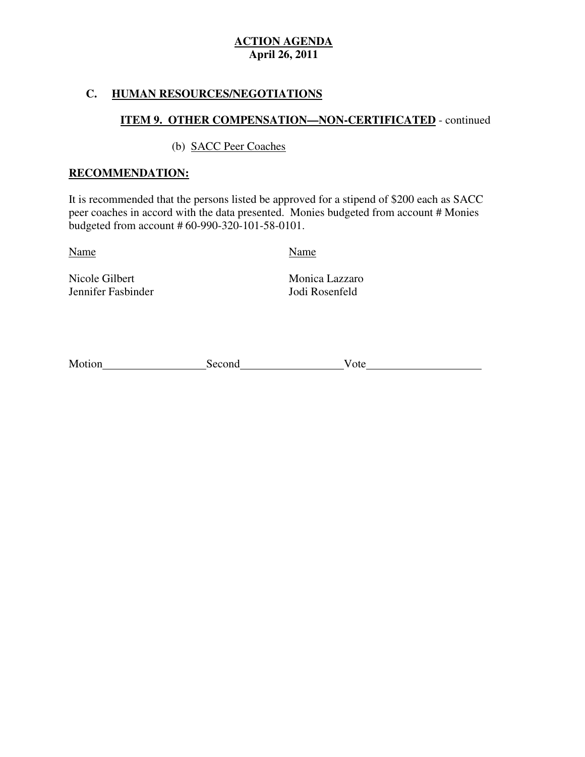**ACTION AGENDA**
**April 26, 2011**

## C. HUMAN RESOURCES/NEGOTIATIONS

### ITEM 9. OTHER COMPENSATION—NON-CERTIFICATED - continued

(b) SACC Peer Coaches

**RECOMMENDATION:**

It is recommended that the persons listed be approved for a stipend of $200 each as SACC peer coaches in accord with the data presented. Monies budgeted from account # Monies budgeted from account # 60-990-320-101-58-0101.

| Name | Name |
|---|---|
| Nicole Gilbert | Monica Lazzaro |
| Jennifer Fasbinder | Jodi Rosenfeld |

Motion__________________Second__________________Vote____________________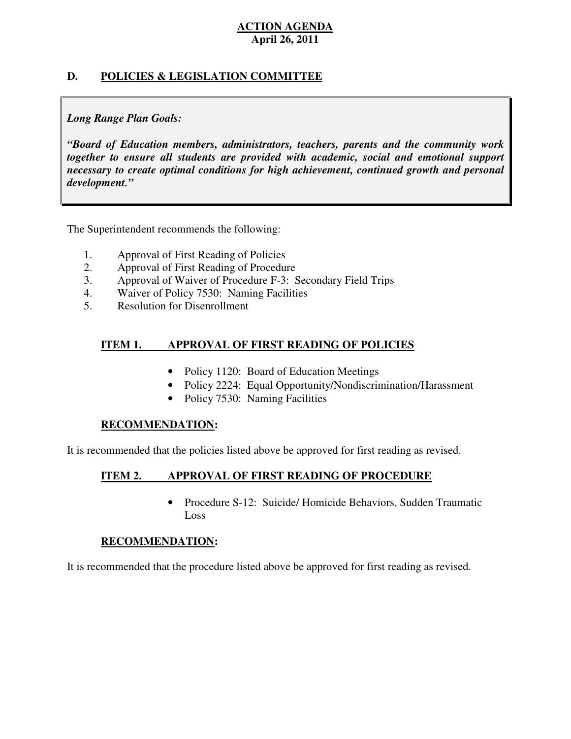**ACTION AGENDA**
**April 26, 2011**

## D. POLICIES & LEGISLATION COMMITTEE

> ***Long Range Plan Goals:***
>
> ***"Board of Education members, administrators, teachers, parents and the community work together to ensure all students are provided with academic, social and emotional support necessary to create optimal conditions for high achievement, continued growth and personal development."***

The Superintendent recommends the following:

1. Approval of First Reading of Policies
2. Approval of First Reading of Procedure
3. Approval of Waiver of Procedure F-3: Secondary Field Trips
4. Waiver of Policy 7530: Naming Facilities
5. Resolution for Disenrollment

### ITEM 1. APPROVAL OF FIRST READING OF POLICIES

- Policy 1120: Board of Education Meetings
- Policy 2224: Equal Opportunity/Nondiscrimination/Harassment
- Policy 7530: Naming Facilities

**RECOMMENDATION:**

It is recommended that the policies listed above be approved for first reading as revised.

### ITEM 2. APPROVAL OF FIRST READING OF PROCEDURE

- Procedure S-12: Suicide/ Homicide Behaviors, Sudden Traumatic Loss

**RECOMMENDATION:**

It is recommended that the procedure listed above be approved for first reading as revised.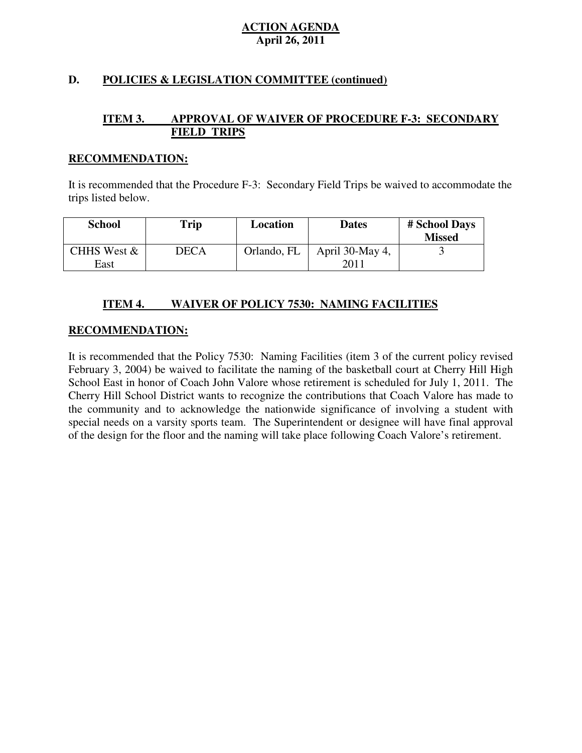**ACTION AGENDA**
**April 26, 2011**

## D. POLICIES & LEGISLATION COMMITTEE (continued)

### ITEM 3. APPROVAL OF WAIVER OF PROCEDURE F-3: SECONDARY FIELD TRIPS

**RECOMMENDATION:**

It is recommended that the Procedure F-3: Secondary Field Trips be waived to accommodate the trips listed below.

| School | Trip | Location | Dates | # School Days Missed |
|---|---|---|---|---|
| CHHS West & East | DECA | Orlando, FL | April 30-May 4, 2011 | 3 |

### ITEM 4. WAIVER OF POLICY 7530: NAMING FACILITIES

**RECOMMENDATION:**

It is recommended that the Policy 7530: Naming Facilities (item 3 of the current policy revised February 3, 2004) be waived to facilitate the naming of the basketball court at Cherry Hill High School East in honor of Coach John Valore whose retirement is scheduled for July 1, 2011. The Cherry Hill School District wants to recognize the contributions that Coach Valore has made to the community and to acknowledge the nationwide significance of involving a student with special needs on a varsity sports team. The Superintendent or designee will have final approval of the design for the floor and the naming will take place following Coach Valore's retirement.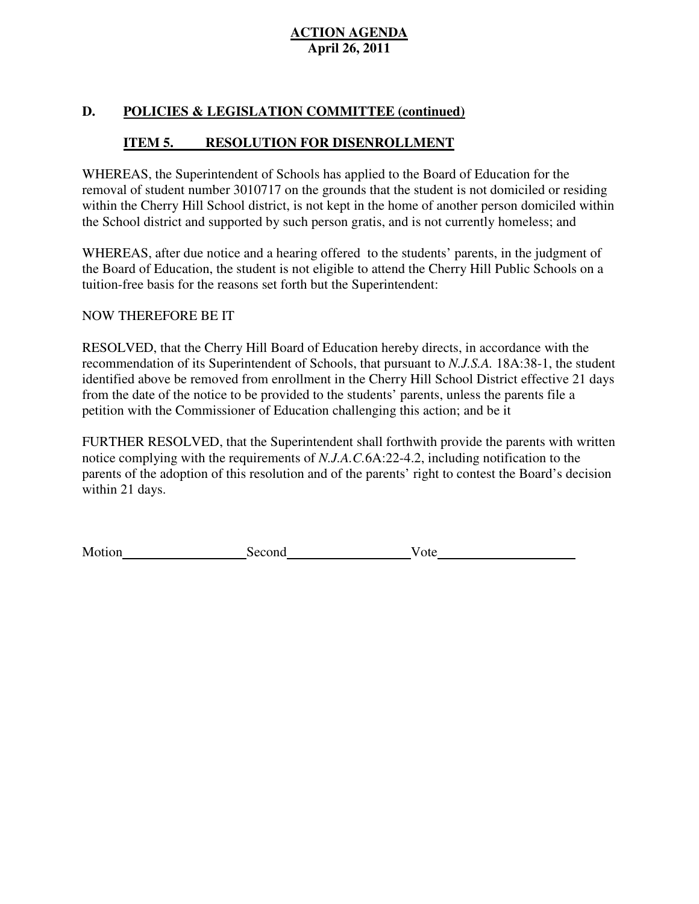**ACTION AGENDA**
**April 26, 2011**

## D. POLICIES & LEGISLATION COMMITTEE (continued)

### ITEM 5. RESOLUTION FOR DISENROLLMENT

WHEREAS, the Superintendent of Schools has applied to the Board of Education for the removal of student number 3010717 on the grounds that the student is not domiciled or residing within the Cherry Hill School district, is not kept in the home of another person domiciled within the School district and supported by such person gratis, and is not currently homeless; and

WHEREAS, after due notice and a hearing offered to the students' parents, in the judgment of the Board of Education, the student is not eligible to attend the Cherry Hill Public Schools on a tuition-free basis for the reasons set forth but the Superintendent:

NOW THEREFORE BE IT

RESOLVED, that the Cherry Hill Board of Education hereby directs, in accordance with the recommendation of its Superintendent of Schools, that pursuant to *N.J.S.A.* 18A:38-1, the student identified above be removed from enrollment in the Cherry Hill School District effective 21 days from the date of the notice to be provided to the students' parents, unless the parents file a petition with the Commissioner of Education challenging this action; and be it

FURTHER RESOLVED, that the Superintendent shall forthwith provide the parents with written notice complying with the requirements of *N.J.A.C.*6A:22-4.2, including notification to the parents of the adoption of this resolution and of the parents' right to contest the Board's decision within 21 days.

Motion__________________ Second__________________ Vote____________________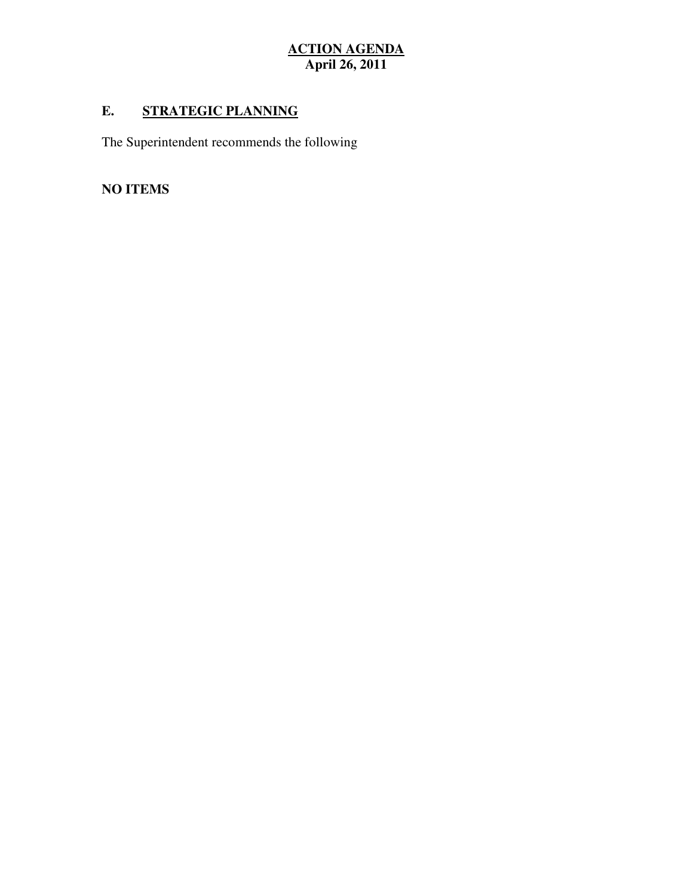**ACTION AGENDA**
**April 26, 2011**

## E. STRATEGIC PLANNING

The Superintendent recommends the following

**NO ITEMS**